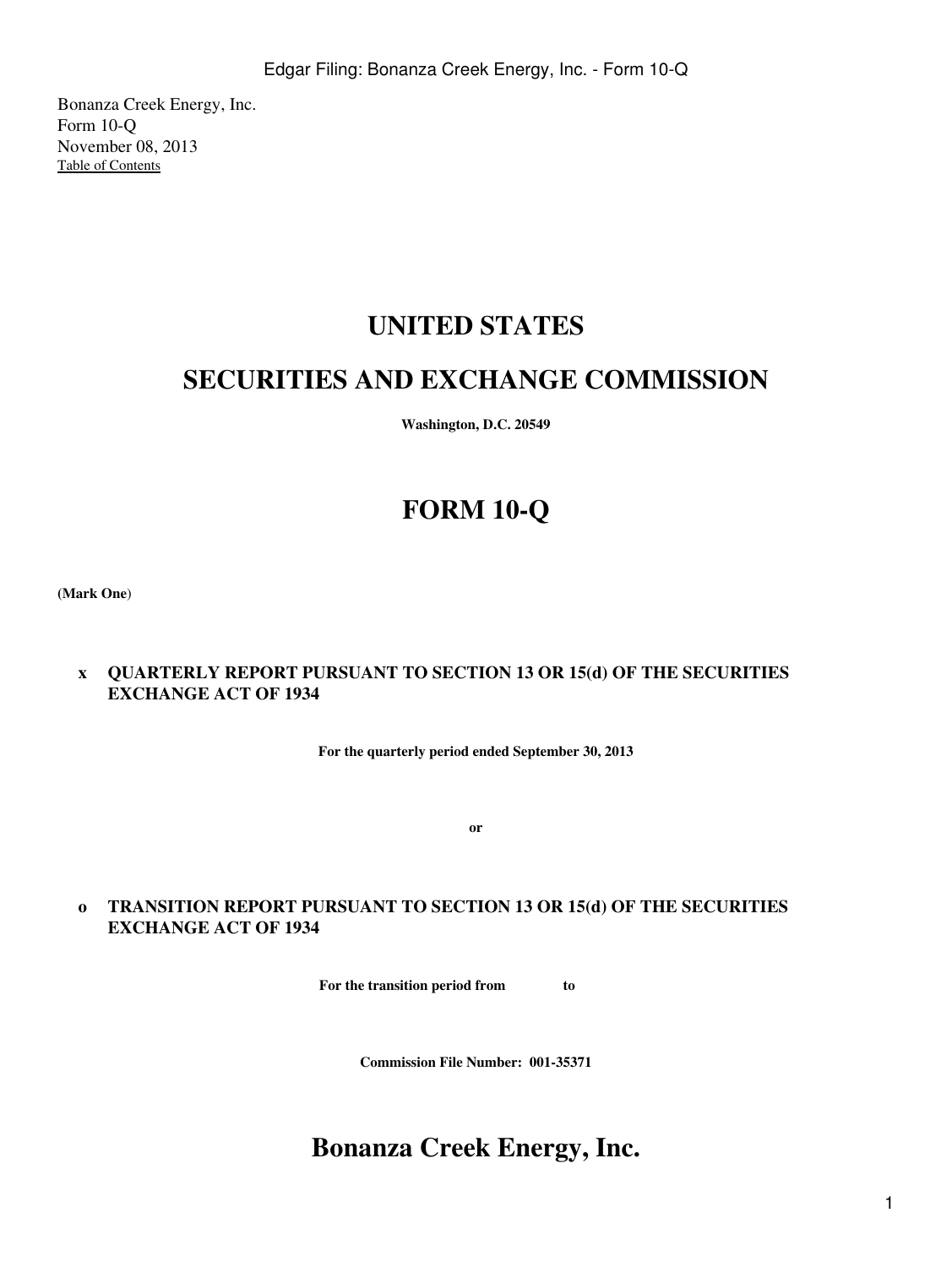Bonanza Creek Energy, Inc.
Form 10-Q
November 08, 2013
Table of Contents

# UNITED STATES

# SECURITIES AND EXCHANGE COMMISSION

**Washington, D.C. 20549**

# FORM 10-Q

**(Mark One)**

**x QUARTERLY REPORT PURSUANT TO SECTION 13 OR 15(d) OF THE SECURITIES EXCHANGE ACT OF 1934**

**For the quarterly period ended September 30, 2013**

**or**

**o TRANSITION REPORT PURSUANT TO SECTION 13 OR 15(d) OF THE SECURITIES EXCHANGE ACT OF 1934**

**For the transition period from to**

**Commission File Number: 001-35371**

# Bonanza Creek Energy, Inc.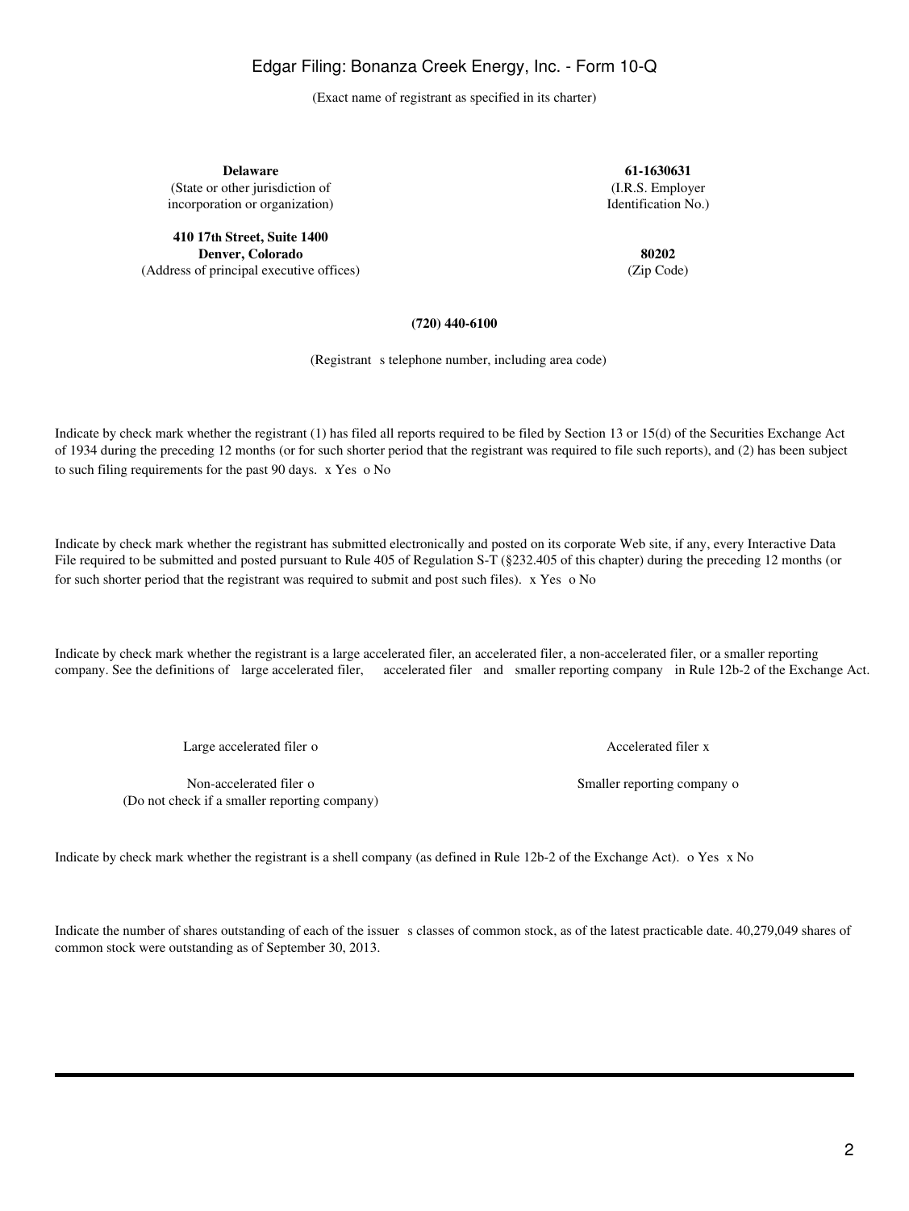(Exact name of registrant as specified in its charter)

| **Delaware** | **61-1630631** |
|---|---|
| (State or other jurisdiction of incorporation or organization) | (I.R.S. Employer Identification No.) |
| **410 17th Street, Suite 1400** **Denver, Colorado** | **80202** |
| (Address of principal executive offices) | (Zip Code) |

**(720) 440-6100**

(Registrant s telephone number, including area code)

Indicate by check mark whether the registrant (1) has filed all reports required to be filed by Section 13 or 15(d) of the Securities Exchange Act of 1934 during the preceding 12 months (or for such shorter period that the registrant was required to file such reports), and (2) has been subject to such filing requirements for the past 90 days. x Yes o No

Indicate by check mark whether the registrant has submitted electronically and posted on its corporate Web site, if any, every Interactive Data File required to be submitted and posted pursuant to Rule 405 of Regulation S-T (§232.405 of this chapter) during the preceding 12 months (or for such shorter period that the registrant was required to submit and post such files). x Yes o No

Indicate by check mark whether the registrant is a large accelerated filer, an accelerated filer, a non-accelerated filer, or a smaller reporting company. See the definitions of large accelerated filer, accelerated filer and smaller reporting company in Rule 12b-2 of the Exchange Act.

| Large accelerated filer o | Accelerated filer x |
|---|---|
| Non-accelerated filer o (Do not check if a smaller reporting company) | Smaller reporting company o |

Indicate by check mark whether the registrant is a shell company (as defined in Rule 12b-2 of the Exchange Act). o Yes x No

Indicate the number of shares outstanding of each of the issuer s classes of common stock, as of the latest practicable date. 40,279,049 shares of common stock were outstanding as of September 30, 2013.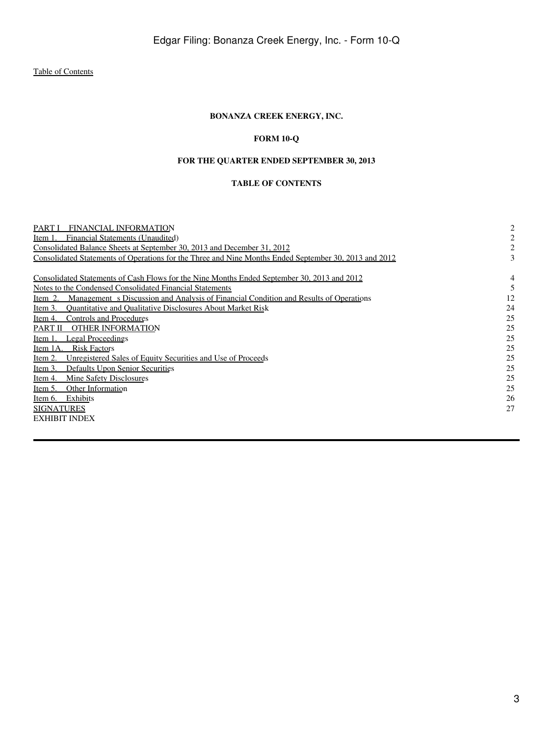[Table of Contents](#)

**BONANZA CREEK ENERGY, INC.**

**FORM 10-Q**

**FOR THE QUARTER ENDED SEPTEMBER 30, 2013**

**TABLE OF CONTENTS**

| | |
|---|---|
| PART I FINANCIAL INFORMATION | 2 |
| Item 1. Financial Statements (Unaudited) | 2 |
| Consolidated Balance Sheets at September 30, 2013 and December 31, 2012 | 2 |
| Consolidated Statements of Operations for the Three and Nine Months Ended September 30, 2013 and 2012 | 3 |
| Consolidated Statements of Cash Flows for the Nine Months Ended September 30, 2013 and 2012 | 4 |
| Notes to the Condensed Consolidated Financial Statements | 5 |
| Item 2. Management s Discussion and Analysis of Financial Condition and Results of Operations | 12 |
| Item 3. Quantitative and Qualitative Disclosures About Market Risk | 24 |
| Item 4. Controls and Procedures | 25 |
| PART II OTHER INFORMATION | 25 |
| Item 1. Legal Proceedings | 25 |
| Item 1A. Risk Factors | 25 |
| Item 2. Unregistered Sales of Equity Securities and Use of Proceeds | 25 |
| Item 3. Defaults Upon Senior Securities | 25 |
| Item 4. Mine Safety Disclosures | 25 |
| Item 5. Other Information | 25 |
| Item 6. Exhibits | 26 |
| SIGNATURES | 27 |
| EXHIBIT INDEX | |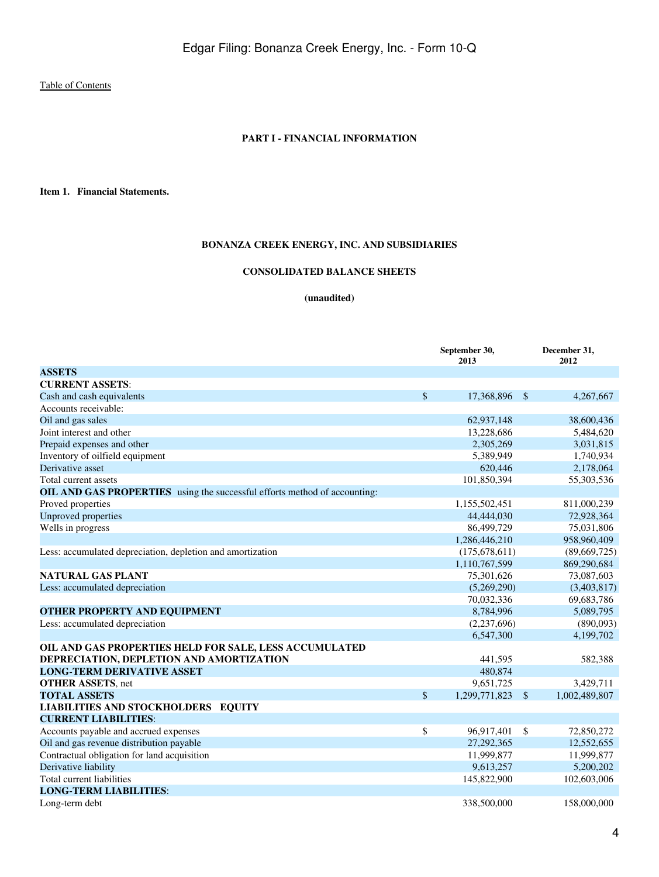[Table of Contents](#)

**PART I - FINANCIAL INFORMATION**

**Item 1. Financial Statements.**

**BONANZA CREEK ENERGY, INC. AND SUBSIDIARIES**

**CONSOLIDATED BALANCE SHEETS**

**(unaudited)**

| | September 30, 2013 | December 31, 2012 |
|---|---|---|
| **ASSETS** | | |
| **CURRENT ASSETS**: | | |
| Cash and cash equivalents | $ 17,368,896 | $ 4,267,667 |
| Accounts receivable: | | |
| Oil and gas sales | 62,937,148 | 38,600,436 |
| Joint interest and other | 13,228,686 | 5,484,620 |
| Prepaid expenses and other | 2,305,269 | 3,031,815 |
| Inventory of oilfield equipment | 5,389,949 | 1,740,934 |
| Derivative asset | 620,446 | 2,178,064 |
| Total current assets | 101,850,394 | 55,303,536 |
| **OIL AND GAS PROPERTIES** using the successful efforts method of accounting: | | |
| Proved properties | 1,155,502,451 | 811,000,239 |
| Unproved properties | 44,444,030 | 72,928,364 |
| Wells in progress | 86,499,729 | 75,031,806 |
| | 1,286,446,210 | 958,960,409 |
| Less: accumulated depreciation, depletion and amortization | (175,678,611) | (89,669,725) |
| | 1,110,767,599 | 869,290,684 |
| **NATURAL GAS PLANT** | 75,301,626 | 73,087,603 |
| Less: accumulated depreciation | (5,269,290) | (3,403,817) |
| | 70,032,336 | 69,683,786 |
| **OTHER PROPERTY AND EQUIPMENT** | 8,784,996 | 5,089,795 |
| Less: accumulated depreciation | (2,237,696) | (890,093) |
| | 6,547,300 | 4,199,702 |
| **OIL AND GAS PROPERTIES HELD FOR SALE, LESS ACCUMULATED DEPRECIATION, DEPLETION AND AMORTIZATION** | 441,595 | 582,388 |
| **LONG-TERM DERIVATIVE ASSET** | 480,874 | |
| **OTHER ASSETS**, net | 9,651,725 | 3,429,711 |
| **TOTAL ASSETS** | $ 1,299,771,823 | $ 1,002,489,807 |
| **LIABILITIES AND STOCKHOLDERS EQUITY** | | |
| **CURRENT LIABILITIES**: | | |
| Accounts payable and accrued expenses | $ 96,917,401 | $ 72,850,272 |
| Oil and gas revenue distribution payable | 27,292,365 | 12,552,655 |
| Contractual obligation for land acquisition | 11,999,877 | 11,999,877 |
| Derivative liability | 9,613,257 | 5,200,202 |
| Total current liabilities | 145,822,900 | 102,603,006 |
| **LONG-TERM LIABILITIES**: | | |
| Long-term debt | 338,500,000 | 158,000,000 |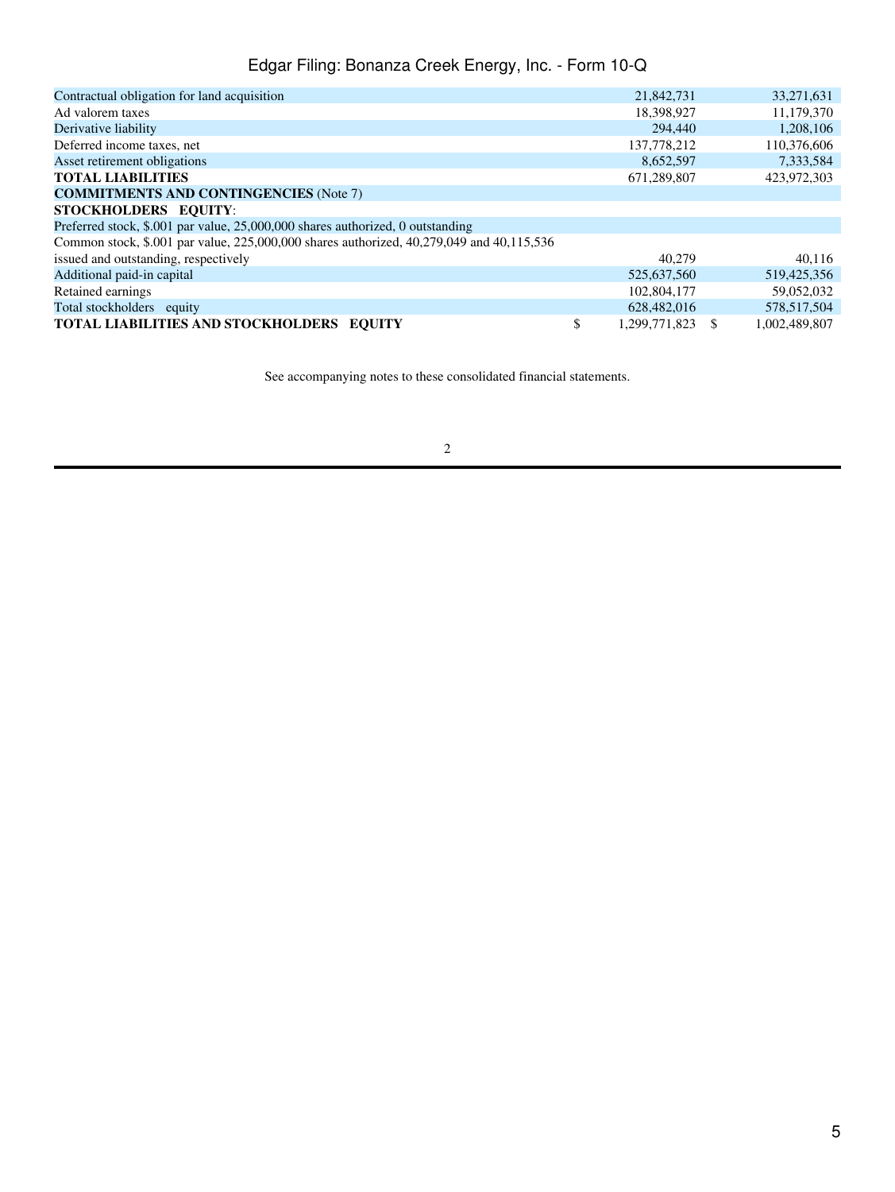| | | |
|---|---|---|
| Contractual obligation for land acquisition | 21,842,731 | 33,271,631 |
| Ad valorem taxes | 18,398,927 | 11,179,370 |
| Derivative liability | 294,440 | 1,208,106 |
| Deferred income taxes, net | 137,778,212 | 110,376,606 |
| Asset retirement obligations | 8,652,597 | 7,333,584 |
| **TOTAL LIABILITIES** | 671,289,807 | 423,972,303 |
| **COMMITMENTS AND CONTINGENCIES** (Note 7) | | |
| **STOCKHOLDERS EQUITY**: | | |
| Preferred stock, $.001 par value, 25,000,000 shares authorized, 0 outstanding | | |
| Common stock, $.001 par value, 225,000,000 shares authorized, 40,279,049 and 40,115,536 issued and outstanding, respectively | 40,279 | 40,116 |
| Additional paid-in capital | 525,637,560 | 519,425,356 |
| Retained earnings | 102,804,177 | 59,052,032 |
| Total stockholders equity | 628,482,016 | 578,517,504 |
| **TOTAL LIABILITIES AND STOCKHOLDERS EQUITY** | $ 1,299,771,823 | $ 1,002,489,807 |

See accompanying notes to these consolidated financial statements.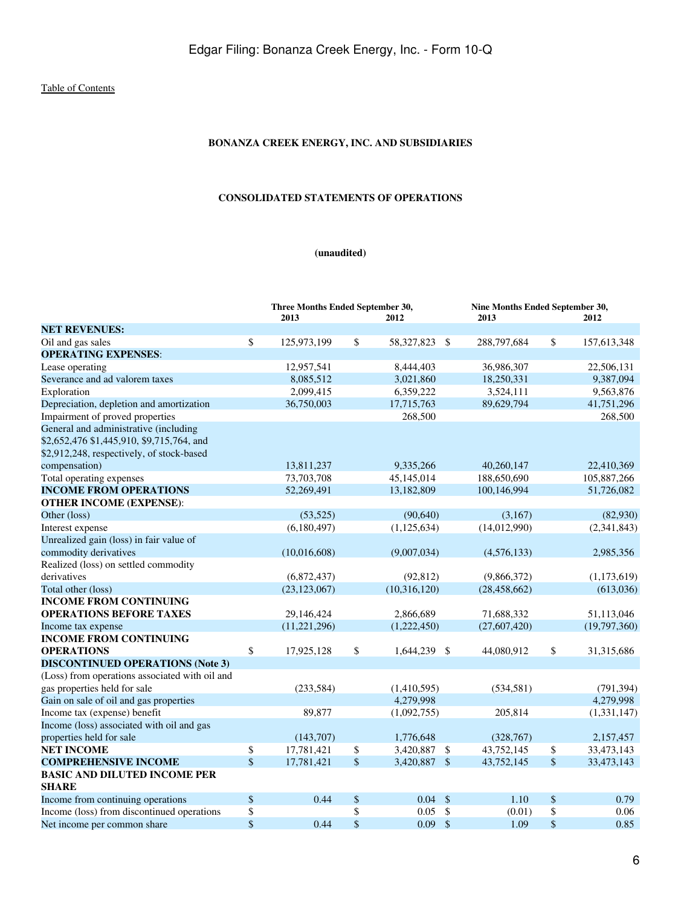[Table of Contents]

**BONANZA CREEK ENERGY, INC. AND SUBSIDIARIES**

**CONSOLIDATED STATEMENTS OF OPERATIONS**

**(unaudited)**

| | Three Months Ended September 30, 2013 | Three Months Ended September 30, 2012 | Nine Months Ended September 30, 2013 | Nine Months Ended September 30, 2012 |
|---|---|---|---|---|
| **NET REVENUES:** | | | | |
| Oil and gas sales | $ 125,973,199 | $ 58,327,823 | $ 288,797,684 | $ 157,613,348 |
| **OPERATING EXPENSES**: | | | | |
| Lease operating | 12,957,541 | 8,444,403 | 36,986,307 | 22,506,131 |
| Severance and ad valorem taxes | 8,085,512 | 3,021,860 | 18,250,331 | 9,387,094 |
| Exploration | 2,099,415 | 6,359,222 | 3,524,111 | 9,563,876 |
| Depreciation, depletion and amortization | 36,750,003 | 17,715,763 | 89,629,794 | 41,751,296 |
| Impairment of proved properties | | 268,500 | | 268,500 |
| General and administrative (including $2,652,476 $1,445,910, $9,715,764, and $2,912,248, respectively, of stock-based compensation) | 13,811,237 | 9,335,266 | 40,260,147 | 22,410,369 |
| Total operating expenses | 73,703,708 | 45,145,014 | 188,650,690 | 105,887,266 |
| **INCOME FROM OPERATIONS** | 52,269,491 | 13,182,809 | 100,146,994 | 51,726,082 |
| **OTHER INCOME (EXPENSE)**: | | | | |
| Other (loss) | (53,525) | (90,640) | (3,167) | (82,930) |
| Interest expense | (6,180,497) | (1,125,634) | (14,012,990) | (2,341,843) |
| Unrealized gain (loss) in fair value of commodity derivatives | (10,016,608) | (9,007,034) | (4,576,133) | 2,985,356 |
| Realized (loss) on settled commodity derivatives | (6,872,437) | (92,812) | (9,866,372) | (1,173,619) |
| Total other (loss) | (23,123,067) | (10,316,120) | (28,458,662) | (613,036) |
| **INCOME FROM CONTINUING OPERATIONS BEFORE TAXES** | 29,146,424 | 2,866,689 | 71,688,332 | 51,113,046 |
| Income tax expense | (11,221,296) | (1,222,450) | (27,607,420) | (19,797,360) |
| **INCOME FROM CONTINUING OPERATIONS** | $ 17,925,128 | $ 1,644,239 | $ 44,080,912 | $ 31,315,686 |
| **DISCONTINUED OPERATIONS (Note 3)** | | | | |
| (Loss) from operations associated with oil and gas properties held for sale | (233,584) | (1,410,595) | (534,581) | (791,394) |
| Gain on sale of oil and gas properties | | 4,279,998 | | 4,279,998 |
| Income tax (expense) benefit | 89,877 | (1,092,755) | 205,814 | (1,331,147) |
| Income (loss) associated with oil and gas properties held for sale | (143,707) | 1,776,648 | (328,767) | 2,157,457 |
| **NET INCOME** | $ 17,781,421 | $ 3,420,887 | $ 43,752,145 | $ 33,473,143 |
| **COMPREHENSIVE INCOME** | $ 17,781,421 | $ 3,420,887 | $ 43,752,145 | $ 33,473,143 |
| **BASIC AND DILUTED INCOME PER SHARE** | | | | |
| Income from continuing operations | $ 0.44 | $ 0.04 | $ 1.10 | $ 0.79 |
| Income (loss) from discontinued operations | $ | $ 0.05 | $ (0.01) | $ 0.06 |
| Net income per common share | $ 0.44 | $ 0.09 | $ 1.09 | $ 0.85 |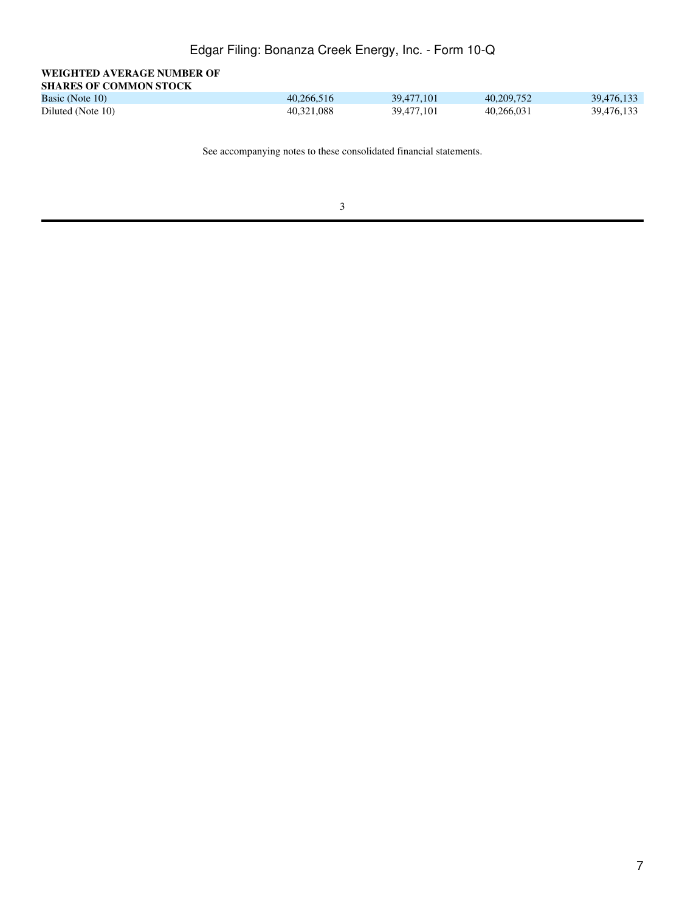| WEIGHTED AVERAGE NUMBER OF SHARES OF COMMON STOCK | | | | |
|---|---|---|---|---|
| Basic (Note 10) | 40,266,516 | 39,477,101 | 40,209,752 | 39,476,133 |
| Diluted (Note 10) | 40,321,088 | 39,477,101 | 40,266,031 | 39,476,133 |

See accompanying notes to these consolidated financial statements.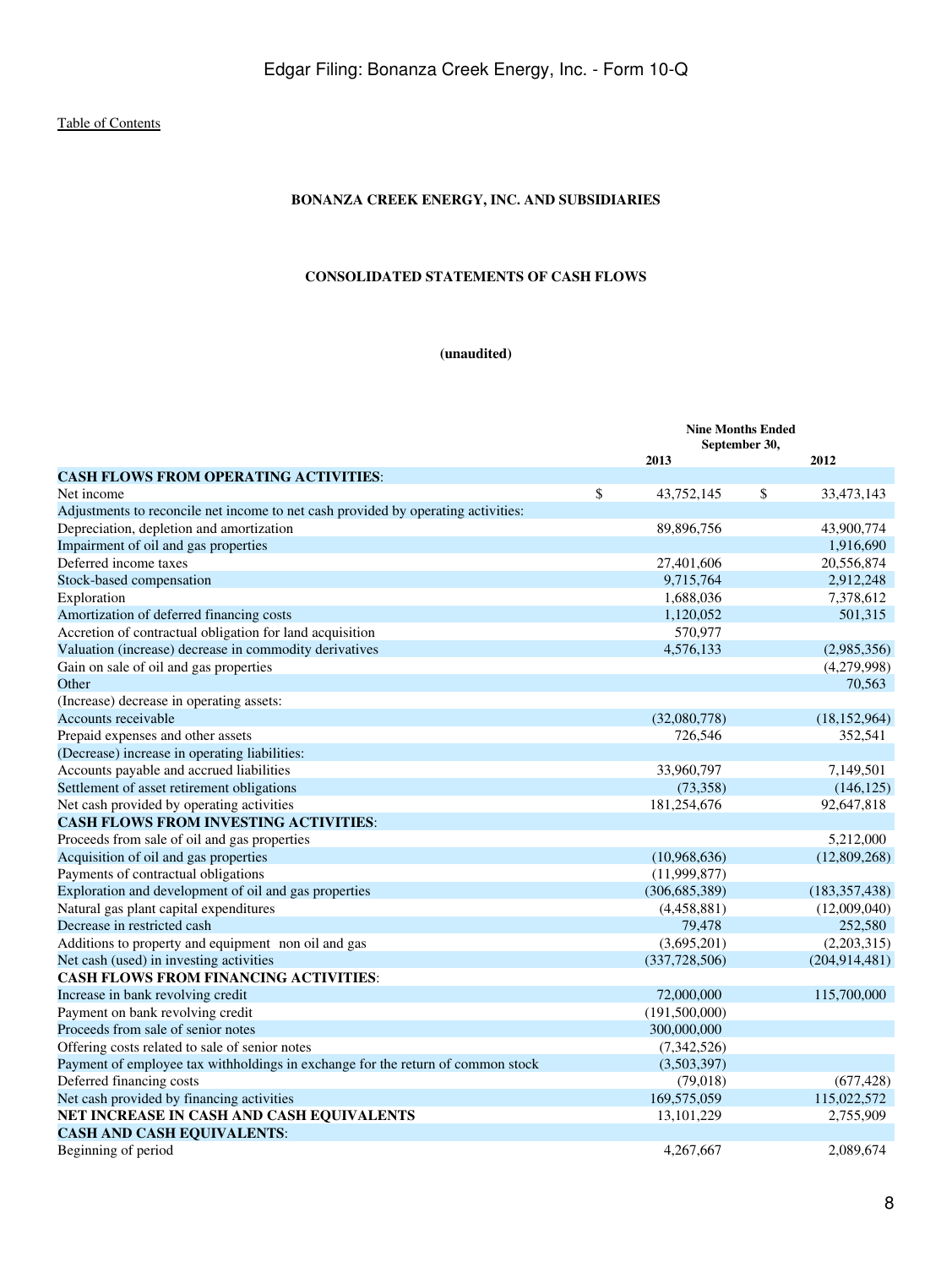Table of Contents

**BONANZA CREEK ENERGY, INC. AND SUBSIDIARIES**

**CONSOLIDATED STATEMENTS OF CASH FLOWS**

**(unaudited)**

| | Nine Months Ended September 30, | |
|---|---|---|
| | 2013 | 2012 |
| **CASH FLOWS FROM OPERATING ACTIVITIES**: | | |
| Net income | $ 43,752,145 | $ 33,473,143 |
| Adjustments to reconcile net income to net cash provided by operating activities: | | |
| Depreciation, depletion and amortization | 89,896,756 | 43,900,774 |
| Impairment of oil and gas properties | | 1,916,690 |
| Deferred income taxes | 27,401,606 | 20,556,874 |
| Stock-based compensation | 9,715,764 | 2,912,248 |
| Exploration | 1,688,036 | 7,378,612 |
| Amortization of deferred financing costs | 1,120,052 | 501,315 |
| Accretion of contractual obligation for land acquisition | 570,977 | |
| Valuation (increase) decrease in commodity derivatives | 4,576,133 | (2,985,356) |
| Gain on sale of oil and gas properties | | (4,279,998) |
| Other | | 70,563 |
| (Increase) decrease in operating assets: | | |
| Accounts receivable | (32,080,778) | (18,152,964) |
| Prepaid expenses and other assets | 726,546 | 352,541 |
| (Decrease) increase in operating liabilities: | | |
| Accounts payable and accrued liabilities | 33,960,797 | 7,149,501 |
| Settlement of asset retirement obligations | (73,358) | (146,125) |
| Net cash provided by operating activities | 181,254,676 | 92,647,818 |
| **CASH FLOWS FROM INVESTING ACTIVITIES**: | | |
| Proceeds from sale of oil and gas properties | | 5,212,000 |
| Acquisition of oil and gas properties | (10,968,636) | (12,809,268) |
| Payments of contractual obligations | (11,999,877) | |
| Exploration and development of oil and gas properties | (306,685,389) | (183,357,438) |
| Natural gas plant capital expenditures | (4,458,881) | (12,009,040) |
| Decrease in restricted cash | 79,478 | 252,580 |
| Additions to property and equipment non oil and gas | (3,695,201) | (2,203,315) |
| Net cash (used) in investing activities | (337,728,506) | (204,914,481) |
| **CASH FLOWS FROM FINANCING ACTIVITIES**: | | |
| Increase in bank revolving credit | 72,000,000 | 115,700,000 |
| Payment on bank revolving credit | (191,500,000) | |
| Proceeds from sale of senior notes | 300,000,000 | |
| Offering costs related to sale of senior notes | (7,342,526) | |
| Payment of employee tax withholdings in exchange for the return of common stock | (3,503,397) | |
| Deferred financing costs | (79,018) | (677,428) |
| Net cash provided by financing activities | 169,575,059 | 115,022,572 |
| **NET INCREASE IN CASH AND CASH EQUIVALENTS** | 13,101,229 | 2,755,909 |
| **CASH AND CASH EQUIVALENTS**: | | |
| Beginning of period | 4,267,667 | 2,089,674 |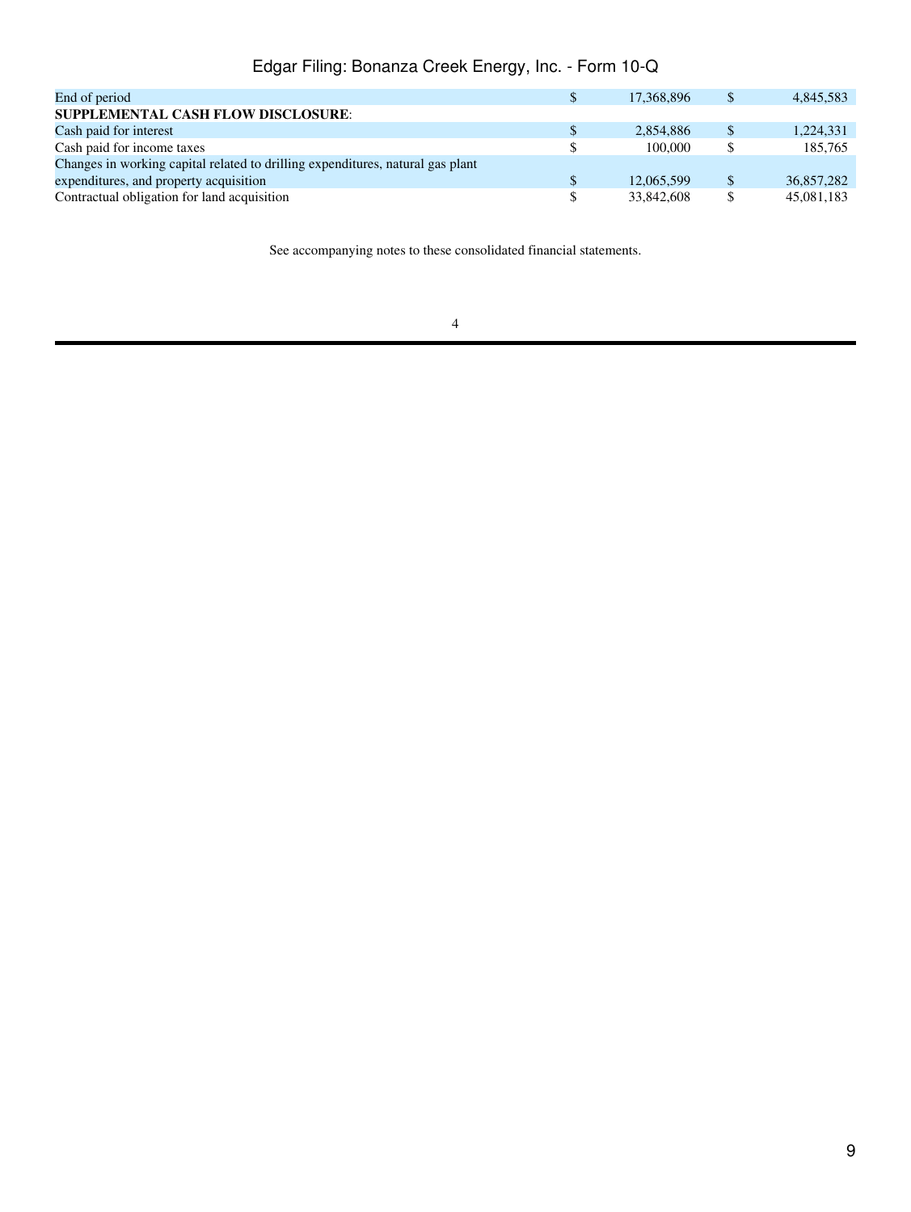| | | |
|---|---|---|
| End of period | $ 17,368,896 | $ 4,845,583 |
| **SUPPLEMENTAL CASH FLOW DISCLOSURE**: | | |
| Cash paid for interest | $ 2,854,886 | $ 1,224,331 |
| Cash paid for income taxes | $ 100,000 | $ 185,765 |
| Changes in working capital related to drilling expenditures, natural gas plant expenditures, and property acquisition | $ 12,065,599 | $ 36,857,282 |
| Contractual obligation for land acquisition | $ 33,842,608 | $ 45,081,183 |

See accompanying notes to these consolidated financial statements.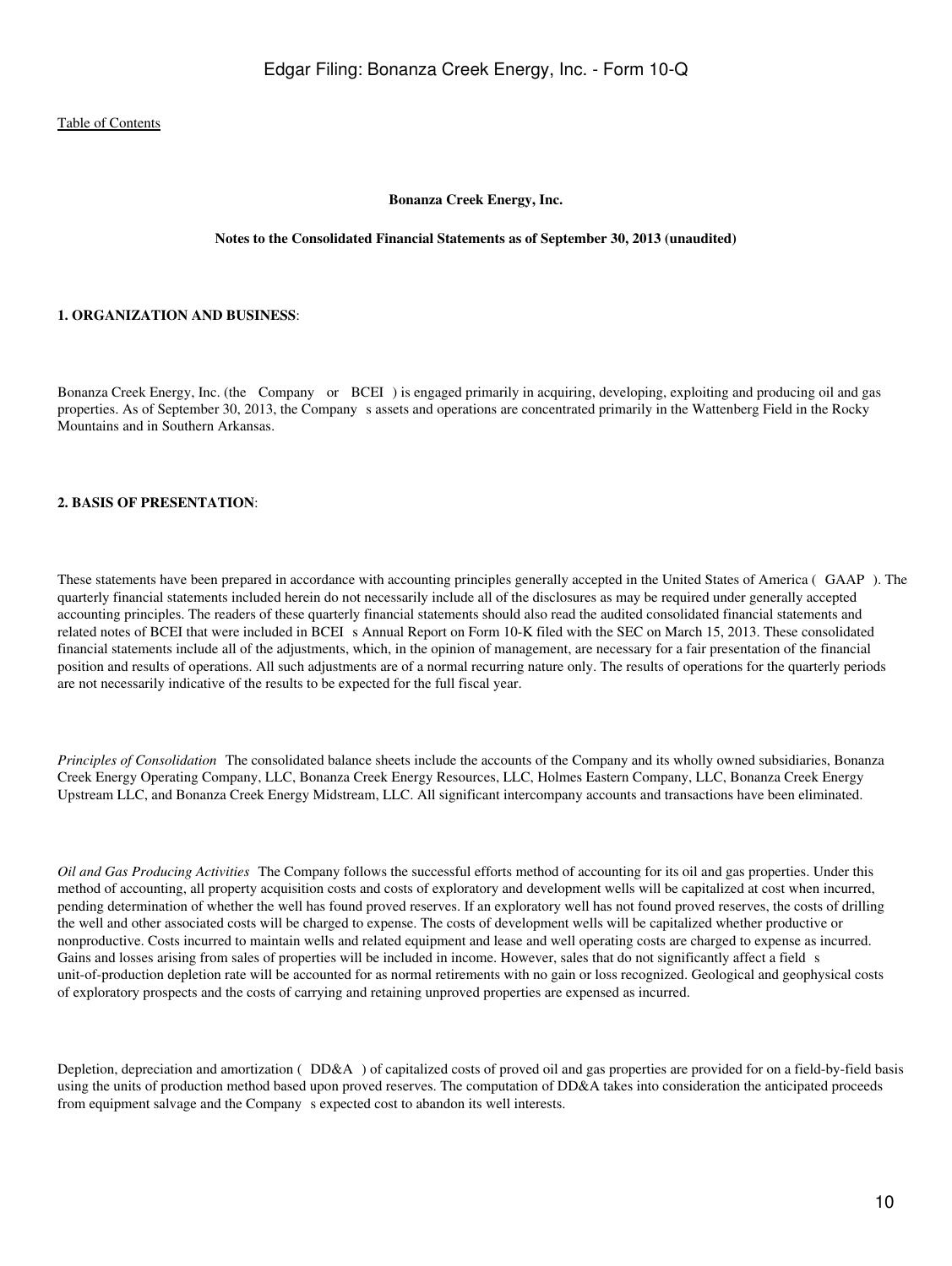Bonanza Creek Energy, Inc.

Notes to the Consolidated Financial Statements as of September 30, 2013 (unaudited)

**1. ORGANIZATION AND BUSINESS**:

Bonanza Creek Energy, Inc. (the Company or BCEI ) is engaged primarily in acquiring, developing, exploiting and producing oil and gas properties. As of September 30, 2013, the Company s assets and operations are concentrated primarily in the Wattenberg Field in the Rocky Mountains and in Southern Arkansas.

**2. BASIS OF PRESENTATION**:

These statements have been prepared in accordance with accounting principles generally accepted in the United States of America ( GAAP ). The quarterly financial statements included herein do not necessarily include all of the disclosures as may be required under generally accepted accounting principles. The readers of these quarterly financial statements should also read the audited consolidated financial statements and related notes of BCEI that were included in BCEI s Annual Report on Form 10-K filed with the SEC on March 15, 2013. These consolidated financial statements include all of the adjustments, which, in the opinion of management, are necessary for a fair presentation of the financial position and results of operations. All such adjustments are of a normal recurring nature only. The results of operations for the quarterly periods are not necessarily indicative of the results to be expected for the full fiscal year.

*Principles of Consolidation* The consolidated balance sheets include the accounts of the Company and its wholly owned subsidiaries, Bonanza Creek Energy Operating Company, LLC, Bonanza Creek Energy Resources, LLC, Holmes Eastern Company, LLC, Bonanza Creek Energy Upstream LLC, and Bonanza Creek Energy Midstream, LLC. All significant intercompany accounts and transactions have been eliminated.

*Oil and Gas Producing Activities* The Company follows the successful efforts method of accounting for its oil and gas properties. Under this method of accounting, all property acquisition costs and costs of exploratory and development wells will be capitalized at cost when incurred, pending determination of whether the well has found proved reserves. If an exploratory well has not found proved reserves, the costs of drilling the well and other associated costs will be charged to expense. The costs of development wells will be capitalized whether productive or nonproductive. Costs incurred to maintain wells and related equipment and lease and well operating costs are charged to expense as incurred. Gains and losses arising from sales of properties will be included in income. However, sales that do not significantly affect a field s unit-of-production depletion rate will be accounted for as normal retirements with no gain or loss recognized. Geological and geophysical costs of exploratory prospects and the costs of carrying and retaining unproved properties are expensed as incurred.

Depletion, depreciation and amortization ( DD&A ) of capitalized costs of proved oil and gas properties are provided for on a field-by-field basis using the units of production method based upon proved reserves. The computation of DD&A takes into consideration the anticipated proceeds from equipment salvage and the Company s expected cost to abandon its well interests.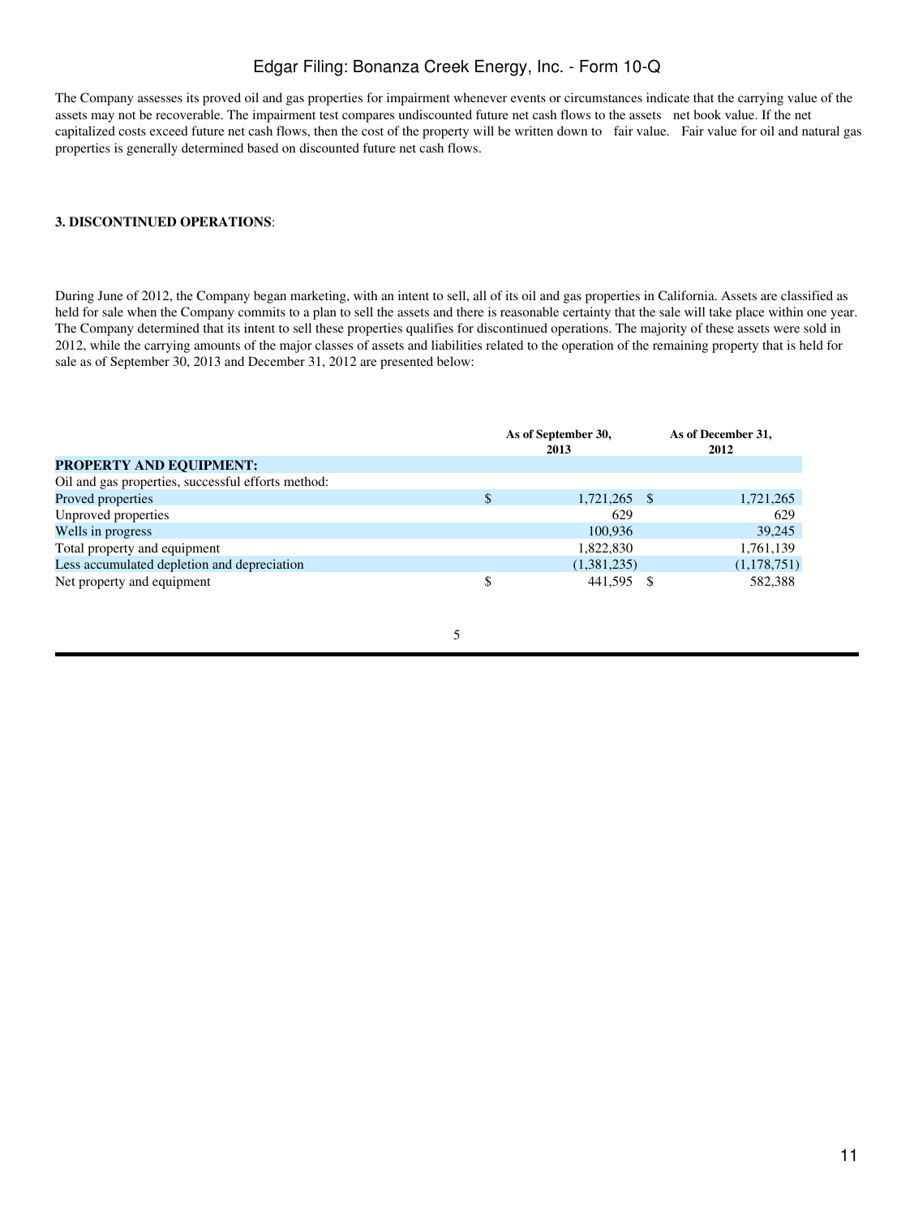The Company assesses its proved oil and gas properties for impairment whenever events or circumstances indicate that the carrying value of the assets may not be recoverable. The impairment test compares undiscounted future net cash flows to the assets net book value. If the net capitalized costs exceed future net cash flows, then the cost of the property will be written down to fair value. Fair value for oil and natural gas properties is generally determined based on discounted future net cash flows.

**3. DISCONTINUED OPERATIONS**:

During June of 2012, the Company began marketing, with an intent to sell, all of its oil and gas properties in California. Assets are classified as held for sale when the Company commits to a plan to sell the assets and there is reasonable certainty that the sale will take place within one year. The Company determined that its intent to sell these properties qualifies for discontinued operations. The majority of these assets were sold in 2012, while the carrying amounts of the major classes of assets and liabilities related to the operation of the remaining property that is held for sale as of September 30, 2013 and December 31, 2012 are presented below:

| | As of September 30, 2013 | As of December 31, 2012 |
|---|---|---|
| **PROPERTY AND EQUIPMENT:** | | |
| Oil and gas properties, successful efforts method: | | |
| Proved properties | $ 1,721,265 | $ 1,721,265 |
| Unproved properties | 629 | 629 |
| Wells in progress | 100,936 | 39,245 |
| Total property and equipment | 1,822,830 | 1,761,139 |
| Less accumulated depletion and depreciation | (1,381,235) | (1,178,751) |
| Net property and equipment | $ 441,595 | $ 582,388 |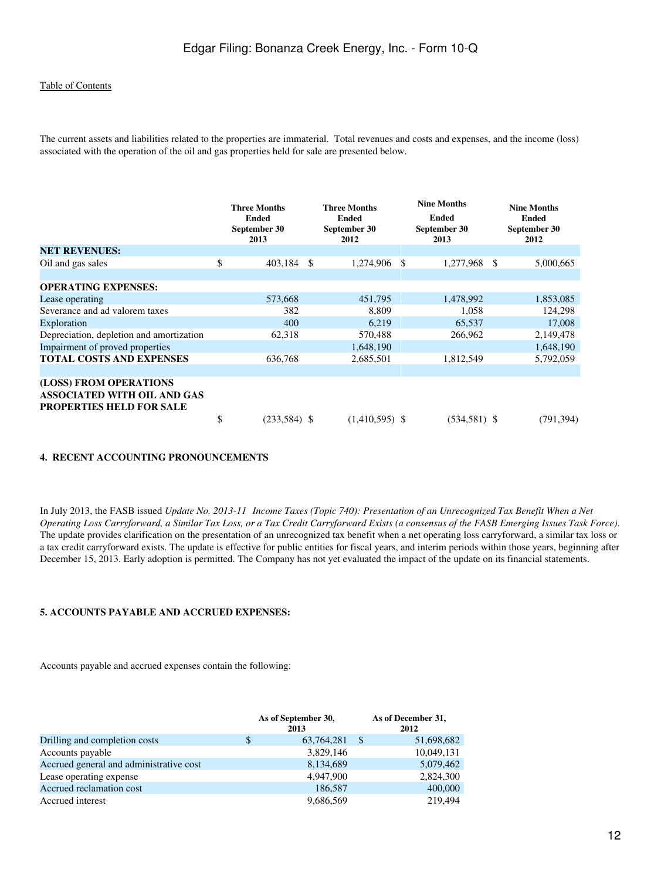The current assets and liabilities related to the properties are immaterial. Total revenues and costs and expenses, and the income (loss) associated with the operation of the oil and gas properties held for sale are presented below.

| | Three Months Ended September 30 2013 | Three Months Ended September 30 2012 | Nine Months Ended September 30 2013 | Nine Months Ended September 30 2012 |
|---|---|---|---|---|
| **NET REVENUES:** | | | | |
| Oil and gas sales | $ 403,184 | $ 1,274,906 | $ 1,277,968 | $ 5,000,665 |
| | | | | |
| **OPERATING EXPENSES:** | | | | |
| Lease operating | 573,668 | 451,795 | 1,478,992 | 1,853,085 |
| Severance and ad valorem taxes | 382 | 8,809 | 1,058 | 124,298 |
| Exploration | 400 | 6,219 | 65,537 | 17,008 |
| Depreciation, depletion and amortization | 62,318 | 570,488 | 266,962 | 2,149,478 |
| Impairment of proved properties | | 1,648,190 | | 1,648,190 |
| **TOTAL COSTS AND EXPENSES** | 636,768 | 2,685,501 | 1,812,549 | 5,792,059 |
| | | | | |
| **(LOSS) FROM OPERATIONS ASSOCIATED WITH OIL AND GAS PROPERTIES HELD FOR SALE** | $ (233,584) | $ (1,410,595) | $ (534,581) | $ (791,394) |

**4. RECENT ACCOUNTING PRONOUNCEMENTS**

In July 2013, the FASB issued *Update No. 2013-11 Income Taxes (Topic 740): Presentation of an Unrecognized Tax Benefit When a Net Operating Loss Carryforward, a Similar Tax Loss, or a Tax Credit Carryforward Exists (a consensus of the FASB Emerging Issues Task Force)*. The update provides clarification on the presentation of an unrecognized tax benefit when a net operating loss carryforward, a similar tax loss or a tax credit carryforward exists. The update is effective for public entities for fiscal years, and interim periods within those years, beginning after December 15, 2013. Early adoption is permitted. The Company has not yet evaluated the impact of the update on its financial statements.

**5. ACCOUNTS PAYABLE AND ACCRUED EXPENSES:**

Accounts payable and accrued expenses contain the following:

| | As of September 30, 2013 | As of December 31, 2012 |
|---|---|---|
| Drilling and completion costs | $ 63,764,281 | $ 51,698,682 |
| Accounts payable | 3,829,146 | 10,049,131 |
| Accrued general and administrative cost | 8,134,689 | 5,079,462 |
| Lease operating expense | 4,947,900 | 2,824,300 |
| Accrued reclamation cost | 186,587 | 400,000 |
| Accrued interest | 9,686,569 | 219,494 |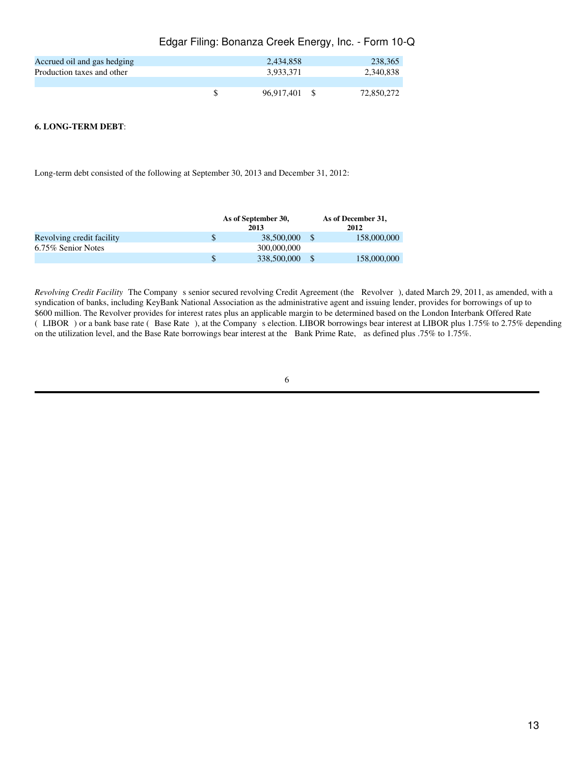| | | |
|---|---|---|
| Accrued oil and gas hedging | 2,434,858 | 238,365 |
| Production taxes and other | 3,933,371 | 2,340,838 |
| | | |
| | $ 96,917,401 | $ 72,850,272 |

**6. LONG-TERM DEBT**:

Long-term debt consisted of the following at September 30, 2013 and December 31, 2012:

| | As of September 30, 2013 | As of December 31, 2012 |
|---|---|---|
| Revolving credit facility | $ 38,500,000 | $ 158,000,000 |
| 6.75% Senior Notes | 300,000,000 | |
| | $ 338,500,000 | $ 158,000,000 |

*Revolving Credit Facility* The Company s senior secured revolving Credit Agreement (the Revolver ), dated March 29, 2011, as amended, with a syndication of banks, including KeyBank National Association as the administrative agent and issuing lender, provides for borrowings of up to $600 million. The Revolver provides for interest rates plus an applicable margin to be determined based on the London Interbank Offered Rate ( LIBOR ) or a bank base rate ( Base Rate ), at the Company s election. LIBOR borrowings bear interest at LIBOR plus 1.75% to 2.75% depending on the utilization level, and the Base Rate borrowings bear interest at the Bank Prime Rate, as defined plus .75% to 1.75%.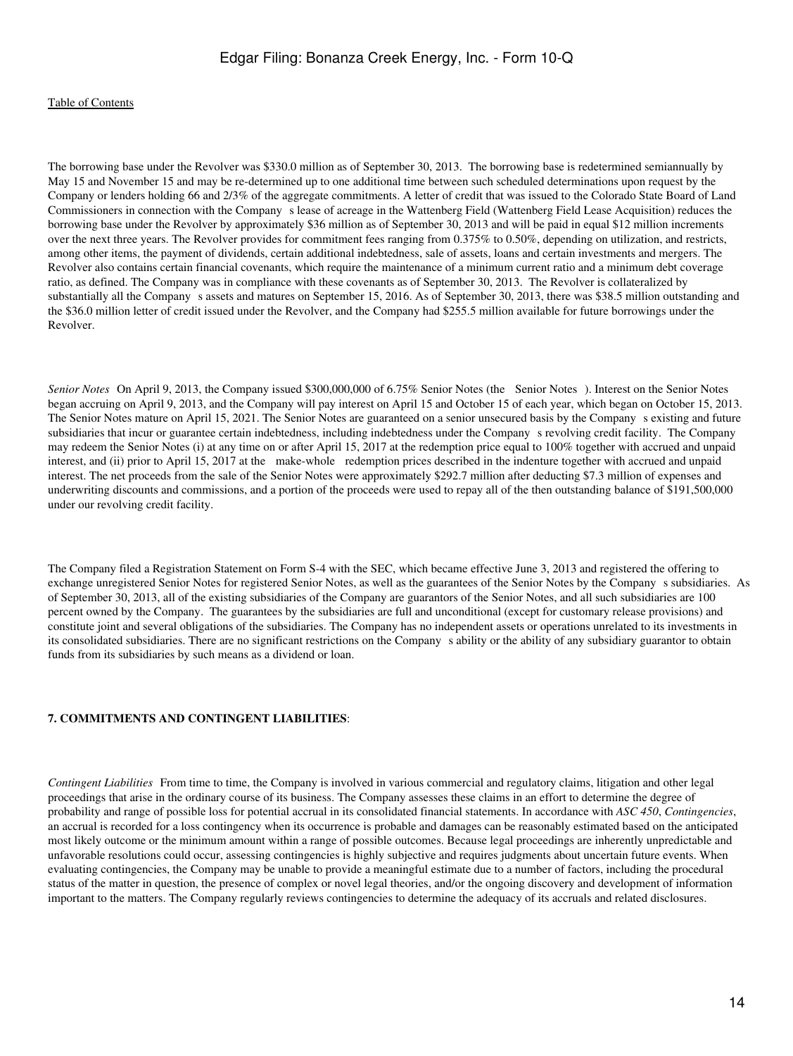[Table of Contents](#)

The borrowing base under the Revolver was $330.0 million as of September 30, 2013. The borrowing base is redetermined semiannually by May 15 and November 15 and may be re-determined up to one additional time between such scheduled determinations upon request by the Company or lenders holding 66 and 2/3% of the aggregate commitments. A letter of credit that was issued to the Colorado State Board of Land Commissioners in connection with the Company s lease of acreage in the Wattenberg Field (Wattenberg Field Lease Acquisition) reduces the borrowing base under the Revolver by approximately $36 million as of September 30, 2013 and will be paid in equal $12 million increments over the next three years. The Revolver provides for commitment fees ranging from 0.375% to 0.50%, depending on utilization, and restricts, among other items, the payment of dividends, certain additional indebtedness, sale of assets, loans and certain investments and mergers. The Revolver also contains certain financial covenants, which require the maintenance of a minimum current ratio and a minimum debt coverage ratio, as defined. The Company was in compliance with these covenants as of September 30, 2013. The Revolver is collateralized by substantially all the Company s assets and matures on September 15, 2016. As of September 30, 2013, there was $38.5 million outstanding and the $36.0 million letter of credit issued under the Revolver, and the Company had $255.5 million available for future borrowings under the Revolver.

*Senior Notes* On April 9, 2013, the Company issued $300,000,000 of 6.75% Senior Notes (the Senior Notes ). Interest on the Senior Notes began accruing on April 9, 2013, and the Company will pay interest on April 15 and October 15 of each year, which began on October 15, 2013. The Senior Notes mature on April 15, 2021. The Senior Notes are guaranteed on a senior unsecured basis by the Company s existing and future subsidiaries that incur or guarantee certain indebtedness, including indebtedness under the Company s revolving credit facility. The Company may redeem the Senior Notes (i) at any time on or after April 15, 2017 at the redemption price equal to 100% together with accrued and unpaid interest, and (ii) prior to April 15, 2017 at the make-whole redemption prices described in the indenture together with accrued and unpaid interest. The net proceeds from the sale of the Senior Notes were approximately $292.7 million after deducting $7.3 million of expenses and underwriting discounts and commissions, and a portion of the proceeds were used to repay all of the then outstanding balance of $191,500,000 under our revolving credit facility.

The Company filed a Registration Statement on Form S-4 with the SEC, which became effective June 3, 2013 and registered the offering to exchange unregistered Senior Notes for registered Senior Notes, as well as the guarantees of the Senior Notes by the Company s subsidiaries. As of September 30, 2013, all of the existing subsidiaries of the Company are guarantors of the Senior Notes, and all such subsidiaries are 100 percent owned by the Company. The guarantees by the subsidiaries are full and unconditional (except for customary release provisions) and constitute joint and several obligations of the subsidiaries. The Company has no independent assets or operations unrelated to its investments in its consolidated subsidiaries. There are no significant restrictions on the Company s ability or the ability of any subsidiary guarantor to obtain funds from its subsidiaries by such means as a dividend or loan.

**7. COMMITMENTS AND CONTINGENT LIABILITIES**:

*Contingent Liabilities* From time to time, the Company is involved in various commercial and regulatory claims, litigation and other legal proceedings that arise in the ordinary course of its business. The Company assesses these claims in an effort to determine the degree of probability and range of possible loss for potential accrual in its consolidated financial statements. In accordance with *ASC 450*, *Contingencies*, an accrual is recorded for a loss contingency when its occurrence is probable and damages can be reasonably estimated based on the anticipated most likely outcome or the minimum amount within a range of possible outcomes. Because legal proceedings are inherently unpredictable and unfavorable resolutions could occur, assessing contingencies is highly subjective and requires judgments about uncertain future events. When evaluating contingencies, the Company may be unable to provide a meaningful estimate due to a number of factors, including the procedural status of the matter in question, the presence of complex or novel legal theories, and/or the ongoing discovery and development of information important to the matters. The Company regularly reviews contingencies to determine the adequacy of its accruals and related disclosures.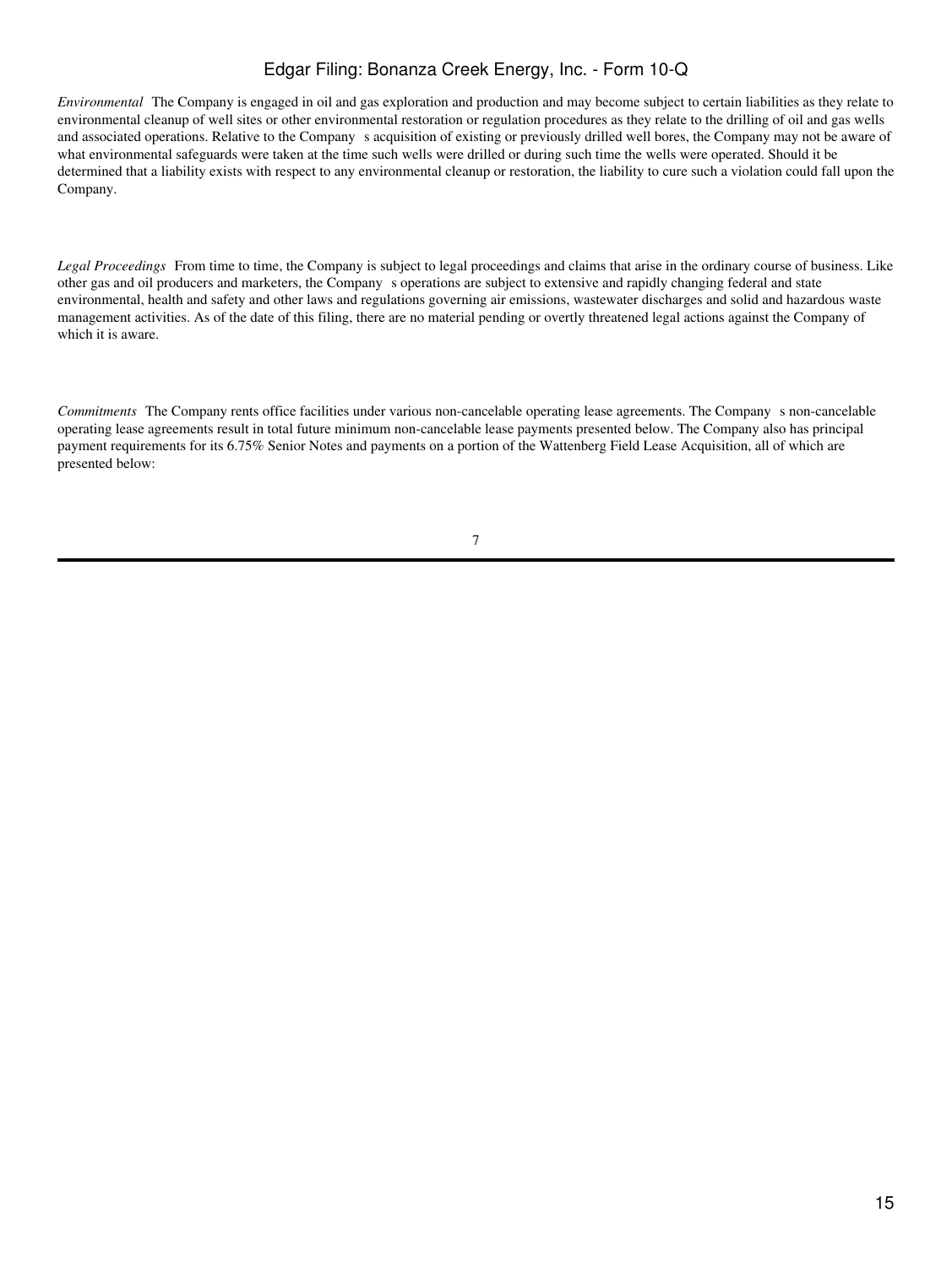*Environmental* The Company is engaged in oil and gas exploration and production and may become subject to certain liabilities as they relate to environmental cleanup of well sites or other environmental restoration or regulation procedures as they relate to the drilling of oil and gas wells and associated operations. Relative to the Company s acquisition of existing or previously drilled well bores, the Company may not be aware of what environmental safeguards were taken at the time such wells were drilled or during such time the wells were operated. Should it be determined that a liability exists with respect to any environmental cleanup or restoration, the liability to cure such a violation could fall upon the Company.

*Legal Proceedings* From time to time, the Company is subject to legal proceedings and claims that arise in the ordinary course of business. Like other gas and oil producers and marketers, the Company s operations are subject to extensive and rapidly changing federal and state environmental, health and safety and other laws and regulations governing air emissions, wastewater discharges and solid and hazardous waste management activities. As of the date of this filing, there are no material pending or overtly threatened legal actions against the Company of which it is aware.

*Commitments* The Company rents office facilities under various non-cancelable operating lease agreements. The Company s non-cancelable operating lease agreements result in total future minimum non-cancelable lease payments presented below. The Company also has principal payment requirements for its 6.75% Senior Notes and payments on a portion of the Wattenberg Field Lease Acquisition, all of which are presented below: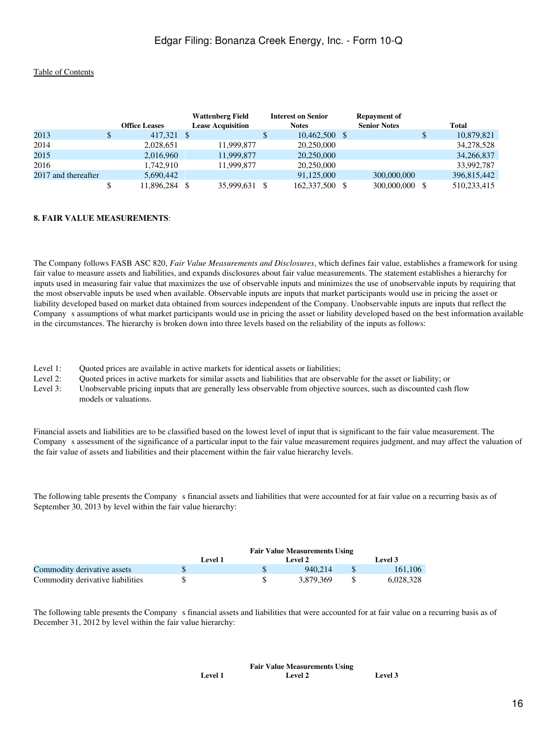|  | Office Leases | Wattenberg Field Lease Acquisition | Interest on Senior Notes | Repayment of Senior Notes | Total |
|---|---|---|---|---|---|
| 2013 | $ 417,321 | $ | $ 10,462,500 | $ | $ 10,879,821 |
| 2014 | 2,028,651 | 11,999,877 | 20,250,000 |  | 34,278,528 |
| 2015 | 2,016,960 | 11,999,877 | 20,250,000 |  | 34,266,837 |
| 2016 | 1,742,910 | 11,999,877 | 20,250,000 |  | 33,992,787 |
| 2017 and thereafter | 5,690,442 |  | 91,125,000 | 300,000,000 | 396,815,442 |
|  | $ 11,896,284 | $ 35,999,631 | $ 162,337,500 | $ 300,000,000 | $ 510,233,415 |

**8. FAIR VALUE MEASUREMENTS**:

The Company follows FASB ASC 820, *Fair Value Measurements and Disclosures*, which defines fair value, establishes a framework for using fair value to measure assets and liabilities, and expands disclosures about fair value measurements. The statement establishes a hierarchy for inputs used in measuring fair value that maximizes the use of observable inputs and minimizes the use of unobservable inputs by requiring that the most observable inputs be used when available. Observable inputs are inputs that market participants would use in pricing the asset or liability developed based on market data obtained from sources independent of the Company. Unobservable inputs are inputs that reflect the Company s assumptions of what market participants would use in pricing the asset or liability developed based on the best information available in the circumstances. The hierarchy is broken down into three levels based on the reliability of the inputs as follows:

Level 1: Quoted prices are available in active markets for identical assets or liabilities;
Level 2: Quoted prices in active markets for similar assets and liabilities that are observable for the asset or liability; or
Level 3: Unobservable pricing inputs that are generally less observable from objective sources, such as discounted cash flow models or valuations.

Financial assets and liabilities are to be classified based on the lowest level of input that is significant to the fair value measurement. The Company s assessment of the significance of a particular input to the fair value measurement requires judgment, and may affect the valuation of the fair value of assets and liabilities and their placement within the fair value hierarchy levels.

The following table presents the Company s financial assets and liabilities that were accounted for at fair value on a recurring basis as of September 30, 2013 by level within the fair value hierarchy:

|  | Fair Value Measurements Using | | |
|---|---|---|---|
|  | Level 1 | Level 2 | Level 3 |
| Commodity derivative assets | $ | $ 940,214 | $ 161,106 |
| Commodity derivative liabilities | $ | $ 3,879,369 | $ 6,028,328 |

The following table presents the Company s financial assets and liabilities that were accounted for at fair value on a recurring basis as of December 31, 2012 by level within the fair value hierarchy:

|  | Fair Value Measurements Using | | |
|---|---|---|---|
|  | Level 1 | Level 2 | Level 3 |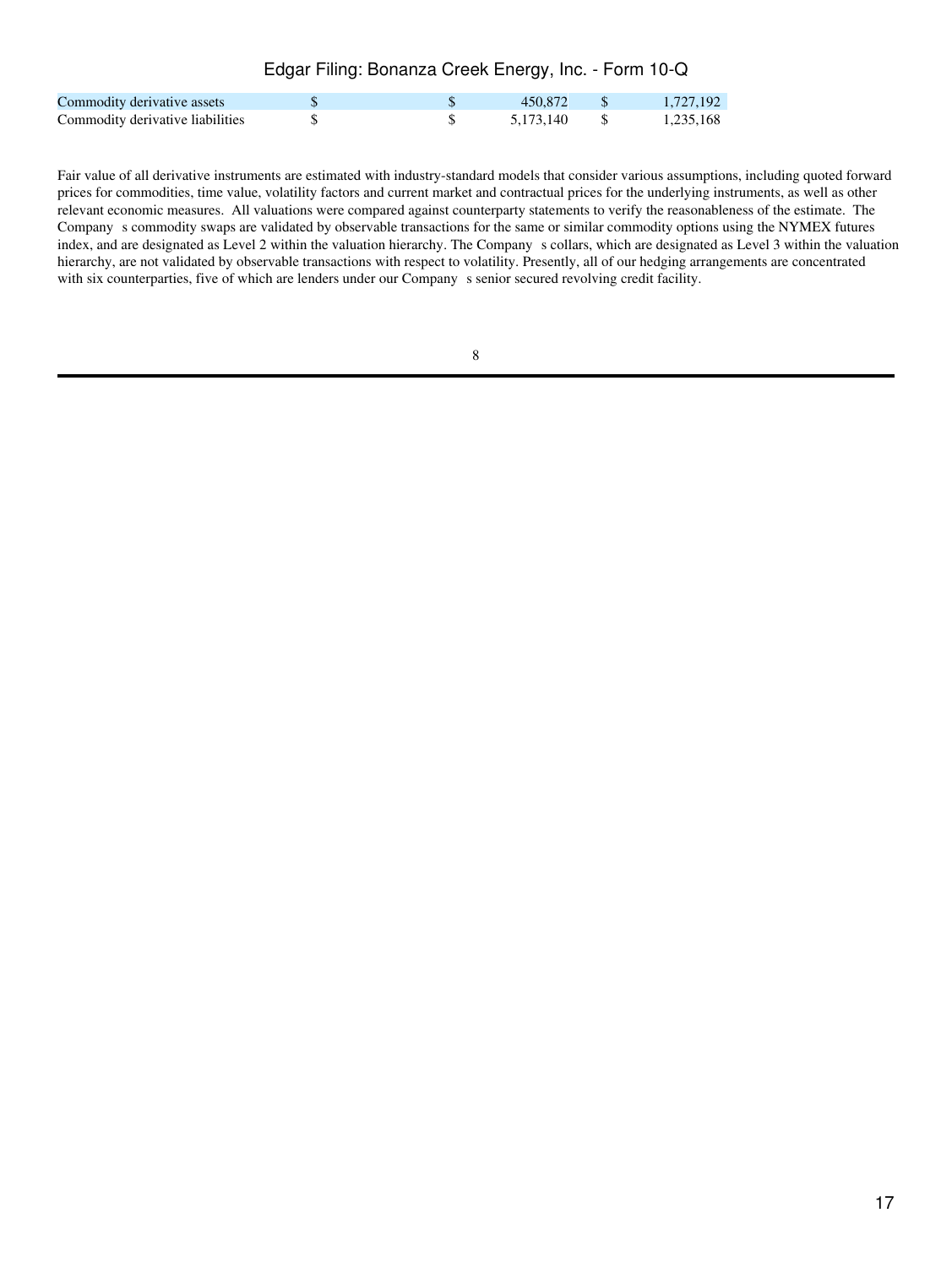| | | | |
|---|---|---|---|
| Commodity derivative assets | $ | $ 450,872 | $ 1,727,192 |
| Commodity derivative liabilities | $ | $ 5,173,140 | $ 1,235,168 |

Fair value of all derivative instruments are estimated with industry-standard models that consider various assumptions, including quoted forward prices for commodities, time value, volatility factors and current market and contractual prices for the underlying instruments, as well as other relevant economic measures. All valuations were compared against counterparty statements to verify the reasonableness of the estimate. The Company s commodity swaps are validated by observable transactions for the same or similar commodity options using the NYMEX futures index, and are designated as Level 2 within the valuation hierarchy. The Company s collars, which are designated as Level 3 within the valuation hierarchy, are not validated by observable transactions with respect to volatility. Presently, all of our hedging arrangements are concentrated with six counterparties, five of which are lenders under our Company s senior secured revolving credit facility.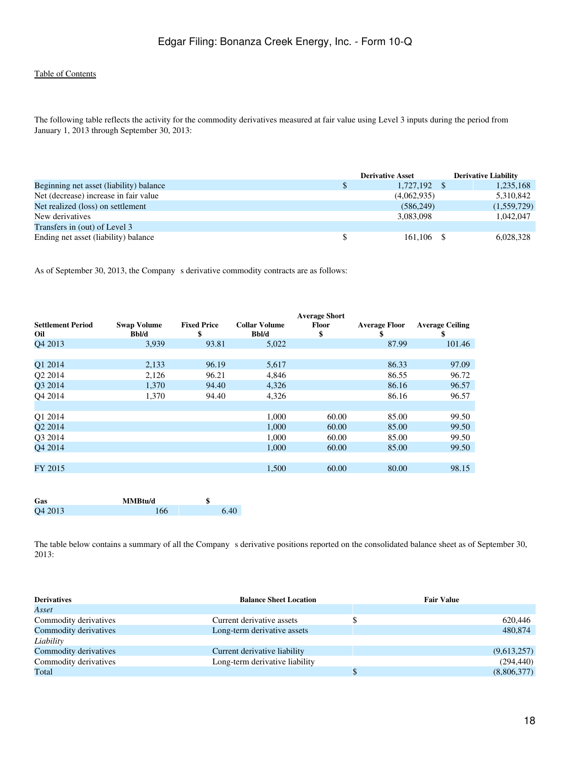The following table reflects the activity for the commodity derivatives measured at fair value using Level 3 inputs during the period from January 1, 2013 through September 30, 2013:

| | Derivative Asset | Derivative Liability |
|---|---|---|
| Beginning net asset (liability) balance | $ 1,727,192 | $ 1,235,168 |
| Net (decrease) increase in fair value | (4,062,935) | 5,310,842 |
| Net realized (loss) on settlement | (586,249) | (1,559,729) |
| New derivatives | 3,083,098 | 1,042,047 |
| Transfers in (out) of Level 3 | | |
| Ending net asset (liability) balance | $ 161,106 | $ 6,028,328 |

As of September 30, 2013, the Company s derivative commodity contracts are as follows:

| Settlement Period Oil | Swap Volume Bbl/d | Fixed Price $ | Collar Volume Bbl/d | Average Short Floor $ | Average Floor $ | Average Ceiling $ |
|---|---|---|---|---|---|---|
| Q4 2013 | 3,939 | 93.81 | 5,022 | | 87.99 | 101.46 |
| | | | | | | |
| Q1 2014 | 2,133 | 96.19 | 5,617 | | 86.33 | 97.09 |
| Q2 2014 | 2,126 | 96.21 | 4,846 | | 86.55 | 96.72 |
| Q3 2014 | 1,370 | 94.40 | 4,326 | | 86.16 | 96.57 |
| Q4 2014 | 1,370 | 94.40 | 4,326 | | 86.16 | 96.57 |
| | | | | | | |
| Q1 2014 | | | 1,000 | 60.00 | 85.00 | 99.50 |
| Q2 2014 | | | 1,000 | 60.00 | 85.00 | 99.50 |
| Q3 2014 | | | 1,000 | 60.00 | 85.00 | 99.50 |
| Q4 2014 | | | 1,000 | 60.00 | 85.00 | 99.50 |
| | | | | | | |
| FY 2015 | | | 1,500 | 60.00 | 80.00 | 98.15 |

| Gas | MMBtu/d | $ |
|---|---|---|
| Q4 2013 | 166 | 6.40 |

The table below contains a summary of all the Company s derivative positions reported on the consolidated balance sheet as of September 30, 2013:

| Derivatives | Balance Sheet Location | Fair Value |
|---|---|---|
| *Asset* | | |
| Commodity derivatives | Current derivative assets | $ 620,446 |
| Commodity derivatives | Long-term derivative assets | 480,874 |
| *Liability* | | |
| Commodity derivatives | Current derivative liability | (9,613,257) |
| Commodity derivatives | Long-term derivative liability | (294,440) |
| Total | | $ (8,806,377) |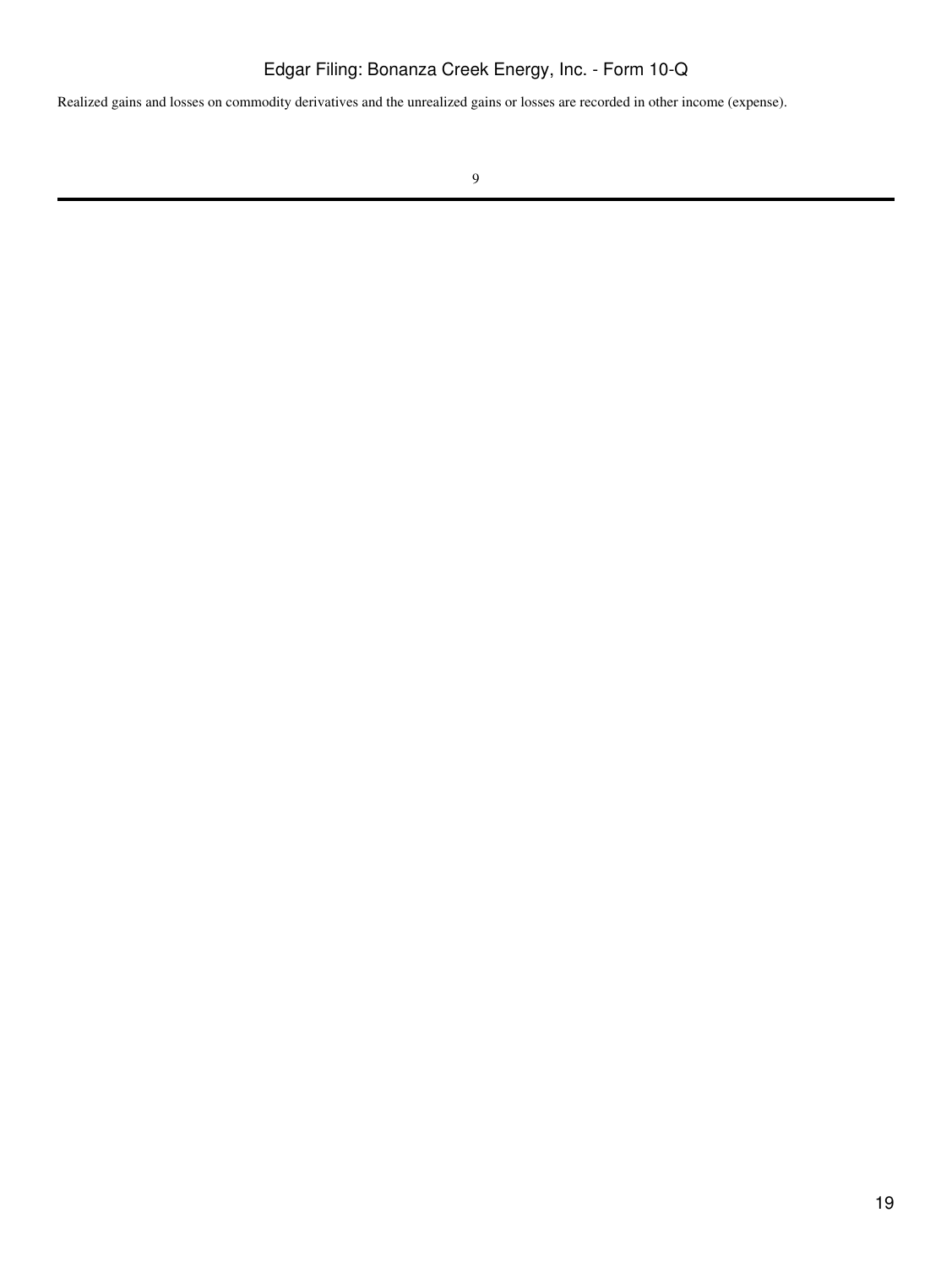Realized gains and losses on commodity derivatives and the unrealized gains or losses are recorded in other income (expense).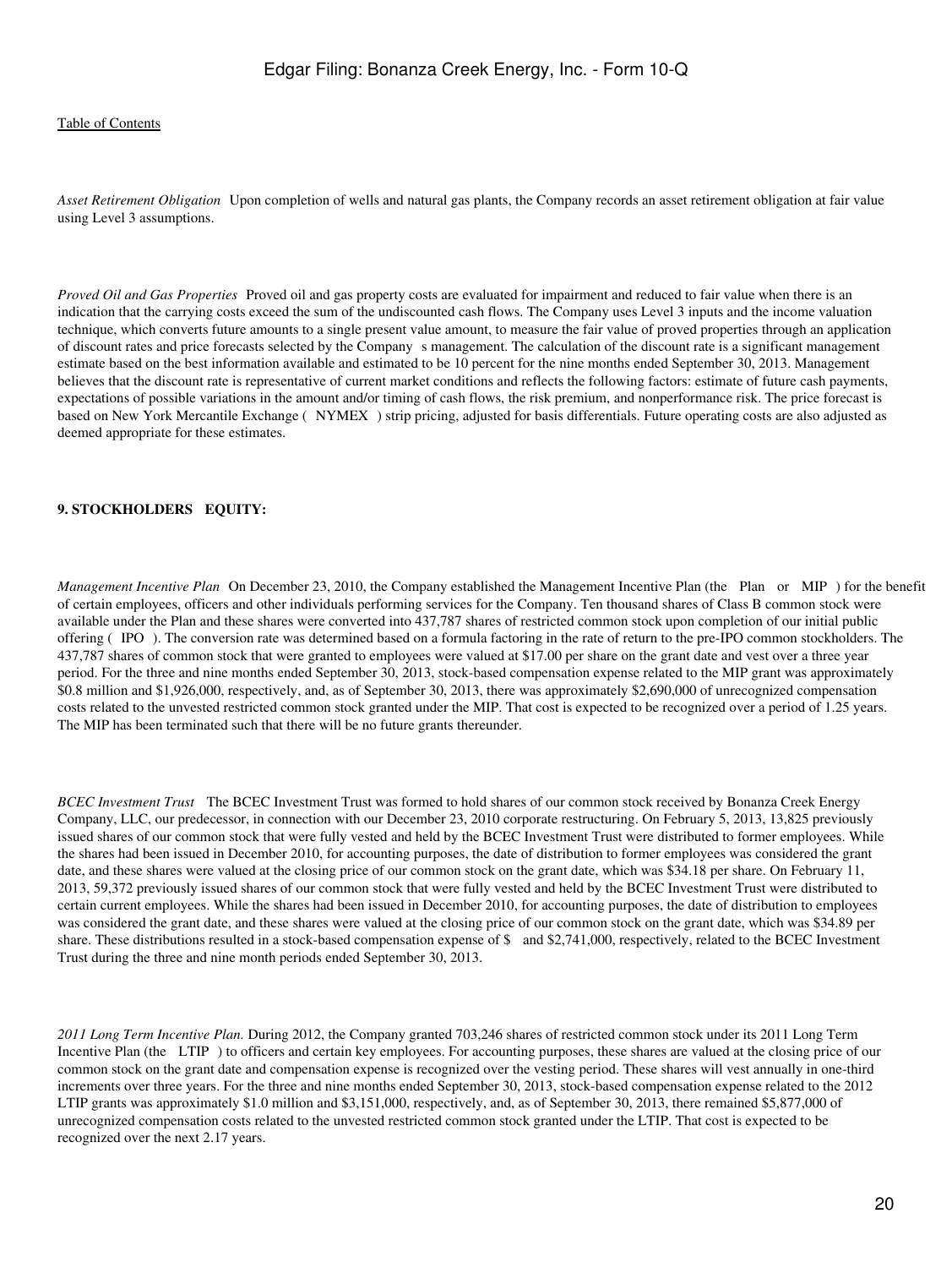*Asset Retirement Obligation* Upon completion of wells and natural gas plants, the Company records an asset retirement obligation at fair value using Level 3 assumptions.

*Proved Oil and Gas Properties* Proved oil and gas property costs are evaluated for impairment and reduced to fair value when there is an indication that the carrying costs exceed the sum of the undiscounted cash flows. The Company uses Level 3 inputs and the income valuation technique, which converts future amounts to a single present value amount, to measure the fair value of proved properties through an application of discount rates and price forecasts selected by the Company s management. The calculation of the discount rate is a significant management estimate based on the best information available and estimated to be 10 percent for the nine months ended September 30, 2013. Management believes that the discount rate is representative of current market conditions and reflects the following factors: estimate of future cash payments, expectations of possible variations in the amount and/or timing of cash flows, the risk premium, and nonperformance risk. The price forecast is based on New York Mercantile Exchange ( NYMEX ) strip pricing, adjusted for basis differentials. Future operating costs are also adjusted as deemed appropriate for these estimates.

**9. STOCKHOLDERS EQUITY:**

*Management Incentive Plan* On December 23, 2010, the Company established the Management Incentive Plan (the Plan or MIP ) for the benefit of certain employees, officers and other individuals performing services for the Company. Ten thousand shares of Class B common stock were available under the Plan and these shares were converted into 437,787 shares of restricted common stock upon completion of our initial public offering ( IPO ). The conversion rate was determined based on a formula factoring in the rate of return to the pre-IPO common stockholders. The 437,787 shares of common stock that were granted to employees were valued at $17.00 per share on the grant date and vest over a three year period. For the three and nine months ended September 30, 2013, stock-based compensation expense related to the MIP grant was approximately $0.8 million and $1,926,000, respectively, and, as of September 30, 2013, there was approximately $2,690,000 of unrecognized compensation costs related to the unvested restricted common stock granted under the MIP. That cost is expected to be recognized over a period of 1.25 years. The MIP has been terminated such that there will be no future grants thereunder.

*BCEC Investment Trust* The BCEC Investment Trust was formed to hold shares of our common stock received by Bonanza Creek Energy Company, LLC, our predecessor, in connection with our December 23, 2010 corporate restructuring. On February 5, 2013, 13,825 previously issued shares of our common stock that were fully vested and held by the BCEC Investment Trust were distributed to former employees. While the shares had been issued in December 2010, for accounting purposes, the date of distribution to former employees was considered the grant date, and these shares were valued at the closing price of our common stock on the grant date, which was $34.18 per share. On February 11, 2013, 59,372 previously issued shares of our common stock that were fully vested and held by the BCEC Investment Trust were distributed to certain current employees. While the shares had been issued in December 2010, for accounting purposes, the date of distribution to employees was considered the grant date, and these shares were valued at the closing price of our common stock on the grant date, which was $34.89 per share. These distributions resulted in a stock-based compensation expense of $ and $2,741,000, respectively, related to the BCEC Investment Trust during the three and nine month periods ended September 30, 2013.

*2011 Long Term Incentive Plan.* During 2012, the Company granted 703,246 shares of restricted common stock under its 2011 Long Term Incentive Plan (the LTIP ) to officers and certain key employees. For accounting purposes, these shares are valued at the closing price of our common stock on the grant date and compensation expense is recognized over the vesting period. These shares will vest annually in one-third increments over three years. For the three and nine months ended September 30, 2013, stock-based compensation expense related to the 2012 LTIP grants was approximately $1.0 million and $3,151,000, respectively, and, as of September 30, 2013, there remained $5,877,000 of unrecognized compensation costs related to the unvested restricted common stock granted under the LTIP. That cost is expected to be recognized over the next 2.17 years.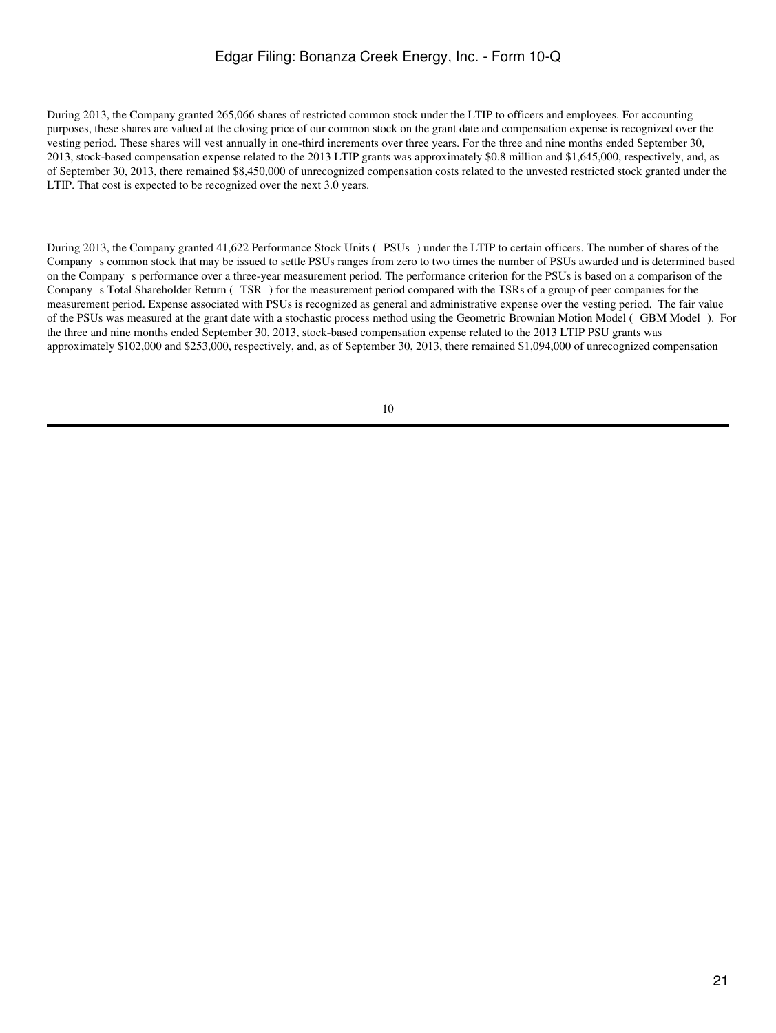During 2013, the Company granted 265,066 shares of restricted common stock under the LTIP to officers and employees. For accounting purposes, these shares are valued at the closing price of our common stock on the grant date and compensation expense is recognized over the vesting period. These shares will vest annually in one-third increments over three years. For the three and nine months ended September 30, 2013, stock-based compensation expense related to the 2013 LTIP grants was approximately $0.8 million and $1,645,000, respectively, and, as of September 30, 2013, there remained $8,450,000 of unrecognized compensation costs related to the unvested restricted stock granted under the LTIP. That cost is expected to be recognized over the next 3.0 years.

During 2013, the Company granted 41,622 Performance Stock Units ( PSUs ) under the LTIP to certain officers. The number of shares of the Company s common stock that may be issued to settle PSUs ranges from zero to two times the number of PSUs awarded and is determined based on the Company s performance over a three-year measurement period. The performance criterion for the PSUs is based on a comparison of the Company s Total Shareholder Return ( TSR ) for the measurement period compared with the TSRs of a group of peer companies for the measurement period. Expense associated with PSUs is recognized as general and administrative expense over the vesting period. The fair value of the PSUs was measured at the grant date with a stochastic process method using the Geometric Brownian Motion Model ( GBM Model ). For the three and nine months ended September 30, 2013, stock-based compensation expense related to the 2013 LTIP PSU grants was approximately $102,000 and $253,000, respectively, and, as of September 30, 2013, there remained $1,094,000 of unrecognized compensation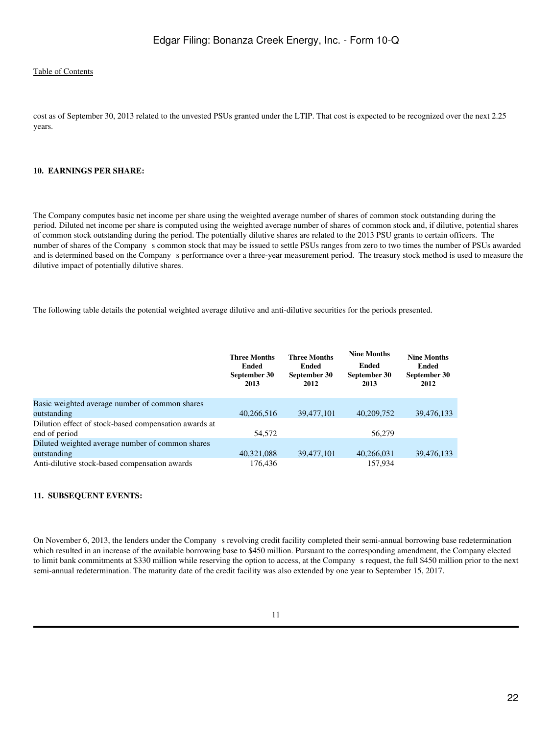cost as of September 30, 2013 related to the unvested PSUs granted under the LTIP. That cost is expected to be recognized over the next 2.25 years.

**10. EARNINGS PER SHARE:**

The Company computes basic net income per share using the weighted average number of shares of common stock outstanding during the period. Diluted net income per share is computed using the weighted average number of shares of common stock and, if dilutive, potential shares of common stock outstanding during the period. The potentially dilutive shares are related to the 2013 PSU grants to certain officers. The number of shares of the Company s common stock that may be issued to settle PSUs ranges from zero to two times the number of PSUs awarded and is determined based on the Company s performance over a three-year measurement period. The treasury stock method is used to measure the dilutive impact of potentially dilutive shares.

The following table details the potential weighted average dilutive and anti-dilutive securities for the periods presented.

| | Three Months Ended September 30 2013 | Three Months Ended September 30 2012 | Nine Months Ended September 30 2013 | Nine Months Ended September 30 2012 |
|---|---|---|---|---|
| Basic weighted average number of common shares outstanding | 40,266,516 | 39,477,101 | 40,209,752 | 39,476,133 |
| Dilution effect of stock-based compensation awards at end of period | 54,572 | | 56,279 | |
| Diluted weighted average number of common shares outstanding | 40,321,088 | 39,477,101 | 40,266,031 | 39,476,133 |
| Anti-dilutive stock-based compensation awards | 176,436 | | 157,934 | |

**11. SUBSEQUENT EVENTS:**

On November 6, 2013, the lenders under the Company s revolving credit facility completed their semi-annual borrowing base redetermination which resulted in an increase of the available borrowing base to $450 million. Pursuant to the corresponding amendment, the Company elected to limit bank commitments at $330 million while reserving the option to access, at the Company s request, the full $450 million prior to the next semi-annual redetermination. The maturity date of the credit facility was also extended by one year to September 15, 2017.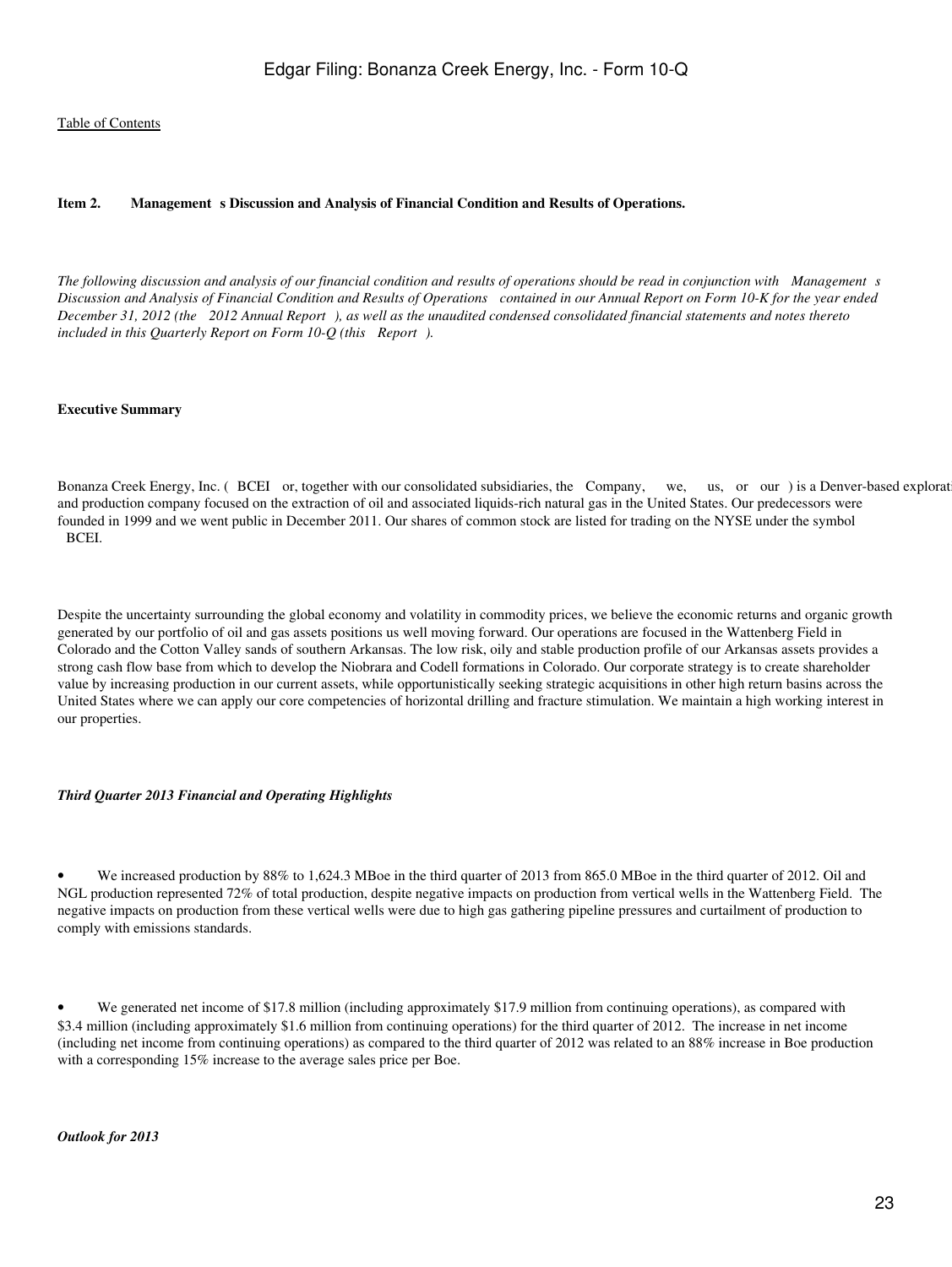[Table of Contents](#)

**Item 2. Management s Discussion and Analysis of Financial Condition and Results of Operations.**

*The following discussion and analysis of our financial condition and results of operations should be read in conjunction with Management s Discussion and Analysis of Financial Condition and Results of Operations contained in our Annual Report on Form 10-K for the year ended December 31, 2012 (the 2012 Annual Report ), as well as the unaudited condensed consolidated financial statements and notes thereto included in this Quarterly Report on Form 10-Q (this Report ).*

**Executive Summary**

Bonanza Creek Energy, Inc. ( BCEI or, together with our consolidated subsidiaries, the Company, we, us, or our ) is a Denver-based exploration and production company focused on the extraction of oil and associated liquids-rich natural gas in the United States. Our predecessors were founded in 1999 and we went public in December 2011. Our shares of common stock are listed for trading on the NYSE under the symbol BCEI.

Despite the uncertainty surrounding the global economy and volatility in commodity prices, we believe the economic returns and organic growth generated by our portfolio of oil and gas assets positions us well moving forward. Our operations are focused in the Wattenberg Field in Colorado and the Cotton Valley sands of southern Arkansas. The low risk, oily and stable production profile of our Arkansas assets provides a strong cash flow base from which to develop the Niobrara and Codell formations in Colorado. Our corporate strategy is to create shareholder value by increasing production in our current assets, while opportunistically seeking strategic acquisitions in other high return basins across the United States where we can apply our core competencies of horizontal drilling and fracture stimulation. We maintain a high working interest in our properties.

***Third Quarter 2013 Financial and Operating Highlights***

- We increased production by 88% to 1,624.3 MBoe in the third quarter of 2013 from 865.0 MBoe in the third quarter of 2012. Oil and NGL production represented 72% of total production, despite negative impacts on production from vertical wells in the Wattenberg Field. The negative impacts on production from these vertical wells were due to high gas gathering pipeline pressures and curtailment of production to comply with emissions standards.

- We generated net income of $17.8 million (including approximately $17.9 million from continuing operations), as compared with $3.4 million (including approximately $1.6 million from continuing operations) for the third quarter of 2012. The increase in net income (including net income from continuing operations) as compared to the third quarter of 2012 was related to an 88% increase in Boe production with a corresponding 15% increase to the average sales price per Boe.

***Outlook for 2013***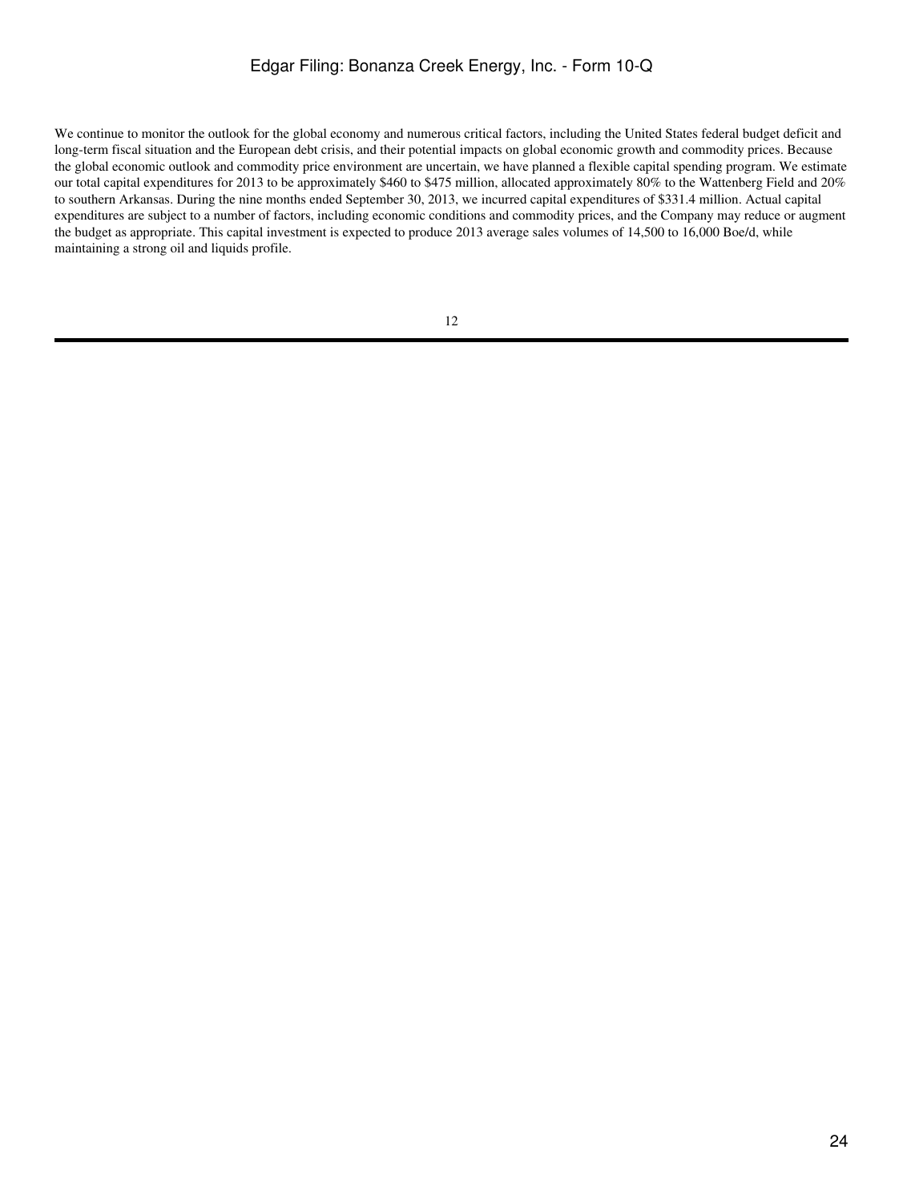We continue to monitor the outlook for the global economy and numerous critical factors, including the United States federal budget deficit and long-term fiscal situation and the European debt crisis, and their potential impacts on global economic growth and commodity prices. Because the global economic outlook and commodity price environment are uncertain, we have planned a flexible capital spending program. We estimate our total capital expenditures for 2013 to be approximately $460 to $475 million, allocated approximately 80% to the Wattenberg Field and 20% to southern Arkansas. During the nine months ended September 30, 2013, we incurred capital expenditures of $331.4 million. Actual capital expenditures are subject to a number of factors, including economic conditions and commodity prices, and the Company may reduce or augment the budget as appropriate. This capital investment is expected to produce 2013 average sales volumes of 14,500 to 16,000 Boe/d, while maintaining a strong oil and liquids profile.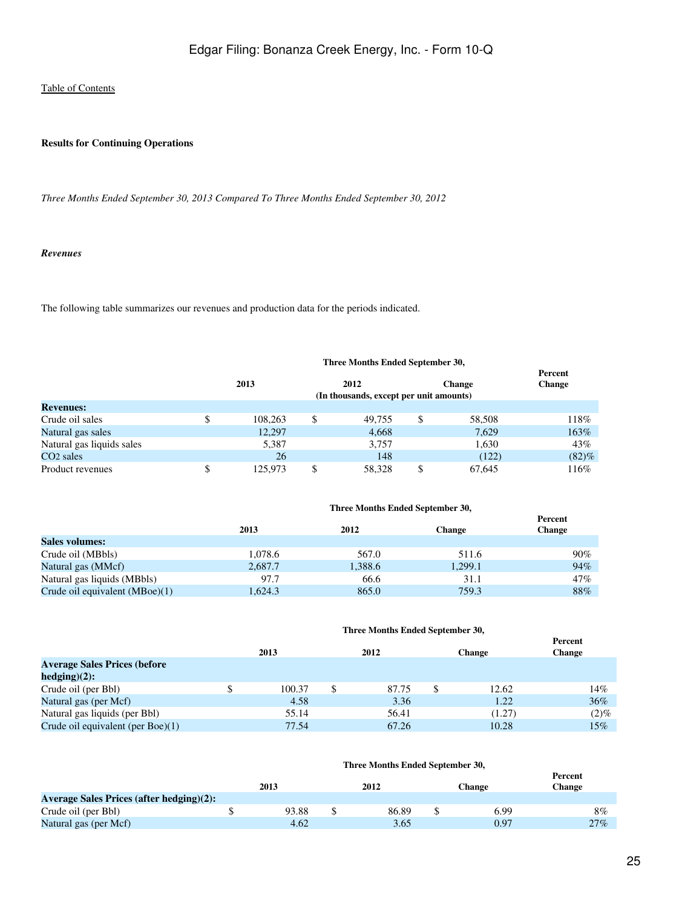Table of Contents

**Results for Continuing Operations**

*Three Months Ended September 30, 2013 Compared To Three Months Ended September 30, 2012*

***Revenues***

The following table summarizes our revenues and production data for the periods indicated.

| | Three Months Ended September 30, | | | |
|---|---|---|---|---|
| | 2013 | 2012 | Change | Percent Change |
| | (In thousands, except per unit amounts) | | | |
| **Revenues:** | | | | |
| Crude oil sales | $ 108,263 | $ 49,755 | $ 58,508 | 118% |
| Natural gas sales | 12,297 | 4,668 | 7,629 | 163% |
| Natural gas liquids sales | 5,387 | 3,757 | 1,630 | 43% |
| $CO_2$ sales | 26 | 148 | (122) | (82)% |
| Product revenues | $ 125,973 | $ 58,328 | $ 67,645 | 116% |

| | Three Months Ended September 30, | | | |
|---|---|---|---|---|
| | 2013 | 2012 | Change | Percent Change |
| **Sales volumes:** | | | | |
| Crude oil (MBbls) | 1,078.6 | 567.0 | 511.6 | 90% |
| Natural gas (MMcf) | 2,687.7 | 1,388.6 | 1,299.1 | 94% |
| Natural gas liquids (MBbls) | 97.7 | 66.6 | 31.1 | 47% |
| Crude oil equivalent (MBoe)(1) | 1,624.3 | 865.0 | 759.3 | 88% |

| | Three Months Ended September 30, | | | |
|---|---|---|---|---|
| | 2013 | 2012 | Change | Percent Change |
| **Average Sales Prices (before hedging)(2):** | | | | |
| Crude oil (per Bbl) | $ 100.37 | $ 87.75 | $ 12.62 | 14% |
| Natural gas (per Mcf) | 4.58 | 3.36 | 1.22 | 36% |
| Natural gas liquids (per Bbl) | 55.14 | 56.41 | (1.27) | (2)% |
| Crude oil equivalent (per Boe)(1) | 77.54 | 67.26 | 10.28 | 15% |

| | Three Months Ended September 30, | | | |
|---|---|---|---|---|
| | 2013 | 2012 | Change | Percent Change |
| **Average Sales Prices (after hedging)(2):** | | | | |
| Crude oil (per Bbl) | $ 93.88 | $ 86.89 | $ 6.99 | 8% |
| Natural gas (per Mcf) | 4.62 | 3.65 | 0.97 | 27% |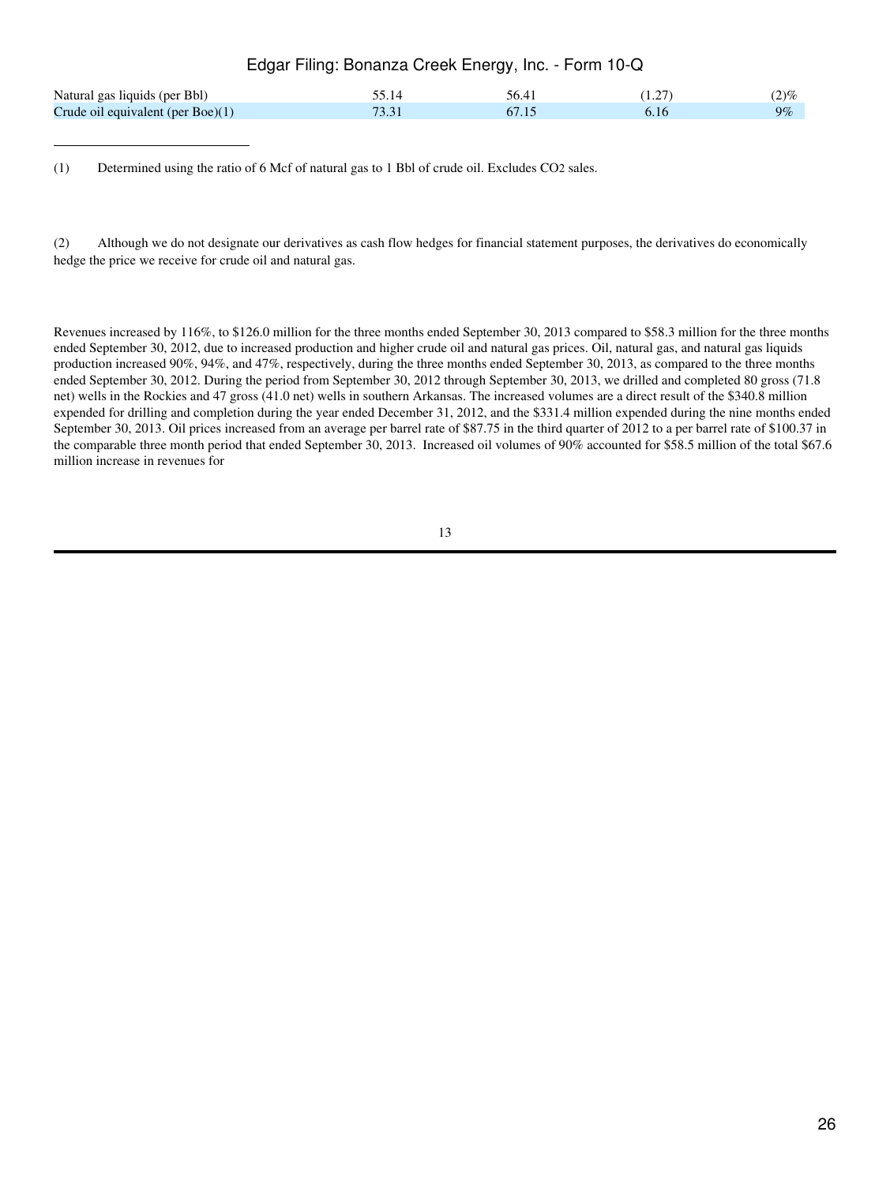| | | | | |
|---|---|---|---|---|
| Natural gas liquids (per Bbl) | 55.14 | 56.41 | (1.27) | (2)% |
| Crude oil equivalent (per Boe)(1) | 73.31 | 67.15 | 6.16 | 9% |

---

(1) Determined using the ratio of 6 Mcf of natural gas to 1 Bbl of crude oil. Excludes $CO_2$ sales.

(2) Although we do not designate our derivatives as cash flow hedges for financial statement purposes, the derivatives do economically hedge the price we receive for crude oil and natural gas.

Revenues increased by 116%, to $126.0 million for the three months ended September 30, 2013 compared to $58.3 million for the three months ended September 30, 2012, due to increased production and higher crude oil and natural gas prices. Oil, natural gas, and natural gas liquids production increased 90%, 94%, and 47%, respectively, during the three months ended September 30, 2013, as compared to the three months ended September 30, 2012. During the period from September 30, 2012 through September 30, 2013, we drilled and completed 80 gross (71.8 net) wells in the Rockies and 47 gross (41.0 net) wells in southern Arkansas. The increased volumes are a direct result of the $340.8 million expended for drilling and completion during the year ended December 31, 2012, and the $331.4 million expended during the nine months ended September 30, 2013. Oil prices increased from an average per barrel rate of $87.75 in the third quarter of 2012 to a per barrel rate of $100.37 in the comparable three month period that ended September 30, 2013. Increased oil volumes of 90% accounted for $58.5 million of the total $67.6 million increase in revenues for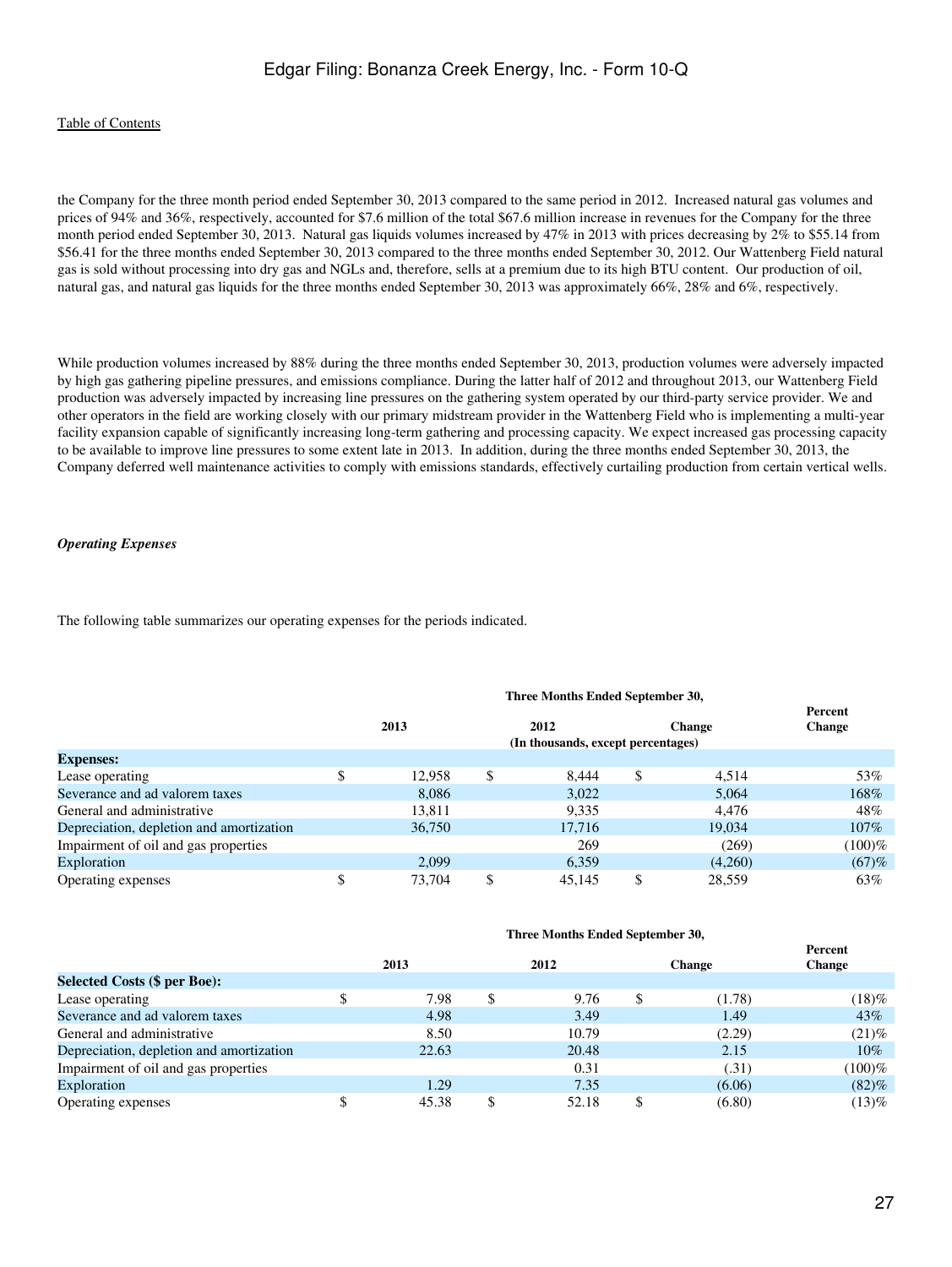the Company for the three month period ended September 30, 2013 compared to the same period in 2012. Increased natural gas volumes and prices of 94% and 36%, respectively, accounted for $7.6 million of the total $67.6 million increase in revenues for the Company for the three month period ended September 30, 2013. Natural gas liquids volumes increased by 47% in 2013 with prices decreasing by 2% to $55.14 from $56.41 for the three months ended September 30, 2013 compared to the three months ended September 30, 2012. Our Wattenberg Field natural gas is sold without processing into dry gas and NGLs and, therefore, sells at a premium due to its high BTU content. Our production of oil, natural gas, and natural gas liquids for the three months ended September 30, 2013 was approximately 66%, 28% and 6%, respectively.

While production volumes increased by 88% during the three months ended September 30, 2013, production volumes were adversely impacted by high gas gathering pipeline pressures, and emissions compliance. During the latter half of 2012 and throughout 2013, our Wattenberg Field production was adversely impacted by increasing line pressures on the gathering system operated by our third-party service provider. We and other operators in the field are working closely with our primary midstream provider in the Wattenberg Field who is implementing a multi-year facility expansion capable of significantly increasing long-term gathering and processing capacity. We expect increased gas processing capacity to be available to improve line pressures to some extent late in 2013. In addition, during the three months ended September 30, 2013, the Company deferred well maintenance activities to comply with emissions standards, effectively curtailing production from certain vertical wells.

***Operating Expenses***

The following table summarizes our operating expenses for the periods indicated.

| | Three Months Ended September 30, | | | |
|---|---|---|---|---|
| | 2013 | 2012 | Change | Percent Change |
| | (In thousands, except percentages) | | | |
| **Expenses:** | | | | |
| Lease operating | $ 12,958 | $ 8,444 | $ 4,514 | 53% |
| Severance and ad valorem taxes | 8,086 | 3,022 | 5,064 | 168% |
| General and administrative | 13,811 | 9,335 | 4,476 | 48% |
| Depreciation, depletion and amortization | 36,750 | 17,716 | 19,034 | 107% |
| Impairment of oil and gas properties | | 269 | (269) | (100)% |
| Exploration | 2,099 | 6,359 | (4,260) | (67)% |
| Operating expenses | $ 73,704 | $ 45,145 | $ 28,559 | 63% |

| | Three Months Ended September 30, | | | |
|---|---|---|---|---|
| | 2013 | 2012 | Change | Percent Change |
| **Selected Costs ($ per Boe):** | | | | |
| Lease operating | $ 7.98 | $ 9.76 | $ (1.78) | (18)% |
| Severance and ad valorem taxes | 4.98 | 3.49 | 1.49 | 43% |
| General and administrative | 8.50 | 10.79 | (2.29) | (21)% |
| Depreciation, depletion and amortization | 22.63 | 20.48 | 2.15 | 10% |
| Impairment of oil and gas properties | | 0.31 | (.31) | (100)% |
| Exploration | 1.29 | 7.35 | (6.06) | (82)% |
| Operating expenses | $ 45.38 | $ 52.18 | $ (6.80) | (13)% |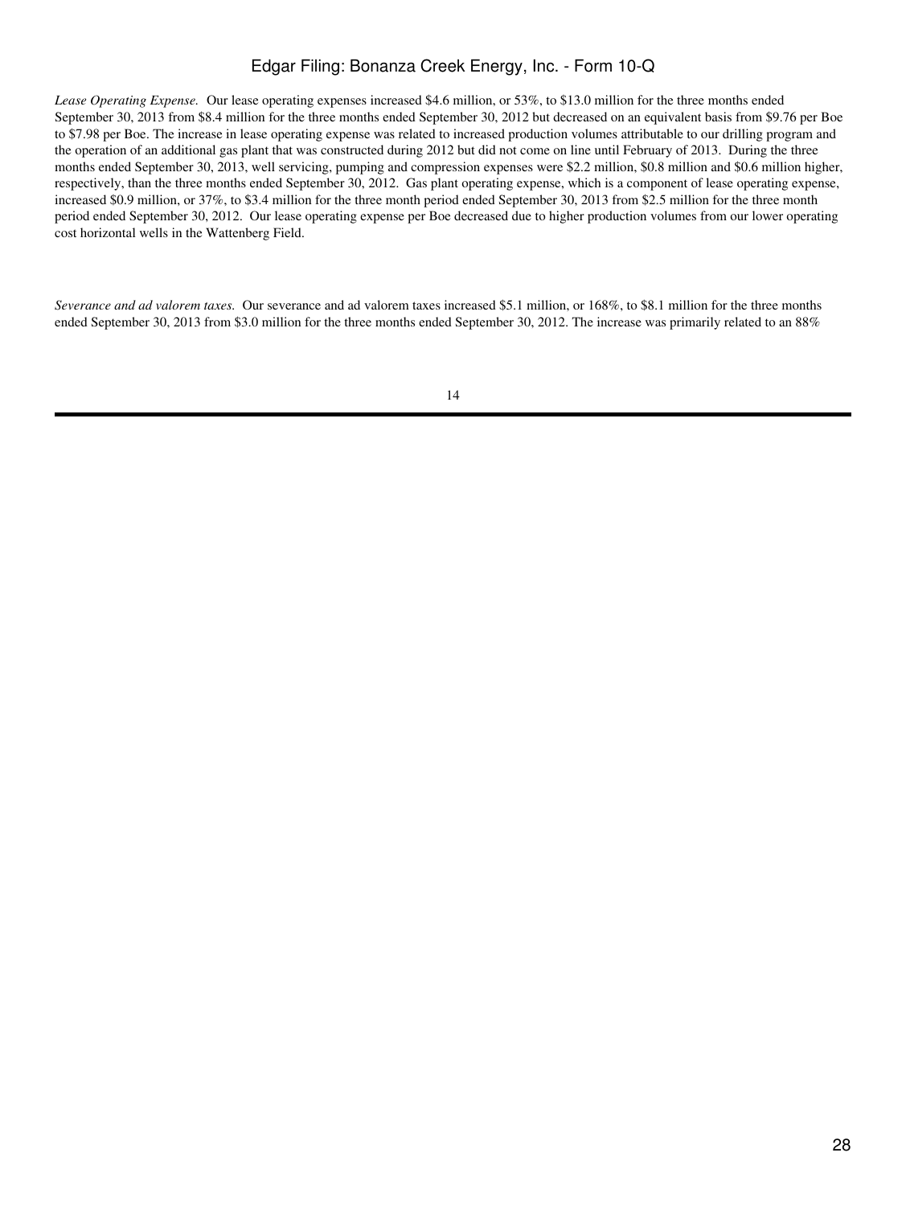*Lease Operating Expense.* Our lease operating expenses increased $4.6 million, or 53%, to $13.0 million for the three months ended September 30, 2013 from $8.4 million for the three months ended September 30, 2012 but decreased on an equivalent basis from $9.76 per Boe to $7.98 per Boe. The increase in lease operating expense was related to increased production volumes attributable to our drilling program and the operation of an additional gas plant that was constructed during 2012 but did not come on line until February of 2013. During the three months ended September 30, 2013, well servicing, pumping and compression expenses were $2.2 million, $0.8 million and $0.6 million higher, respectively, than the three months ended September 30, 2012. Gas plant operating expense, which is a component of lease operating expense, increased $0.9 million, or 37%, to $3.4 million for the three month period ended September 30, 2013 from $2.5 million for the three month period ended September 30, 2012. Our lease operating expense per Boe decreased due to higher production volumes from our lower operating cost horizontal wells in the Wattenberg Field.

*Severance and ad valorem taxes.* Our severance and ad valorem taxes increased $5.1 million, or 168%, to $8.1 million for the three months ended September 30, 2013 from $3.0 million for the three months ended September 30, 2012. The increase was primarily related to an 88%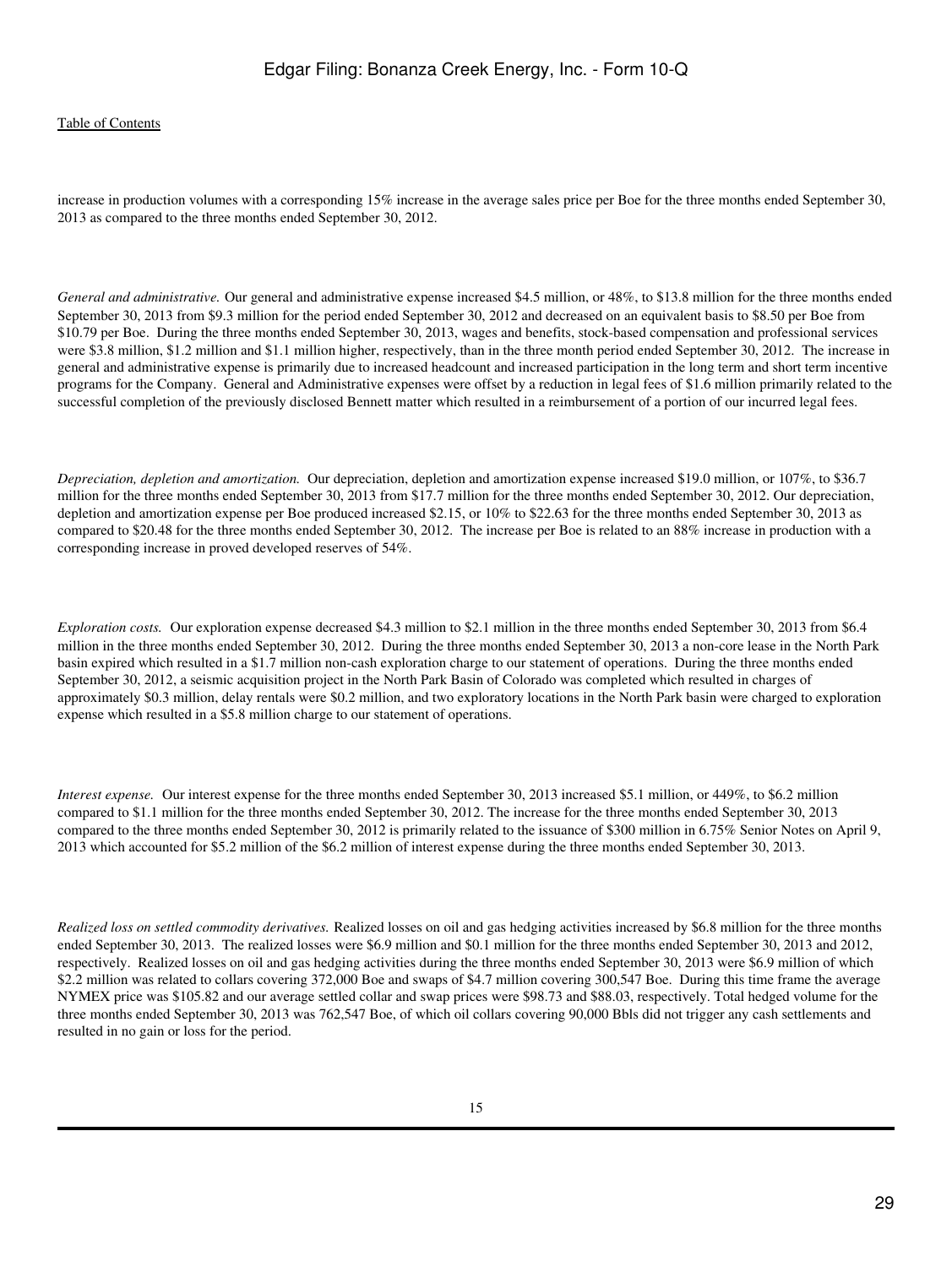increase in production volumes with a corresponding 15% increase in the average sales price per Boe for the three months ended September 30, 2013 as compared to the three months ended September 30, 2012.

*General and administrative.* Our general and administrative expense increased $4.5 million, or 48%, to $13.8 million for the three months ended September 30, 2013 from $9.3 million for the period ended September 30, 2012 and decreased on an equivalent basis to $8.50 per Boe from $10.79 per Boe. During the three months ended September 30, 2013, wages and benefits, stock-based compensation and professional services were $3.8 million, $1.2 million and $1.1 million higher, respectively, than in the three month period ended September 30, 2012. The increase in general and administrative expense is primarily due to increased headcount and increased participation in the long term and short term incentive programs for the Company. General and Administrative expenses were offset by a reduction in legal fees of $1.6 million primarily related to the successful completion of the previously disclosed Bennett matter which resulted in a reimbursement of a portion of our incurred legal fees.

*Depreciation, depletion and amortization.* Our depreciation, depletion and amortization expense increased $19.0 million, or 107%, to $36.7 million for the three months ended September 30, 2013 from $17.7 million for the three months ended September 30, 2012. Our depreciation, depletion and amortization expense per Boe produced increased $2.15, or 10% to $22.63 for the three months ended September 30, 2013 as compared to $20.48 for the three months ended September 30, 2012. The increase per Boe is related to an 88% increase in production with a corresponding increase in proved developed reserves of 54%.

*Exploration costs.* Our exploration expense decreased $4.3 million to $2.1 million in the three months ended September 30, 2013 from $6.4 million in the three months ended September 30, 2012. During the three months ended September 30, 2013 a non-core lease in the North Park basin expired which resulted in a $1.7 million non-cash exploration charge to our statement of operations. During the three months ended September 30, 2012, a seismic acquisition project in the North Park Basin of Colorado was completed which resulted in charges of approximately $0.3 million, delay rentals were $0.2 million, and two exploratory locations in the North Park basin were charged to exploration expense which resulted in a $5.8 million charge to our statement of operations.

*Interest expense.* Our interest expense for the three months ended September 30, 2013 increased $5.1 million, or 449%, to $6.2 million compared to $1.1 million for the three months ended September 30, 2012. The increase for the three months ended September 30, 2013 compared to the three months ended September 30, 2012 is primarily related to the issuance of $300 million in 6.75% Senior Notes on April 9, 2013 which accounted for $5.2 million of the $6.2 million of interest expense during the three months ended September 30, 2013.

*Realized loss on settled commodity derivatives.* Realized losses on oil and gas hedging activities increased by $6.8 million for the three months ended September 30, 2013. The realized losses were $6.9 million and $0.1 million for the three months ended September 30, 2013 and 2012, respectively. Realized losses on oil and gas hedging activities during the three months ended September 30, 2013 were $6.9 million of which $2.2 million was related to collars covering 372,000 Boe and swaps of $4.7 million covering 300,547 Boe. During this time frame the average NYMEX price was $105.82 and our average settled collar and swap prices were $98.73 and $88.03, respectively. Total hedged volume for the three months ended September 30, 2013 was 762,547 Boe, of which oil collars covering 90,000 Bbls did not trigger any cash settlements and resulted in no gain or loss for the period.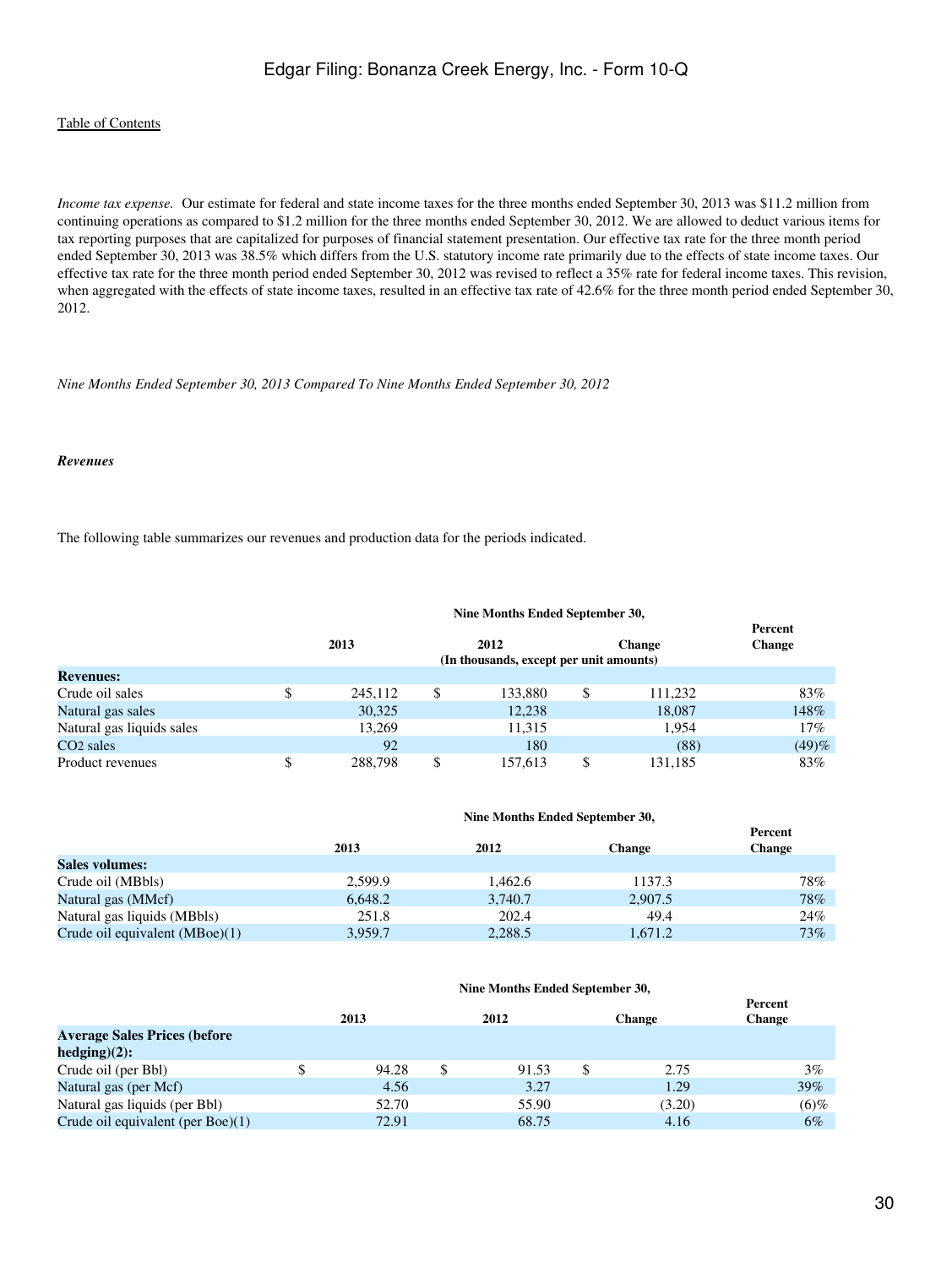*Income tax expense.* Our estimate for federal and state income taxes for the three months ended September 30, 2013 was $11.2 million from continuing operations as compared to $1.2 million for the three months ended September 30, 2012. We are allowed to deduct various items for tax reporting purposes that are capitalized for purposes of financial statement presentation. Our effective tax rate for the three month period ended September 30, 2013 was 38.5% which differs from the U.S. statutory income rate primarily due to the effects of state income taxes. Our effective tax rate for the three month period ended September 30, 2012 was revised to reflect a 35% rate for federal income taxes. This revision, when aggregated with the effects of state income taxes, resulted in an effective tax rate of 42.6% for the three month period ended September 30, 2012.

*Nine Months Ended September 30, 2013 Compared To Nine Months Ended September 30, 2012*

***Revenues***

The following table summarizes our revenues and production data for the periods indicated.

| | Nine Months Ended September 30, | | | |
|---|---|---|---|---|
| | 2013 | 2012 | Change | Percent Change |
| | (In thousands, except per unit amounts) | | | |
| **Revenues:** | | | | |
| Crude oil sales | $ 245,112 | $ 133,880 | $ 111,232 | 83% |
| Natural gas sales | 30,325 | 12,238 | 18,087 | 148% |
| Natural gas liquids sales | 13,269 | 11,315 | 1,954 | 17% |
| $CO_2$ sales | 92 | 180 | (88) | (49)% |
| Product revenues | $ 288,798 | $ 157,613 | $ 131,185 | 83% |

| | Nine Months Ended September 30, | | | |
|---|---|---|---|---|
| | 2013 | 2012 | Change | Percent Change |
| **Sales volumes:** | | | | |
| Crude oil (MBbls) | 2,599.9 | 1,462.6 | 1137.3 | 78% |
| Natural gas (MMcf) | 6,648.2 | 3,740.7 | 2,907.5 | 78% |
| Natural gas liquids (MBbls) | 251.8 | 202.4 | 49.4 | 24% |
| Crude oil equivalent (MBoe)(1) | 3,959.7 | 2,288.5 | 1,671.2 | 73% |

| | Nine Months Ended September 30, | | | |
|---|---|---|---|---|
| | 2013 | 2012 | Change | Percent Change |
| **Average Sales Prices (before hedging)(2):** | | | | |
| Crude oil (per Bbl) | $ 94.28 | $ 91.53 | $ 2.75 | 3% |
| Natural gas (per Mcf) | 4.56 | 3.27 | 1.29 | 39% |
| Natural gas liquids (per Bbl) | 52.70 | 55.90 | (3.20) | (6)% |
| Crude oil equivalent (per Boe)(1) | 72.91 | 68.75 | 4.16 | 6% |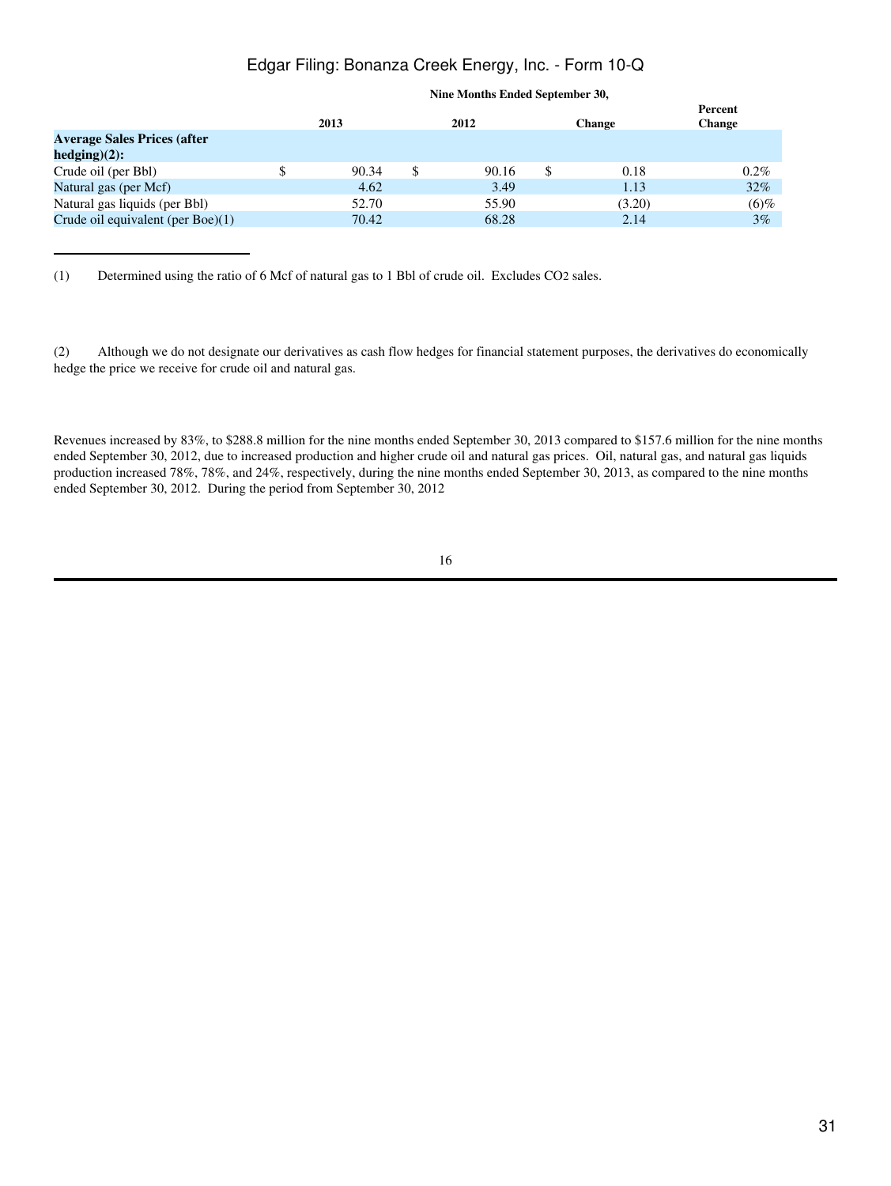| | Nine Months Ended September 30, | | | |
|---|---|---|---|---|
| | 2013 | 2012 | Change | Percent Change |
| **Average Sales Prices (after hedging)(2):** | | | | |
| Crude oil (per Bbl) | $ 90.34 | $ 90.16 | $ 0.18 | 0.2% |
| Natural gas (per Mcf) | 4.62 | 3.49 | 1.13 | 32% |
| Natural gas liquids (per Bbl) | 52.70 | 55.90 | (3.20) | (6)% |
| Crude oil equivalent (per Boe)(1) | 70.42 | 68.28 | 2.14 | 3% |

(1) Determined using the ratio of 6 Mcf of natural gas to 1 Bbl of crude oil. Excludes $CO_2$ sales.

(2) Although we do not designate our derivatives as cash flow hedges for financial statement purposes, the derivatives do economically hedge the price we receive for crude oil and natural gas.

Revenues increased by 83%, to $288.8 million for the nine months ended September 30, 2013 compared to $157.6 million for the nine months ended September 30, 2012, due to increased production and higher crude oil and natural gas prices. Oil, natural gas, and natural gas liquids production increased 78%, 78%, and 24%, respectively, during the nine months ended September 30, 2013, as compared to the nine months ended September 30, 2012. During the period from September 30, 2012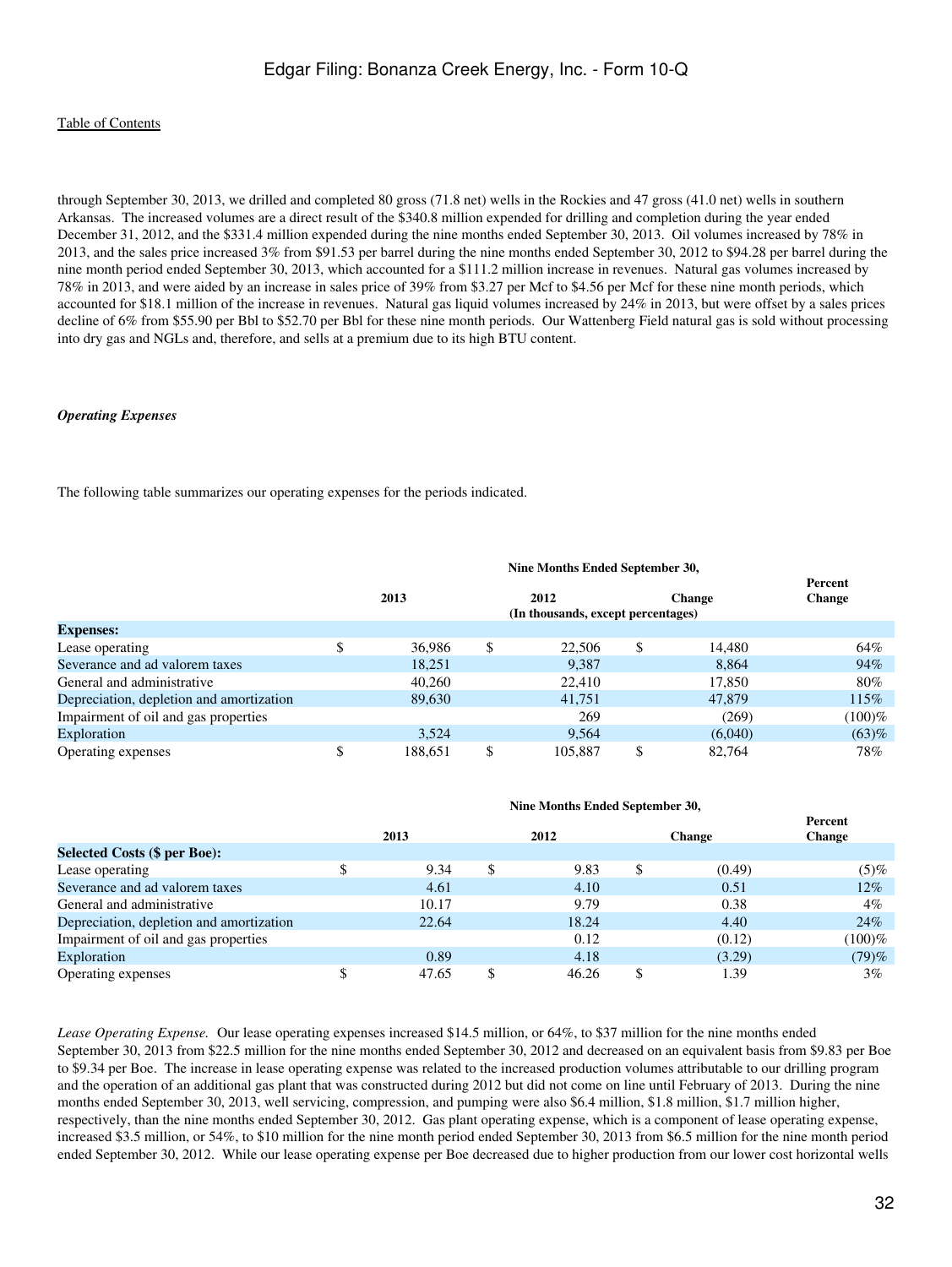through September 30, 2013, we drilled and completed 80 gross (71.8 net) wells in the Rockies and 47 gross (41.0 net) wells in southern Arkansas. The increased volumes are a direct result of the $340.8 million expended for drilling and completion during the year ended December 31, 2012, and the $331.4 million expended during the nine months ended September 30, 2013. Oil volumes increased by 78% in 2013, and the sales price increased 3% from $91.53 per barrel during the nine months ended September 30, 2012 to $94.28 per barrel during the nine month period ended September 30, 2013, which accounted for a $111.2 million increase in revenues. Natural gas volumes increased by 78% in 2013, and were aided by an increase in sales price of 39% from $3.27 per Mcf to $4.56 per Mcf for these nine month periods, which accounted for $18.1 million of the increase in revenues. Natural gas liquid volumes increased by 24% in 2013, but were offset by a sales prices decline of 6% from $55.90 per Bbl to $52.70 per Bbl for these nine month periods. Our Wattenberg Field natural gas is sold without processing into dry gas and NGLs and, therefore, and sells at a premium due to its high BTU content.

*Operating Expenses*

The following table summarizes our operating expenses for the periods indicated.

| | Nine Months Ended September 30, | | | |
|---|---|---|---|---|
| | 2013 | 2012 | Change | Percent Change |
| | (In thousands, except percentages) | | | |
| **Expenses:** | | | | |
| Lease operating | $ 36,986 | $ 22,506 | $ 14,480 | 64% |
| Severance and ad valorem taxes | 18,251 | 9,387 | 8,864 | 94% |
| General and administrative | 40,260 | 22,410 | 17,850 | 80% |
| Depreciation, depletion and amortization | 89,630 | 41,751 | 47,879 | 115% |
| Impairment of oil and gas properties | | 269 | (269) | (100)% |
| Exploration | 3,524 | 9,564 | (6,040) | (63)% |
| Operating expenses | $ 188,651 | $ 105,887 | $ 82,764 | 78% |

| | Nine Months Ended September 30, | | | |
|---|---|---|---|---|
| | 2013 | 2012 | Change | Percent Change |
| **Selected Costs ($ per Boe):** | | | | |
| Lease operating | $ 9.34 | $ 9.83 | $ (0.49) | (5)% |
| Severance and ad valorem taxes | 4.61 | 4.10 | 0.51 | 12% |
| General and administrative | 10.17 | 9.79 | 0.38 | 4% |
| Depreciation, depletion and amortization | 22.64 | 18.24 | 4.40 | 24% |
| Impairment of oil and gas properties | | 0.12 | (0.12) | (100)% |
| Exploration | 0.89 | 4.18 | (3.29) | (79)% |
| Operating expenses | $ 47.65 | $ 46.26 | $ 1.39 | 3% |

*Lease Operating Expense.* Our lease operating expenses increased $14.5 million, or 64%, to $37 million for the nine months ended September 30, 2013 from $22.5 million for the nine months ended September 30, 2012 and decreased on an equivalent basis from $9.83 per Boe to $9.34 per Boe. The increase in lease operating expense was related to the increased production volumes attributable to our drilling program and the operation of an additional gas plant that was constructed during 2012 but did not come on line until February of 2013. During the nine months ended September 30, 2013, well servicing, compression, and pumping were also $6.4 million, $1.8 million, $1.7 million higher, respectively, than the nine months ended September 30, 2012. Gas plant operating expense, which is a component of lease operating expense, increased $3.5 million, or 54%, to $10 million for the nine month period ended September 30, 2013 from $6.5 million for the nine month period ended September 30, 2012. While our lease operating expense per Boe decreased due to higher production from our lower cost horizontal wells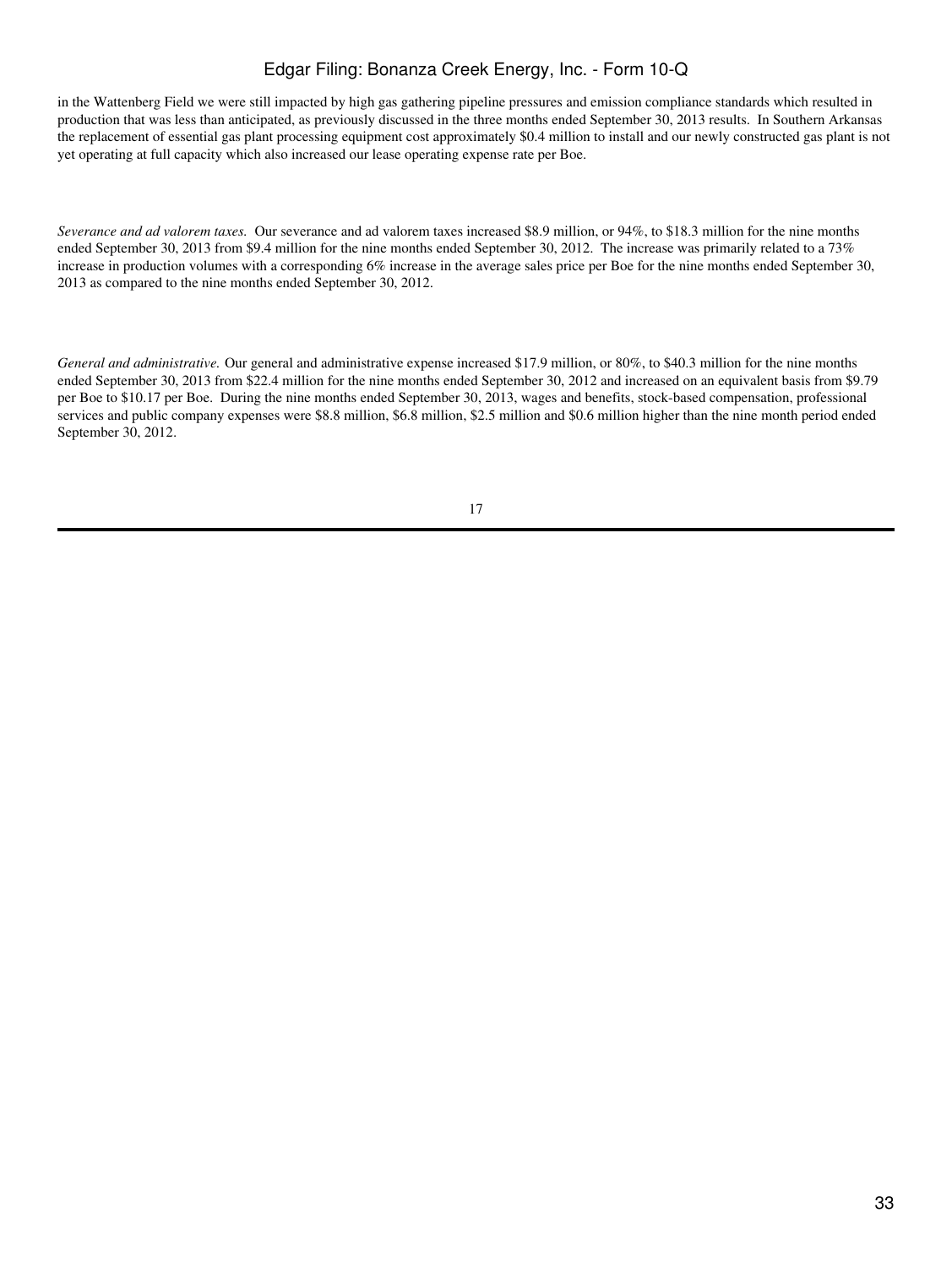in the Wattenberg Field we were still impacted by high gas gathering pipeline pressures and emission compliance standards which resulted in production that was less than anticipated, as previously discussed in the three months ended September 30, 2013 results. In Southern Arkansas the replacement of essential gas plant processing equipment cost approximately $0.4 million to install and our newly constructed gas plant is not yet operating at full capacity which also increased our lease operating expense rate per Boe.

*Severance and ad valorem taxes.* Our severance and ad valorem taxes increased $8.9 million, or 94%, to $18.3 million for the nine months ended September 30, 2013 from $9.4 million for the nine months ended September 30, 2012. The increase was primarily related to a 73% increase in production volumes with a corresponding 6% increase in the average sales price per Boe for the nine months ended September 30, 2013 as compared to the nine months ended September 30, 2012.

*General and administrative.* Our general and administrative expense increased $17.9 million, or 80%, to $40.3 million for the nine months ended September 30, 2013 from $22.4 million for the nine months ended September 30, 2012 and increased on an equivalent basis from $9.79 per Boe to $10.17 per Boe. During the nine months ended September 30, 2013, wages and benefits, stock-based compensation, professional services and public company expenses were $8.8 million, $6.8 million, $2.5 million and $0.6 million higher than the nine month period ended September 30, 2012.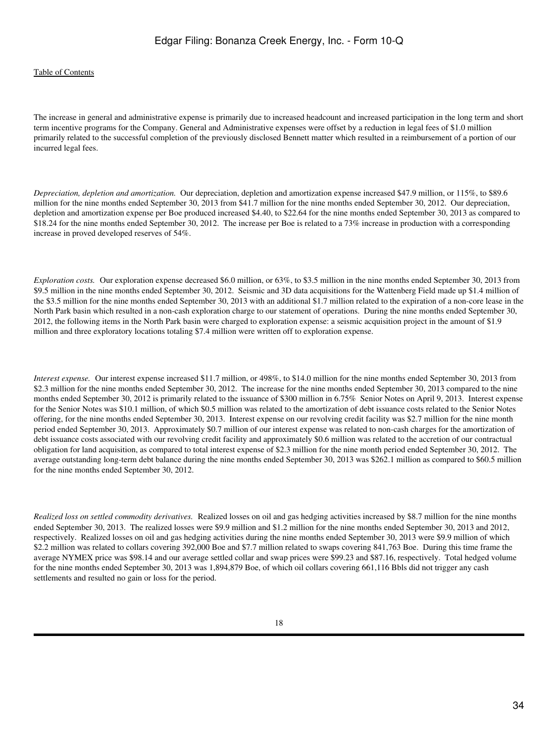The increase in general and administrative expense is primarily due to increased headcount and increased participation in the long term and short term incentive programs for the Company. General and Administrative expenses were offset by a reduction in legal fees of $1.0 million primarily related to the successful completion of the previously disclosed Bennett matter which resulted in a reimbursement of a portion of our incurred legal fees.

*Depreciation, depletion and amortization.* Our depreciation, depletion and amortization expense increased $47.9 million, or 115%, to $89.6 million for the nine months ended September 30, 2013 from $41.7 million for the nine months ended September 30, 2012. Our depreciation, depletion and amortization expense per Boe produced increased $4.40, to $22.64 for the nine months ended September 30, 2013 as compared to $18.24 for the nine months ended September 30, 2012. The increase per Boe is related to a 73% increase in production with a corresponding increase in proved developed reserves of 54%.

*Exploration costs.* Our exploration expense decreased $6.0 million, or 63%, to $3.5 million in the nine months ended September 30, 2013 from $9.5 million in the nine months ended September 30, 2012. Seismic and 3D data acquisitions for the Wattenberg Field made up $1.4 million of the $3.5 million for the nine months ended September 30, 2013 with an additional $1.7 million related to the expiration of a non-core lease in the North Park basin which resulted in a non-cash exploration charge to our statement of operations. During the nine months ended September 30, 2012, the following items in the North Park basin were charged to exploration expense: a seismic acquisition project in the amount of $1.9 million and three exploratory locations totaling $7.4 million were written off to exploration expense.

*Interest expense.* Our interest expense increased $11.7 million, or 498%, to $14.0 million for the nine months ended September 30, 2013 from $2.3 million for the nine months ended September 30, 2012. The increase for the nine months ended September 30, 2013 compared to the nine months ended September 30, 2012 is primarily related to the issuance of $300 million in 6.75% Senior Notes on April 9, 2013. Interest expense for the Senior Notes was $10.1 million, of which $0.5 million was related to the amortization of debt issuance costs related to the Senior Notes offering, for the nine months ended September 30, 2013. Interest expense on our revolving credit facility was $2.7 million for the nine month period ended September 30, 2013. Approximately $0.7 million of our interest expense was related to non-cash charges for the amortization of debt issuance costs associated with our revolving credit facility and approximately $0.6 million was related to the accretion of our contractual obligation for land acquisition, as compared to total interest expense of $2.3 million for the nine month period ended September 30, 2012. The average outstanding long-term debt balance during the nine months ended September 30, 2013 was $262.1 million as compared to $60.5 million for the nine months ended September 30, 2012.

*Realized loss on settled commodity derivatives.* Realized losses on oil and gas hedging activities increased by $8.7 million for the nine months ended September 30, 2013. The realized losses were $9.9 million and $1.2 million for the nine months ended September 30, 2013 and 2012, respectively. Realized losses on oil and gas hedging activities during the nine months ended September 30, 2013 were $9.9 million of which $2.2 million was related to collars covering 392,000 Boe and $7.7 million related to swaps covering 841,763 Boe. During this time frame the average NYMEX price was $98.14 and our average settled collar and swap prices were $99.23 and $87.16, respectively. Total hedged volume for the nine months ended September 30, 2013 was 1,894,879 Boe, of which oil collars covering 661,116 Bbls did not trigger any cash settlements and resulted no gain or loss for the period.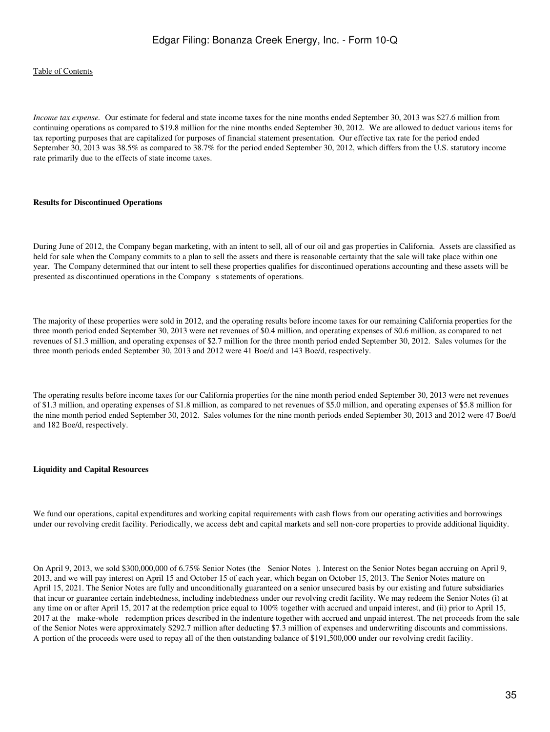*Income tax expense.* Our estimate for federal and state income taxes for the nine months ended September 30, 2013 was $27.6 million from continuing operations as compared to $19.8 million for the nine months ended September 30, 2012. We are allowed to deduct various items for tax reporting purposes that are capitalized for purposes of financial statement presentation. Our effective tax rate for the period ended September 30, 2013 was 38.5% as compared to 38.7% for the period ended September 30, 2012, which differs from the U.S. statutory income rate primarily due to the effects of state income taxes.

**Results for Discontinued Operations**

During June of 2012, the Company began marketing, with an intent to sell, all of our oil and gas properties in California. Assets are classified as held for sale when the Company commits to a plan to sell the assets and there is reasonable certainty that the sale will take place within one year. The Company determined that our intent to sell these properties qualifies for discontinued operations accounting and these assets will be presented as discontinued operations in the Company s statements of operations.

The majority of these properties were sold in 2012, and the operating results before income taxes for our remaining California properties for the three month period ended September 30, 2013 were net revenues of $0.4 million, and operating expenses of $0.6 million, as compared to net revenues of $1.3 million, and operating expenses of $2.7 million for the three month period ended September 30, 2012. Sales volumes for the three month periods ended September 30, 2013 and 2012 were 41 Boe/d and 143 Boe/d, respectively.

The operating results before income taxes for our California properties for the nine month period ended September 30, 2013 were net revenues of $1.3 million, and operating expenses of $1.8 million, as compared to net revenues of $5.0 million, and operating expenses of $5.8 million for the nine month period ended September 30, 2012. Sales volumes for the nine month periods ended September 30, 2013 and 2012 were 47 Boe/d and 182 Boe/d, respectively.

**Liquidity and Capital Resources**

We fund our operations, capital expenditures and working capital requirements with cash flows from our operating activities and borrowings under our revolving credit facility. Periodically, we access debt and capital markets and sell non-core properties to provide additional liquidity.

On April 9, 2013, we sold $300,000,000 of 6.75% Senior Notes (the Senior Notes ). Interest on the Senior Notes began accruing on April 9, 2013, and we will pay interest on April 15 and October 15 of each year, which began on October 15, 2013. The Senior Notes mature on April 15, 2021. The Senior Notes are fully and unconditionally guaranteed on a senior unsecured basis by our existing and future subsidiaries that incur or guarantee certain indebtedness, including indebtedness under our revolving credit facility. We may redeem the Senior Notes (i) at any time on or after April 15, 2017 at the redemption price equal to 100% together with accrued and unpaid interest, and (ii) prior to April 15, 2017 at the make-whole redemption prices described in the indenture together with accrued and unpaid interest. The net proceeds from the sale of the Senior Notes were approximately $292.7 million after deducting $7.3 million of expenses and underwriting discounts and commissions. A portion of the proceeds were used to repay all of the then outstanding balance of $191,500,000 under our revolving credit facility.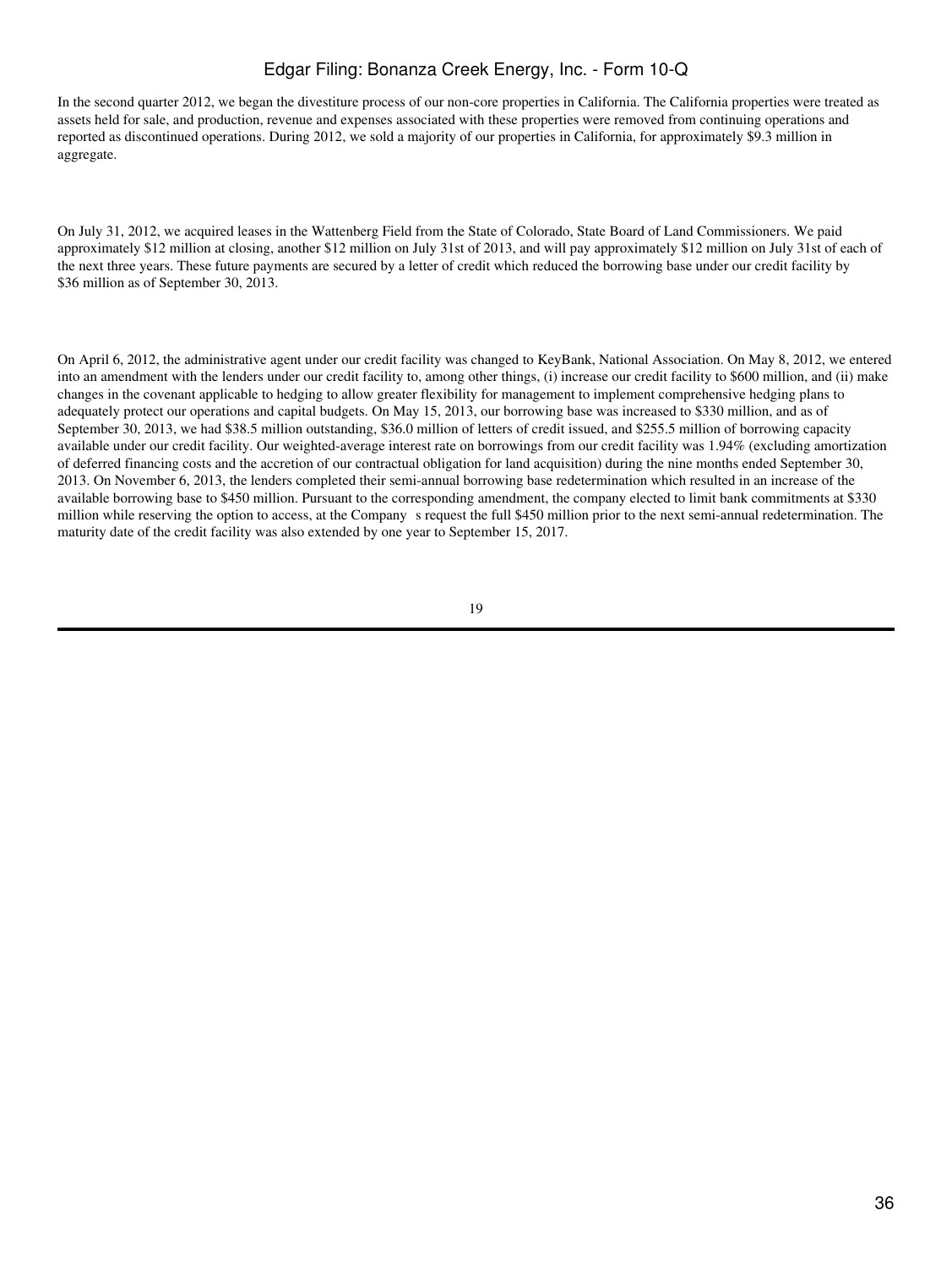In the second quarter 2012, we began the divestiture process of our non-core properties in California. The California properties were treated as assets held for sale, and production, revenue and expenses associated with these properties were removed from continuing operations and reported as discontinued operations. During 2012, we sold a majority of our properties in California, for approximately $9.3 million in aggregate.

On July 31, 2012, we acquired leases in the Wattenberg Field from the State of Colorado, State Board of Land Commissioners. We paid approximately $12 million at closing, another $12 million on July 31st of 2013, and will pay approximately $12 million on July 31st of each of the next three years. These future payments are secured by a letter of credit which reduced the borrowing base under our credit facility by $36 million as of September 30, 2013.

On April 6, 2012, the administrative agent under our credit facility was changed to KeyBank, National Association. On May 8, 2012, we entered into an amendment with the lenders under our credit facility to, among other things, (i) increase our credit facility to $600 million, and (ii) make changes in the covenant applicable to hedging to allow greater flexibility for management to implement comprehensive hedging plans to adequately protect our operations and capital budgets. On May 15, 2013, our borrowing base was increased to $330 million, and as of September 30, 2013, we had $38.5 million outstanding, $36.0 million of letters of credit issued, and $255.5 million of borrowing capacity available under our credit facility. Our weighted-average interest rate on borrowings from our credit facility was 1.94% (excluding amortization of deferred financing costs and the accretion of our contractual obligation for land acquisition) during the nine months ended September 30, 2013. On November 6, 2013, the lenders completed their semi-annual borrowing base redetermination which resulted in an increase of the available borrowing base to $450 million. Pursuant to the corresponding amendment, the company elected to limit bank commitments at $330 million while reserving the option to access, at the Company s request the full $450 million prior to the next semi-annual redetermination. The maturity date of the credit facility was also extended by one year to September 15, 2017.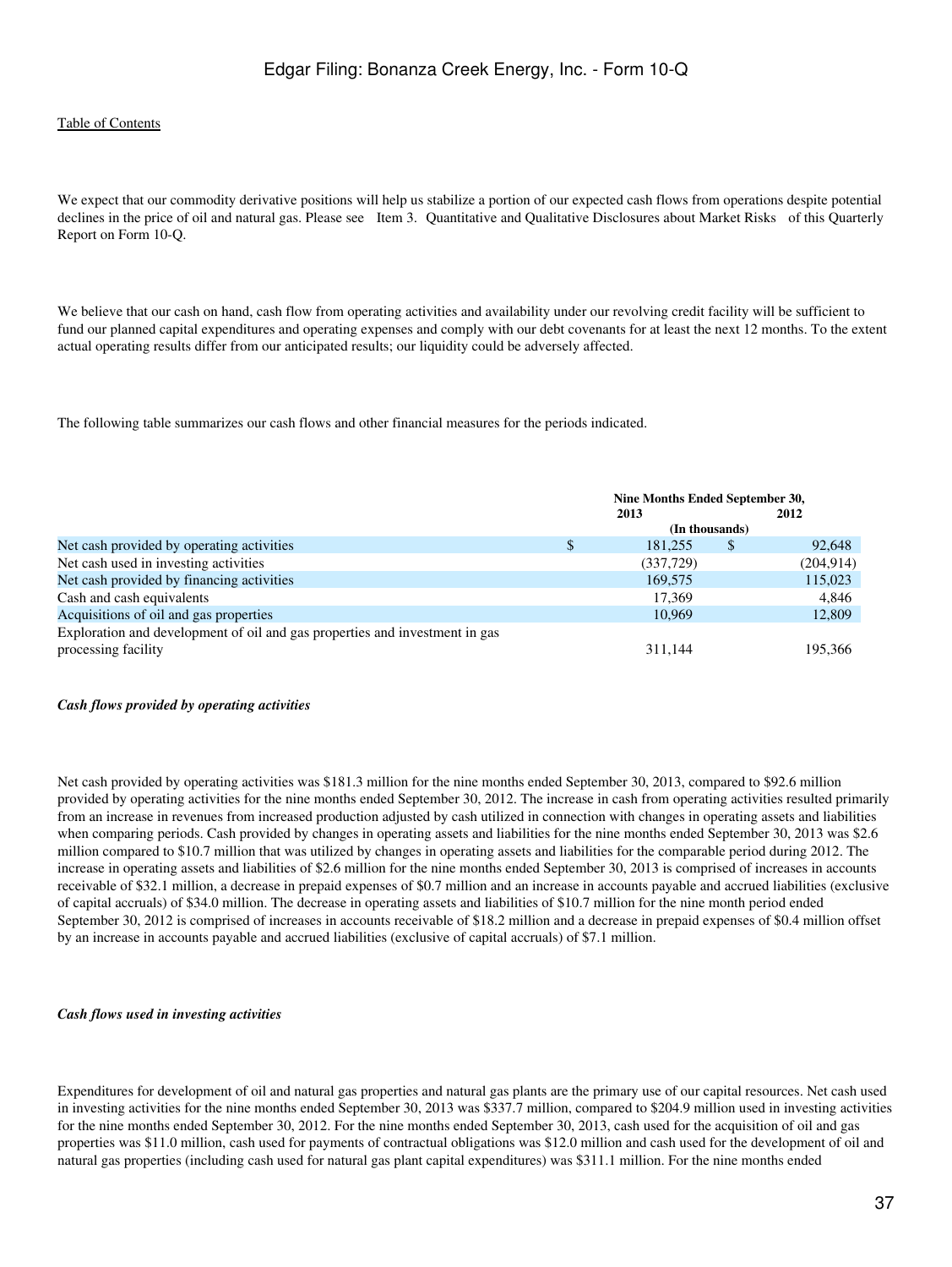We expect that our commodity derivative positions will help us stabilize a portion of our expected cash flows from operations despite potential declines in the price of oil and natural gas. Please see Item 3. Quantitative and Qualitative Disclosures about Market Risks of this Quarterly Report on Form 10-Q.

We believe that our cash on hand, cash flow from operating activities and availability under our revolving credit facility will be sufficient to fund our planned capital expenditures and operating expenses and comply with our debt covenants for at least the next 12 months. To the extent actual operating results differ from our anticipated results; our liquidity could be adversely affected.

The following table summarizes our cash flows and other financial measures for the periods indicated.

| | Nine Months Ended September 30, | |
|---|---|---|
| | 2013 | 2012 |
| | (In thousands) | |
| Net cash provided by operating activities | $ 181,255 | $ 92,648 |
| Net cash used in investing activities | (337,729) | (204,914) |
| Net cash provided by financing activities | 169,575 | 115,023 |
| Cash and cash equivalents | 17,369 | 4,846 |
| Acquisitions of oil and gas properties | 10,969 | 12,809 |
| Exploration and development of oil and gas properties and investment in gas processing facility | 311,144 | 195,366 |

***Cash flows provided by operating activities***

Net cash provided by operating activities was $181.3 million for the nine months ended September 30, 2013, compared to $92.6 million provided by operating activities for the nine months ended September 30, 2012. The increase in cash from operating activities resulted primarily from an increase in revenues from increased production adjusted by cash utilized in connection with changes in operating assets and liabilities when comparing periods. Cash provided by changes in operating assets and liabilities for the nine months ended September 30, 2013 was $2.6 million compared to $10.7 million that was utilized by changes in operating assets and liabilities for the comparable period during 2012. The increase in operating assets and liabilities of $2.6 million for the nine months ended September 30, 2013 is comprised of increases in accounts receivable of $32.1 million, a decrease in prepaid expenses of $0.7 million and an increase in accounts payable and accrued liabilities (exclusive of capital accruals) of $34.0 million. The decrease in operating assets and liabilities of $10.7 million for the nine month period ended September 30, 2012 is comprised of increases in accounts receivable of $18.2 million and a decrease in prepaid expenses of $0.4 million offset by an increase in accounts payable and accrued liabilities (exclusive of capital accruals) of $7.1 million.

***Cash flows used in investing activities***

Expenditures for development of oil and natural gas properties and natural gas plants are the primary use of our capital resources. Net cash used in investing activities for the nine months ended September 30, 2013 was $337.7 million, compared to $204.9 million used in investing activities for the nine months ended September 30, 2012. For the nine months ended September 30, 2013, cash used for the acquisition of oil and gas properties was $11.0 million, cash used for payments of contractual obligations was $12.0 million and cash used for the development of oil and natural gas properties (including cash used for natural gas plant capital expenditures) was $311.1 million. For the nine months ended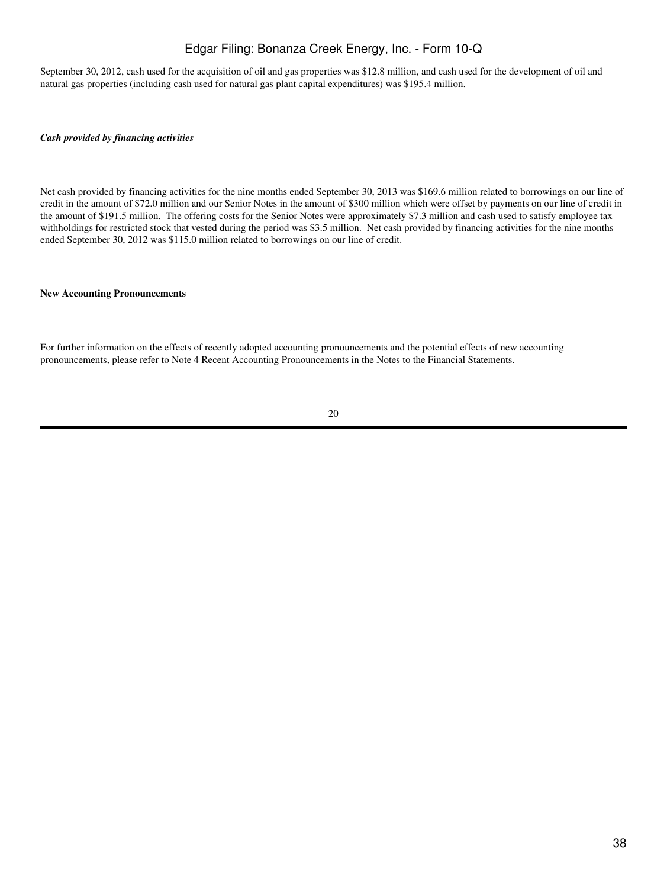September 30, 2012, cash used for the acquisition of oil and gas properties was $12.8 million, and cash used for the development of oil and natural gas properties (including cash used for natural gas plant capital expenditures) was $195.4 million.

***Cash provided by financing activities***

Net cash provided by financing activities for the nine months ended September 30, 2013 was $169.6 million related to borrowings on our line of credit in the amount of $72.0 million and our Senior Notes in the amount of $300 million which were offset by payments on our line of credit in the amount of $191.5 million. The offering costs for the Senior Notes were approximately $7.3 million and cash used to satisfy employee tax withholdings for restricted stock that vested during the period was $3.5 million. Net cash provided by financing activities for the nine months ended September 30, 2012 was $115.0 million related to borrowings on our line of credit.

**New Accounting Pronouncements**

For further information on the effects of recently adopted accounting pronouncements and the potential effects of new accounting pronouncements, please refer to Note 4 Recent Accounting Pronouncements in the Notes to the Financial Statements.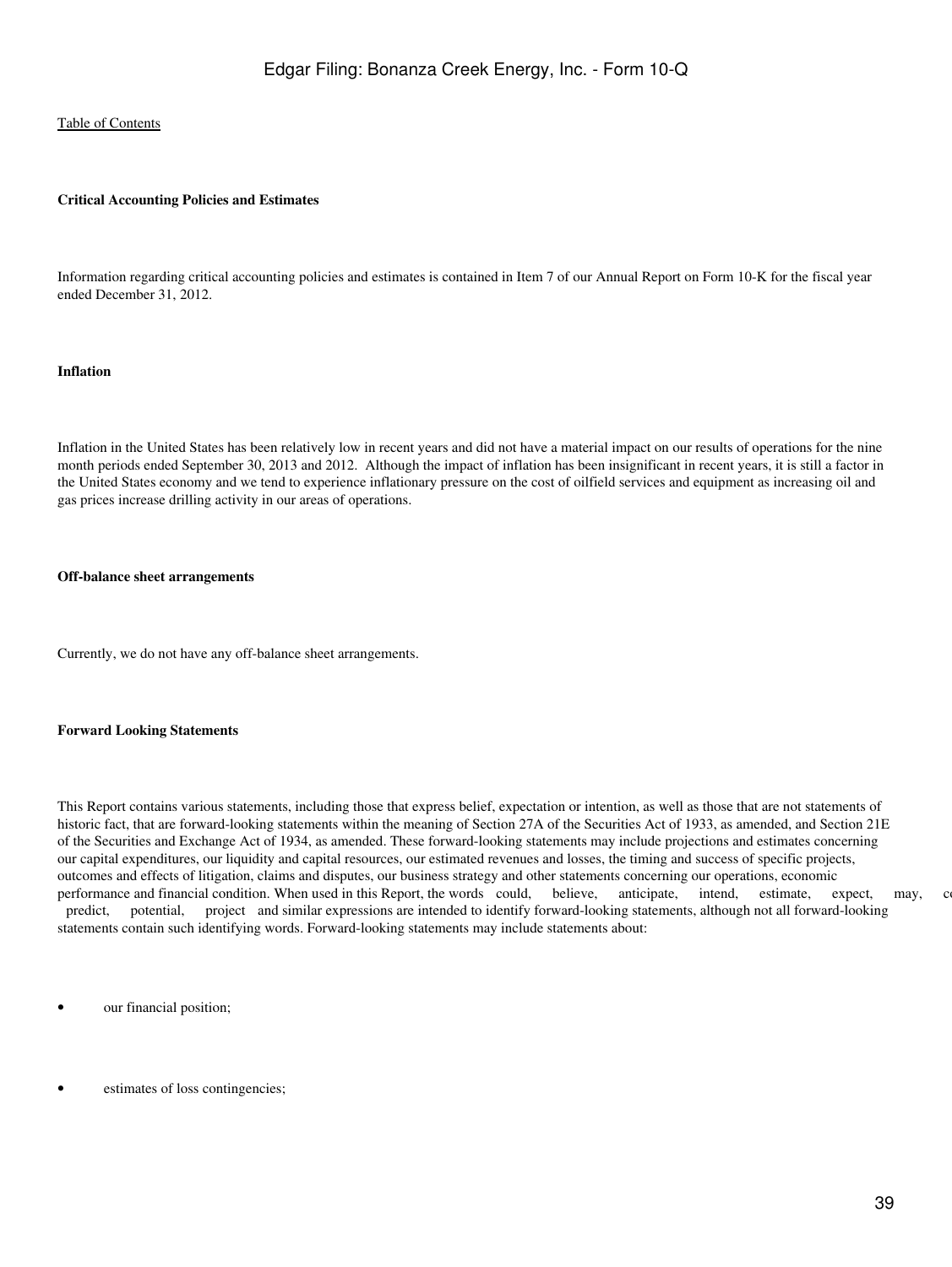**Critical Accounting Policies and Estimates**

Information regarding critical accounting policies and estimates is contained in Item 7 of our Annual Report on Form 10-K for the fiscal year ended December 31, 2012.

**Inflation**

Inflation in the United States has been relatively low in recent years and did not have a material impact on our results of operations for the nine month periods ended September 30, 2013 and 2012. Although the impact of inflation has been insignificant in recent years, it is still a factor in the United States economy and we tend to experience inflationary pressure on the cost of oilfield services and equipment as increasing oil and gas prices increase drilling activity in our areas of operations.

**Off-balance sheet arrangements**

Currently, we do not have any off-balance sheet arrangements.

**Forward Looking Statements**

This Report contains various statements, including those that express belief, expectation or intention, as well as those that are not statements of historic fact, that are forward-looking statements within the meaning of Section 27A of the Securities Act of 1933, as amended, and Section 21E of the Securities and Exchange Act of 1934, as amended. These forward-looking statements may include projections and estimates concerning our capital expenditures, our liquidity and capital resources, our estimated revenues and losses, the timing and success of specific projects, outcomes and effects of litigation, claims and disputes, our business strategy and other statements concerning our operations, economic performance and financial condition. When used in this Report, the words could, believe, anticipate, intend, estimate, expect, may, c predict, potential, project and similar expressions are intended to identify forward-looking statements, although not all forward-looking statements contain such identifying words. Forward-looking statements may include statements about:

- our financial position;
- estimates of loss contingencies;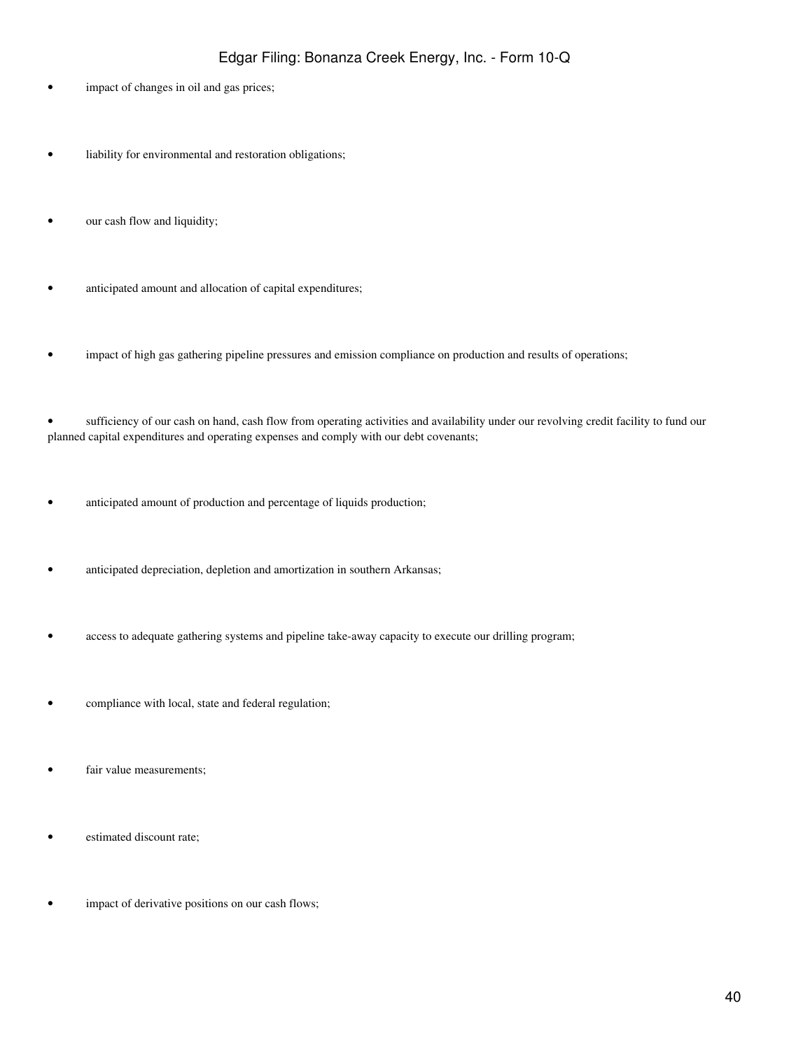- impact of changes in oil and gas prices;
- liability for environmental and restoration obligations;
- our cash flow and liquidity;
- anticipated amount and allocation of capital expenditures;
- impact of high gas gathering pipeline pressures and emission compliance on production and results of operations;
- sufficiency of our cash on hand, cash flow from operating activities and availability under our revolving credit facility to fund our planned capital expenditures and operating expenses and comply with our debt covenants;
- anticipated amount of production and percentage of liquids production;
- anticipated depreciation, depletion and amortization in southern Arkansas;
- access to adequate gathering systems and pipeline take-away capacity to execute our drilling program;
- compliance with local, state and federal regulation;
- fair value measurements;
- estimated discount rate;
- impact of derivative positions on our cash flows;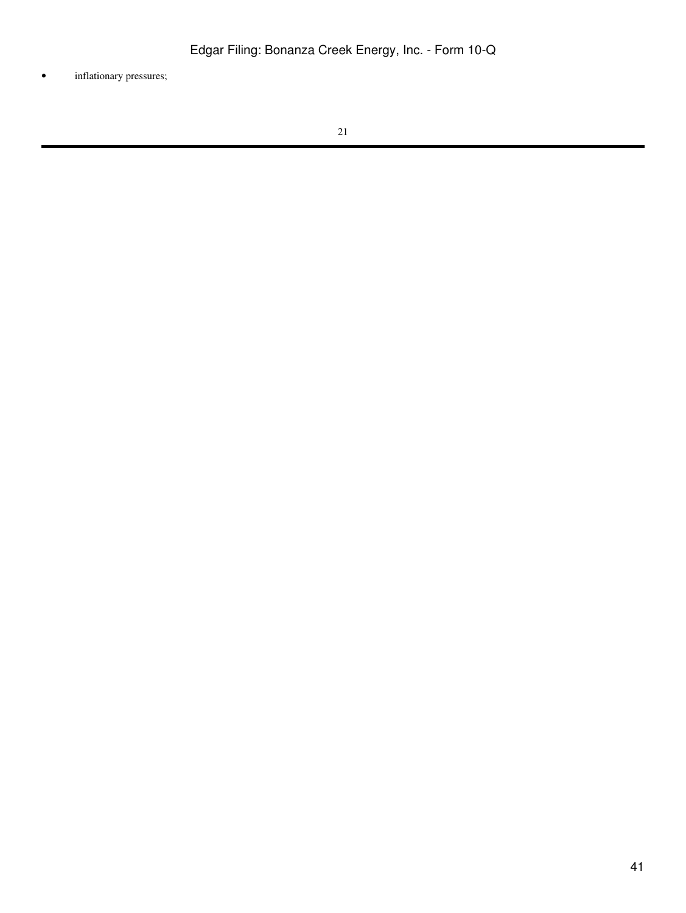- inflationary pressures;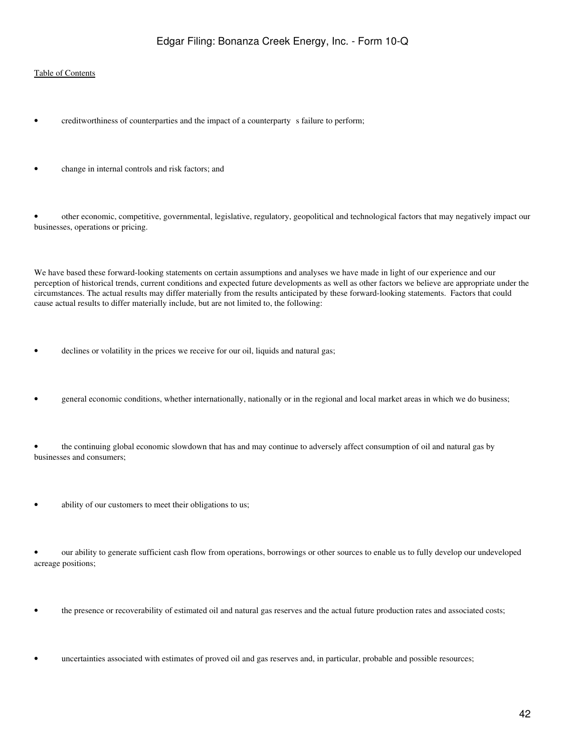- creditworthiness of counterparties and the impact of a counterparty s failure to perform;

- change in internal controls and risk factors; and

- other economic, competitive, governmental, legislative, regulatory, geopolitical and technological factors that may negatively impact our businesses, operations or pricing.

We have based these forward-looking statements on certain assumptions and analyses we have made in light of our experience and our perception of historical trends, current conditions and expected future developments as well as other factors we believe are appropriate under the circumstances. The actual results may differ materially from the results anticipated by these forward-looking statements. Factors that could cause actual results to differ materially include, but are not limited to, the following:

- declines or volatility in the prices we receive for our oil, liquids and natural gas;

- general economic conditions, whether internationally, nationally or in the regional and local market areas in which we do business;

- the continuing global economic slowdown that has and may continue to adversely affect consumption of oil and natural gas by businesses and consumers;

- ability of our customers to meet their obligations to us;

- our ability to generate sufficient cash flow from operations, borrowings or other sources to enable us to fully develop our undeveloped acreage positions;

- the presence or recoverability of estimated oil and natural gas reserves and the actual future production rates and associated costs;

- uncertainties associated with estimates of proved oil and gas reserves and, in particular, probable and possible resources;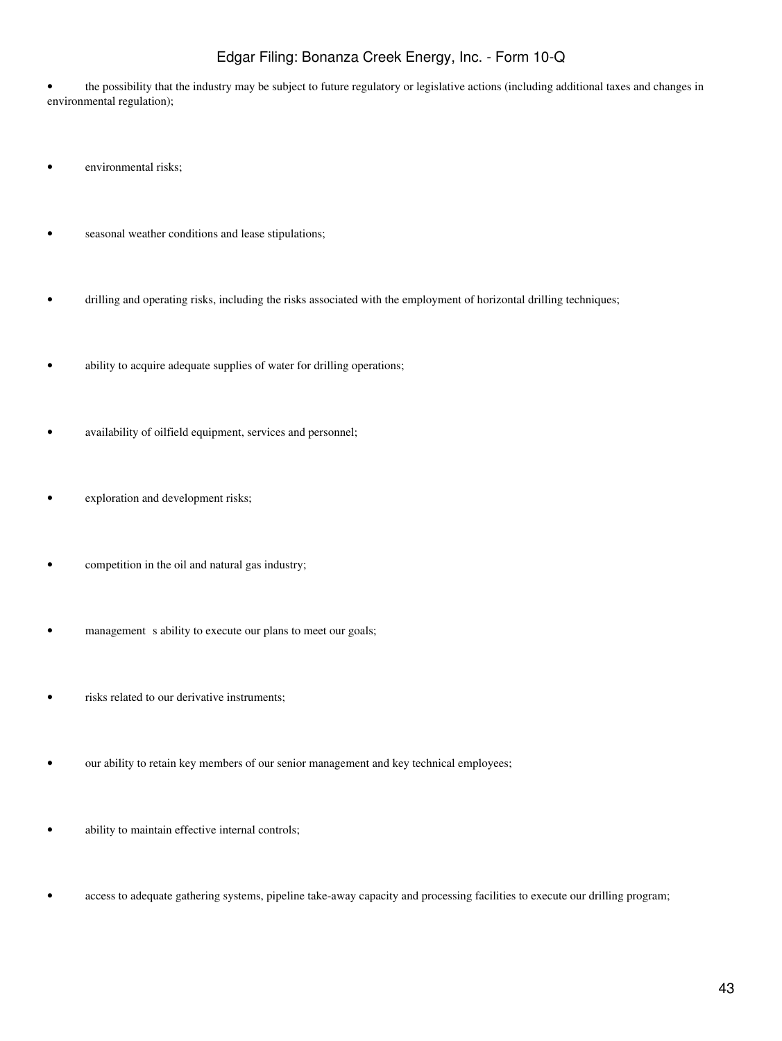- the possibility that the industry may be subject to future regulatory or legislative actions (including additional taxes and changes in environmental regulation);
- environmental risks;
- seasonal weather conditions and lease stipulations;
- drilling and operating risks, including the risks associated with the employment of horizontal drilling techniques;
- ability to acquire adequate supplies of water for drilling operations;
- availability of oilfield equipment, services and personnel;
- exploration and development risks;
- competition in the oil and natural gas industry;
- management s ability to execute our plans to meet our goals;
- risks related to our derivative instruments;
- our ability to retain key members of our senior management and key technical employees;
- ability to maintain effective internal controls;
- access to adequate gathering systems, pipeline take-away capacity and processing facilities to execute our drilling program;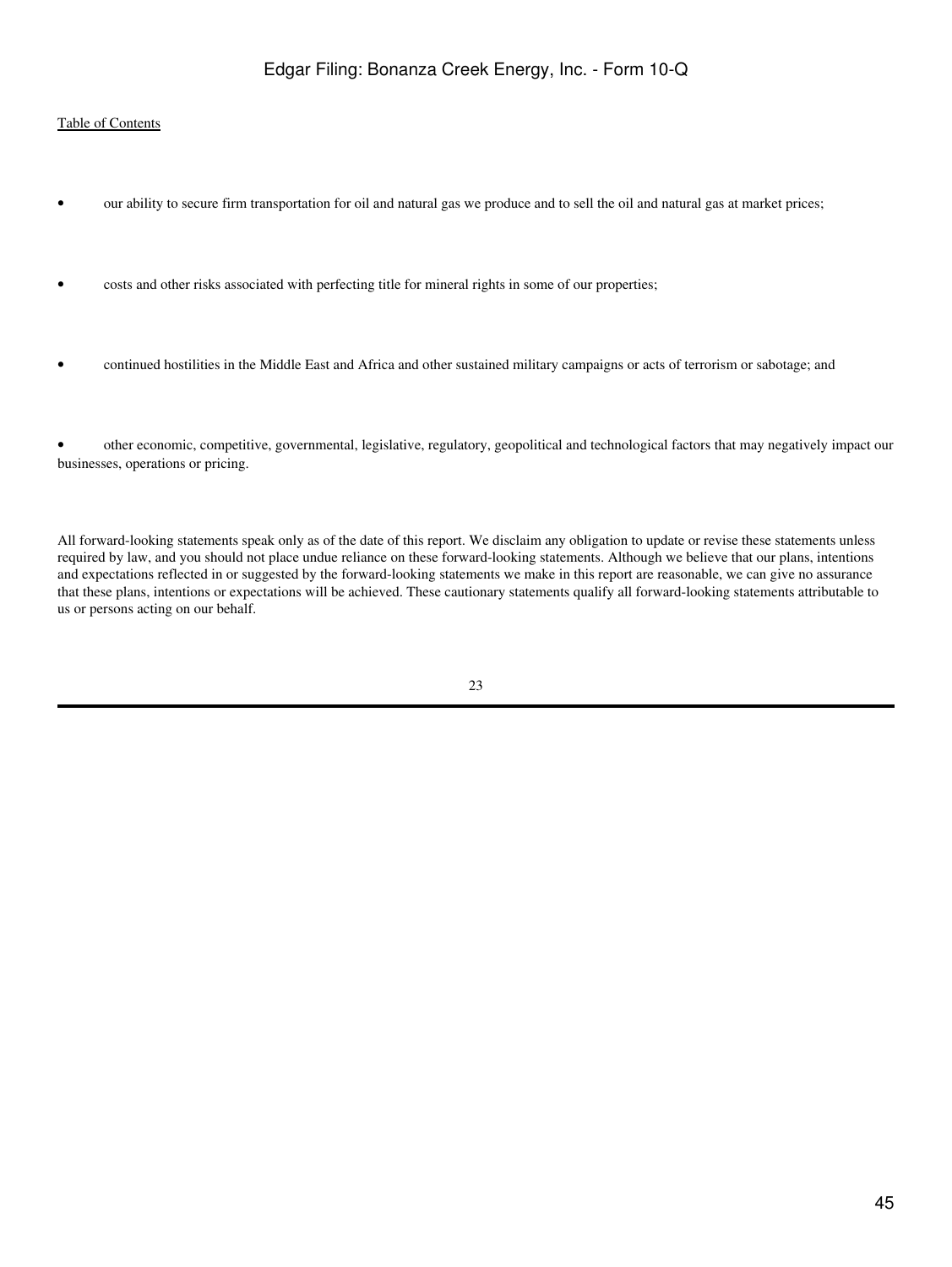- our ability to secure firm transportation for oil and natural gas we produce and to sell the oil and natural gas at market prices;

- costs and other risks associated with perfecting title for mineral rights in some of our properties;

- continued hostilities in the Middle East and Africa and other sustained military campaigns or acts of terrorism or sabotage; and

- other economic, competitive, governmental, legislative, regulatory, geopolitical and technological factors that may negatively impact our businesses, operations or pricing.

All forward-looking statements speak only as of the date of this report. We disclaim any obligation to update or revise these statements unless required by law, and you should not place undue reliance on these forward-looking statements. Although we believe that our plans, intentions and expectations reflected in or suggested by the forward-looking statements we make in this report are reasonable, we can give no assurance that these plans, intentions or expectations will be achieved. These cautionary statements qualify all forward-looking statements attributable to us or persons acting on our behalf.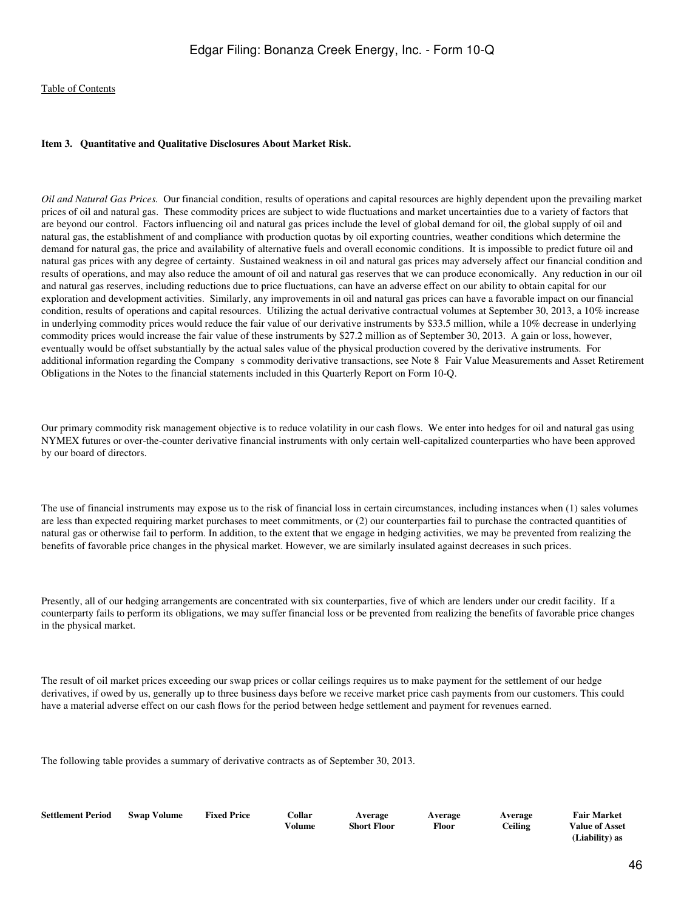[Table of Contents](#)

**Item 3. Quantitative and Qualitative Disclosures About Market Risk.**

*Oil and Natural Gas Prices.* Our financial condition, results of operations and capital resources are highly dependent upon the prevailing market prices of oil and natural gas. These commodity prices are subject to wide fluctuations and market uncertainties due to a variety of factors that are beyond our control. Factors influencing oil and natural gas prices include the level of global demand for oil, the global supply of oil and natural gas, the establishment of and compliance with production quotas by oil exporting countries, weather conditions which determine the demand for natural gas, the price and availability of alternative fuels and overall economic conditions. It is impossible to predict future oil and natural gas prices with any degree of certainty. Sustained weakness in oil and natural gas prices may adversely affect our financial condition and results of operations, and may also reduce the amount of oil and natural gas reserves that we can produce economically. Any reduction in our oil and natural gas reserves, including reductions due to price fluctuations, can have an adverse effect on our ability to obtain capital for our exploration and development activities. Similarly, any improvements in oil and natural gas prices can have a favorable impact on our financial condition, results of operations and capital resources. Utilizing the actual derivative contractual volumes at September 30, 2013, a 10% increase in underlying commodity prices would reduce the fair value of our derivative instruments by $33.5 million, while a 10% decrease in underlying commodity prices would increase the fair value of these instruments by $27.2 million as of September 30, 2013. A gain or loss, however, eventually would be offset substantially by the actual sales value of the physical production covered by the derivative instruments. For additional information regarding the Company s commodity derivative transactions, see Note 8 Fair Value Measurements and Asset Retirement Obligations in the Notes to the financial statements included in this Quarterly Report on Form 10-Q.

Our primary commodity risk management objective is to reduce volatility in our cash flows. We enter into hedges for oil and natural gas using NYMEX futures or over-the-counter derivative financial instruments with only certain well-capitalized counterparties who have been approved by our board of directors.

The use of financial instruments may expose us to the risk of financial loss in certain circumstances, including instances when (1) sales volumes are less than expected requiring market purchases to meet commitments, or (2) our counterparties fail to purchase the contracted quantities of natural gas or otherwise fail to perform. In addition, to the extent that we engage in hedging activities, we may be prevented from realizing the benefits of favorable price changes in the physical market. However, we are similarly insulated against decreases in such prices.

Presently, all of our hedging arrangements are concentrated with six counterparties, five of which are lenders under our credit facility. If a counterparty fails to perform its obligations, we may suffer financial loss or be prevented from realizing the benefits of favorable price changes in the physical market.

The result of oil market prices exceeding our swap prices or collar ceilings requires us to make payment for the settlement of our hedge derivatives, if owed by us, generally up to three business days before we receive market price cash payments from our customers. This could have a material adverse effect on our cash flows for the period between hedge settlement and payment for revenues earned.

The following table provides a summary of derivative contracts as of September 30, 2013.

| Settlement Period | Swap Volume | Fixed Price | Collar Volume | Average Short Floor | Average Floor | Average Ceiling | Fair Market Value of Asset (Liability) as |
|---|---|---|---|---|---|---|---|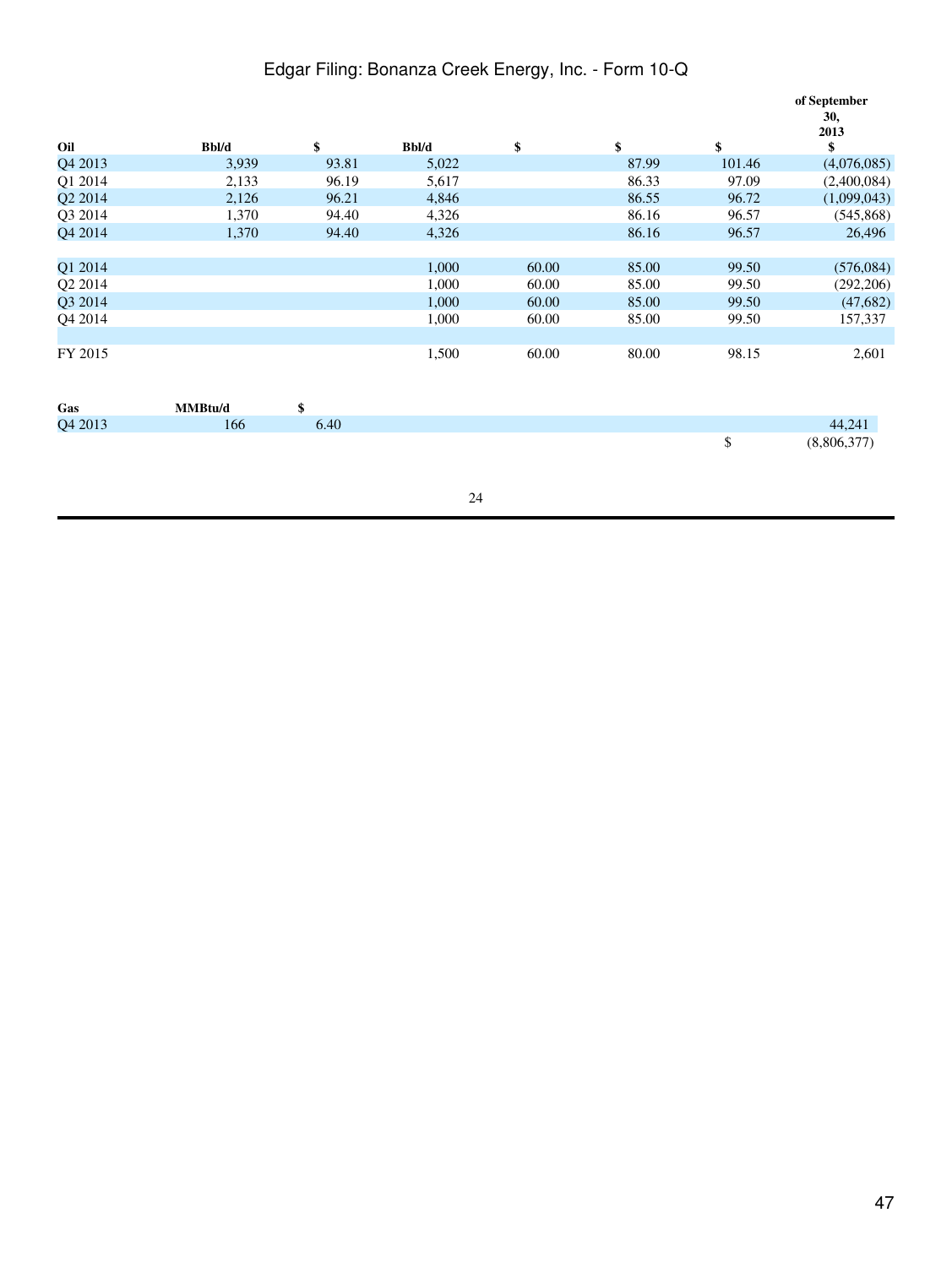| Oil | Bbl/d | $ | Bbl/d | $ | $ | $ | of September 30, 2013 $ |
|---|---|---|---|---|---|---|---|
| Q4 2013 | 3,939 | 93.81 | 5,022 | | 87.99 | 101.46 | (4,076,085) |
| Q1 2014 | 2,133 | 96.19 | 5,617 | | 86.33 | 97.09 | (2,400,084) |
| Q2 2014 | 2,126 | 96.21 | 4,846 | | 86.55 | 96.72 | (1,099,043) |
| Q3 2014 | 1,370 | 94.40 | 4,326 | | 86.16 | 96.57 | (545,868) |
| Q4 2014 | 1,370 | 94.40 | 4,326 | | 86.16 | 96.57 | 26,496 |
| | | | | | | | |
| Q1 2014 | | | 1,000 | 60.00 | 85.00 | 99.50 | (576,084) |
| Q2 2014 | | | 1,000 | 60.00 | 85.00 | 99.50 | (292,206) |
| Q3 2014 | | | 1,000 | 60.00 | 85.00 | 99.50 | (47,682) |
| Q4 2014 | | | 1,000 | 60.00 | 85.00 | 99.50 | 157,337 |
| | | | | | | | |
| FY 2015 | | | 1,500 | 60.00 | 80.00 | 98.15 | 2,601 |
| | | | | | | | |
| **Gas** | **MMBtu/d** | **$** | | | | | |
| Q4 2013 | 166 | 6.40 | | | | | 44,241 |
| | | | | | | $ | (8,806,377) |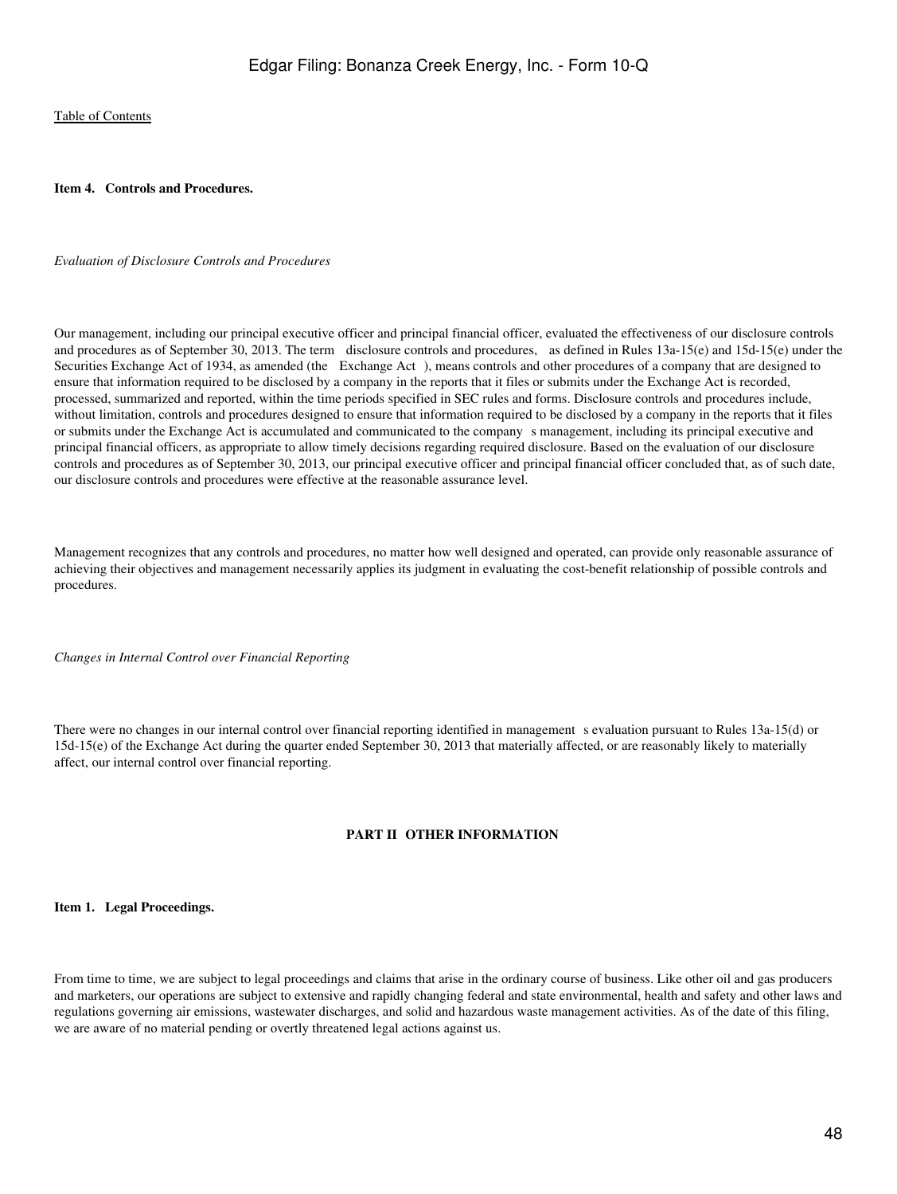[Table of Contents](#)

**Item 4. Controls and Procedures.**

*Evaluation of Disclosure Controls and Procedures*

Our management, including our principal executive officer and principal financial officer, evaluated the effectiveness of our disclosure controls and procedures as of September 30, 2013. The term disclosure controls and procedures, as defined in Rules 13a-15(e) and 15d-15(e) under the Securities Exchange Act of 1934, as amended (the Exchange Act ), means controls and other procedures of a company that are designed to ensure that information required to be disclosed by a company in the reports that it files or submits under the Exchange Act is recorded, processed, summarized and reported, within the time periods specified in SEC rules and forms. Disclosure controls and procedures include, without limitation, controls and procedures designed to ensure that information required to be disclosed by a company in the reports that it files or submits under the Exchange Act is accumulated and communicated to the company s management, including its principal executive and principal financial officers, as appropriate to allow timely decisions regarding required disclosure. Based on the evaluation of our disclosure controls and procedures as of September 30, 2013, our principal executive officer and principal financial officer concluded that, as of such date, our disclosure controls and procedures were effective at the reasonable assurance level.

Management recognizes that any controls and procedures, no matter how well designed and operated, can provide only reasonable assurance of achieving their objectives and management necessarily applies its judgment in evaluating the cost-benefit relationship of possible controls and procedures.

*Changes in Internal Control over Financial Reporting*

There were no changes in our internal control over financial reporting identified in management s evaluation pursuant to Rules 13a-15(d) or 15d-15(e) of the Exchange Act during the quarter ended September 30, 2013 that materially affected, or are reasonably likely to materially affect, our internal control over financial reporting.

## PART II OTHER INFORMATION

**Item 1. Legal Proceedings.**

From time to time, we are subject to legal proceedings and claims that arise in the ordinary course of business. Like other oil and gas producers and marketers, our operations are subject to extensive and rapidly changing federal and state environmental, health and safety and other laws and regulations governing air emissions, wastewater discharges, and solid and hazardous waste management activities. As of the date of this filing, we are aware of no material pending or overtly threatened legal actions against us.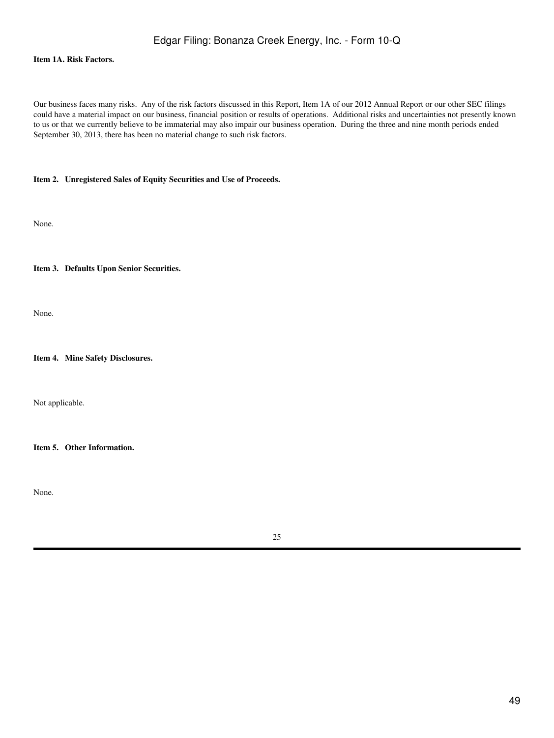**Item 1A. Risk Factors.**

Our business faces many risks. Any of the risk factors discussed in this Report, Item 1A of our 2012 Annual Report or our other SEC filings could have a material impact on our business, financial position or results of operations. Additional risks and uncertainties not presently known to us or that we currently believe to be immaterial may also impair our business operation. During the three and nine month periods ended September 30, 2013, there has been no material change to such risk factors.

**Item 2. Unregistered Sales of Equity Securities and Use of Proceeds.**

None.

**Item 3. Defaults Upon Senior Securities.**

None.

**Item 4. Mine Safety Disclosures.**

Not applicable.

**Item 5. Other Information.**

None.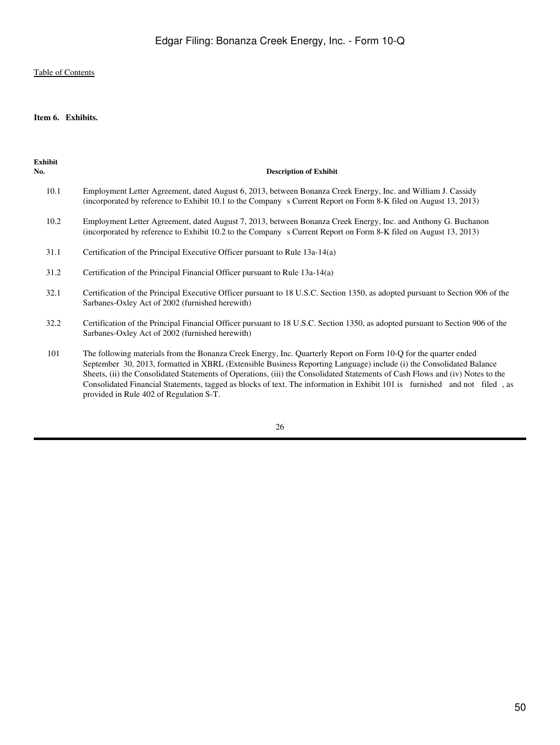[Table of Contents](#)

**Item 6. Exhibits.**

| Exhibit No. | Description of Exhibit |
| --- | --- |
| 10.1 | Employment Letter Agreement, dated August 6, 2013, between Bonanza Creek Energy, Inc. and William J. Cassidy (incorporated by reference to Exhibit 10.1 to the Company s Current Report on Form 8-K filed on August 13, 2013) |
| 10.2 | Employment Letter Agreement, dated August 7, 2013, between Bonanza Creek Energy, Inc. and Anthony G. Buchanon (incorporated by reference to Exhibit 10.2 to the Company s Current Report on Form 8-K filed on August 13, 2013) |
| 31.1 | Certification of the Principal Executive Officer pursuant to Rule 13a-14(a) |
| 31.2 | Certification of the Principal Financial Officer pursuant to Rule 13a-14(a) |
| 32.1 | Certification of the Principal Executive Officer pursuant to 18 U.S.C. Section 1350, as adopted pursuant to Section 906 of the Sarbanes-Oxley Act of 2002 (furnished herewith) |
| 32.2 | Certification of the Principal Financial Officer pursuant to 18 U.S.C. Section 1350, as adopted pursuant to Section 906 of the Sarbanes-Oxley Act of 2002 (furnished herewith) |
| 101 | The following materials from the Bonanza Creek Energy, Inc. Quarterly Report on Form 10-Q for the quarter ended September 30, 2013, formatted in XBRL (Extensible Business Reporting Language) include (i) the Consolidated Balance Sheets, (ii) the Consolidated Statements of Operations, (iii) the Consolidated Statements of Cash Flows and (iv) Notes to the Consolidated Financial Statements, tagged as blocks of text. The information in Exhibit 101 is furnished and not filed , as provided in Rule 402 of Regulation S-T. |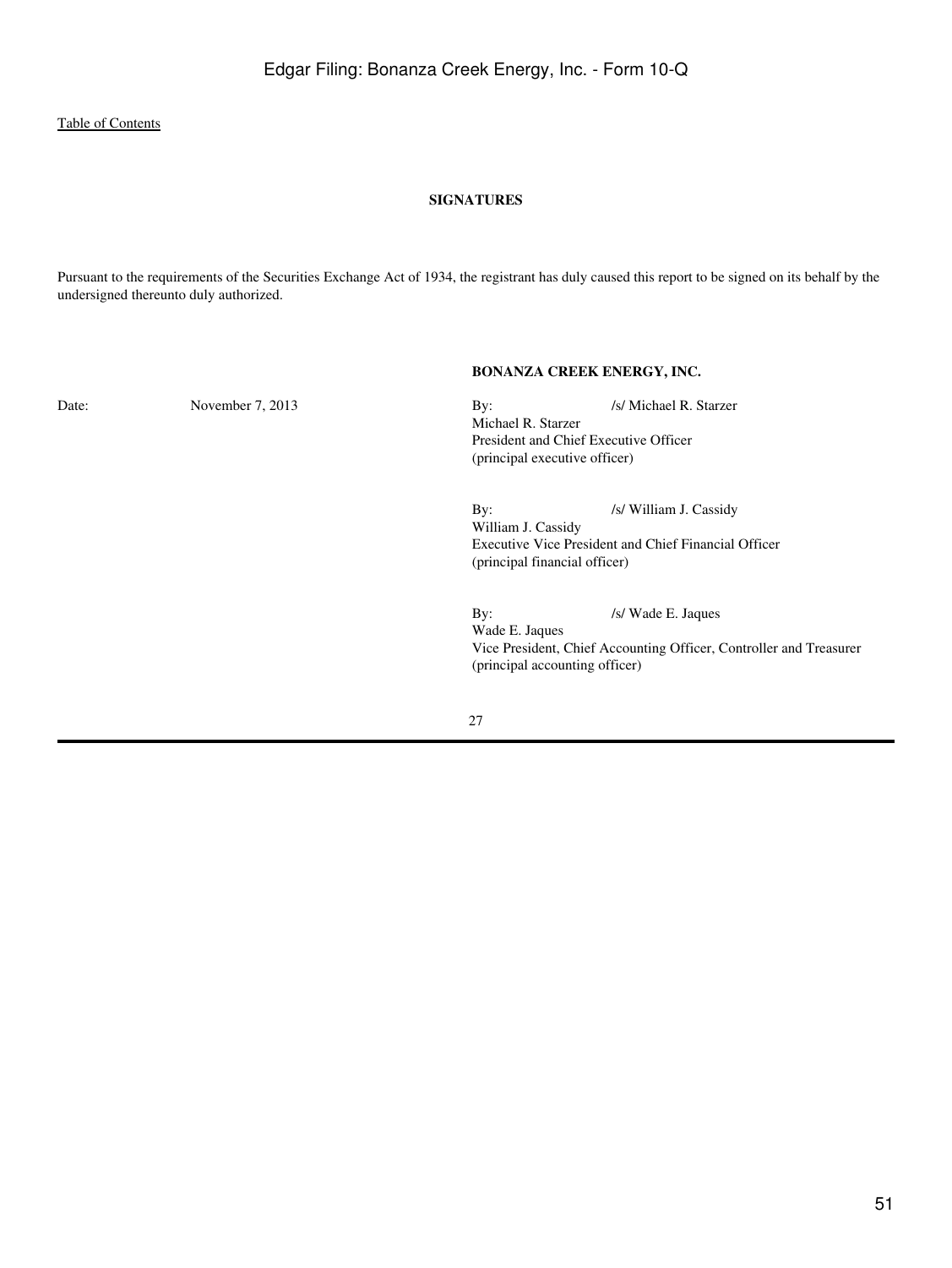## SIGNATURES

Pursuant to the requirements of the Securities Exchange Act of 1934, the registrant has duly caused this report to be signed on its behalf by the undersigned thereunto duly authorized.

**BONANZA CREEK ENERGY, INC.**

| | | | |
|---|---|---|---|
| Date: | November 7, 2013 | By: | /s/ Michael R. Starzer |
| | | Michael R. Starzer<br>President and Chief Executive Officer<br>(principal executive officer) | |
| | | By: | /s/ William J. Cassidy |
| | | William J. Cassidy<br>Executive Vice President and Chief Financial Officer<br>(principal financial officer) | |
| | | By: | /s/ Wade E. Jaques |
| | | Wade E. Jaques<br>Vice President, Chief Accounting Officer, Controller and Treasurer<br>(principal accounting officer) | |